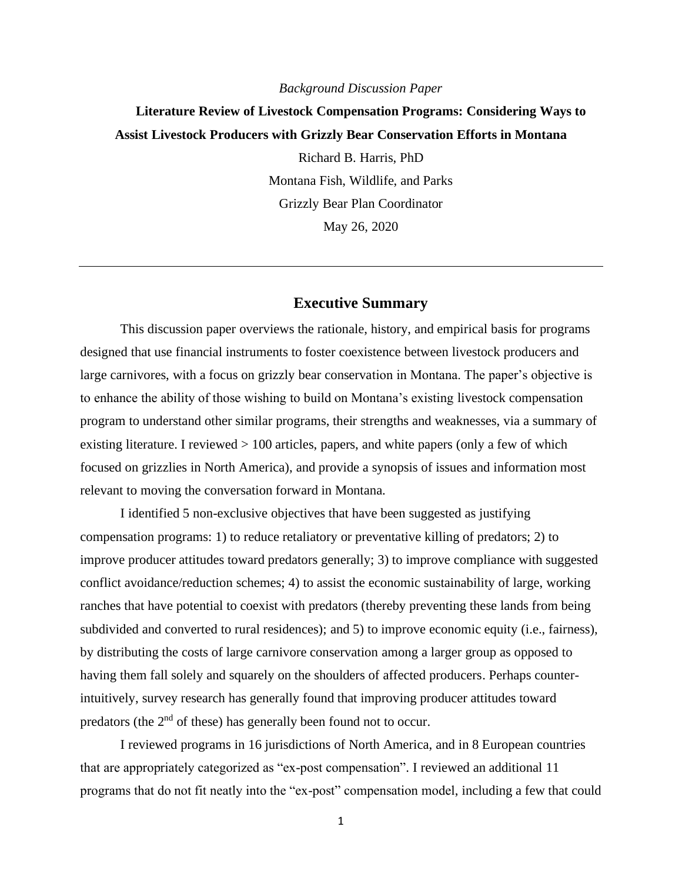*Background Discussion Paper*

# Literature Review of Livestock Compensation Programs: Considering Ways to Assist Livestock Producers with Grizzly Bear Conservation Efforts in Montana

Richard B. Harris, PhD

Montana Fish, Wildlife, and Parks

Grizzly Bear Plan Coordinator

May 26, 2020

---

## Executive Summary

This discussion paper overviews the rationale, history, and empirical basis for programs designed that use financial instruments to foster coexistence between livestock producers and large carnivores, with a focus on grizzly bear conservation in Montana. The paper's objective is to enhance the ability of those wishing to build on Montana's existing livestock compensation program to understand other similar programs, their strengths and weaknesses, via a summary of existing literature. I reviewed > 100 articles, papers, and white papers (only a few of which focused on grizzlies in North America), and provide a synopsis of issues and information most relevant to moving the conversation forward in Montana.

I identified 5 non-exclusive objectives that have been suggested as justifying compensation programs: 1) to reduce retaliatory or preventative killing of predators; 2) to improve producer attitudes toward predators generally; 3) to improve compliance with suggested conflict avoidance/reduction schemes; 4) to assist the economic sustainability of large, working ranches that have potential to coexist with predators (thereby preventing these lands from being subdivided and converted to rural residences); and 5) to improve economic equity (i.e., fairness), by distributing the costs of large carnivore conservation among a larger group as opposed to having them fall solely and squarely on the shoulders of affected producers. Perhaps counter-intuitively, survey research has generally found that improving producer attitudes toward predators (the 2nd of these) has generally been found not to occur.

I reviewed programs in 16 jurisdictions of North America, and in 8 European countries that are appropriately categorized as "ex-post compensation". I reviewed an additional 11 programs that do not fit neatly into the "ex-post" compensation model, including a few that could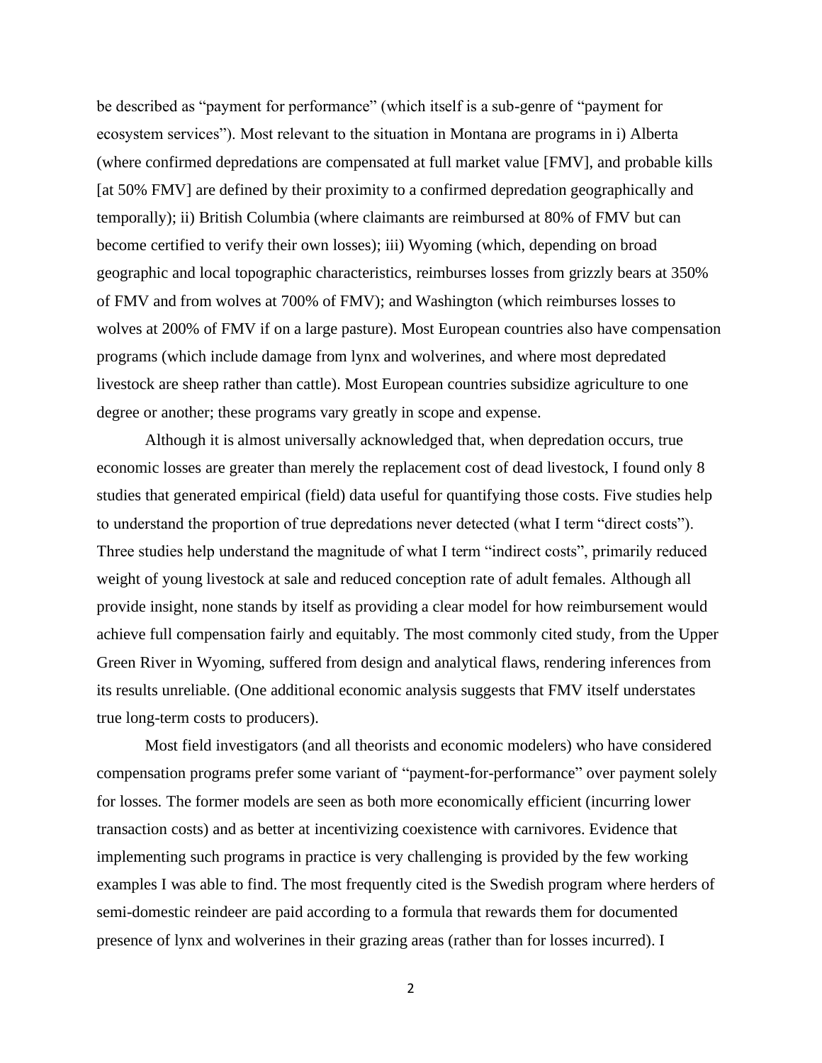be described as "payment for performance" (which itself is a sub-genre of "payment for ecosystem services"). Most relevant to the situation in Montana are programs in i) Alberta (where confirmed depredations are compensated at full market value [FMV], and probable kills [at 50% FMV] are defined by their proximity to a confirmed depredation geographically and temporally); ii) British Columbia (where claimants are reimbursed at 80% of FMV but can become certified to verify their own losses); iii) Wyoming (which, depending on broad geographic and local topographic characteristics, reimburses losses from grizzly bears at 350% of FMV and from wolves at 700% of FMV); and Washington (which reimburses losses to wolves at 200% of FMV if on a large pasture). Most European countries also have compensation programs (which include damage from lynx and wolverines, and where most depredated livestock are sheep rather than cattle). Most European countries subsidize agriculture to one degree or another; these programs vary greatly in scope and expense.

Although it is almost universally acknowledged that, when depredation occurs, true economic losses are greater than merely the replacement cost of dead livestock, I found only 8 studies that generated empirical (field) data useful for quantifying those costs. Five studies help to understand the proportion of true depredations never detected (what I term "direct costs"). Three studies help understand the magnitude of what I term "indirect costs", primarily reduced weight of young livestock at sale and reduced conception rate of adult females. Although all provide insight, none stands by itself as providing a clear model for how reimbursement would achieve full compensation fairly and equitably. The most commonly cited study, from the Upper Green River in Wyoming, suffered from design and analytical flaws, rendering inferences from its results unreliable. (One additional economic analysis suggests that FMV itself understates true long-term costs to producers).

Most field investigators (and all theorists and economic modelers) who have considered compensation programs prefer some variant of "payment-for-performance" over payment solely for losses. The former models are seen as both more economically efficient (incurring lower transaction costs) and as better at incentivizing coexistence with carnivores. Evidence that implementing such programs in practice is very challenging is provided by the few working examples I was able to find. The most frequently cited is the Swedish program where herders of semi-domestic reindeer are paid according to a formula that rewards them for documented presence of lynx and wolverines in their grazing areas (rather than for losses incurred). I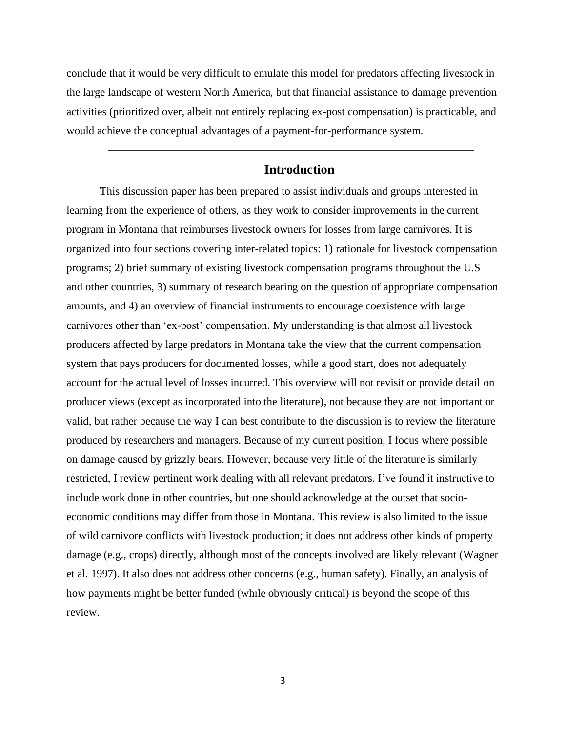conclude that it would be very difficult to emulate this model for predators affecting livestock in the large landscape of western North America, but that financial assistance to damage prevention activities (prioritized over, albeit not entirely replacing ex-post compensation) is practicable, and would achieve the conceptual advantages of a payment-for-performance system.

---

## Introduction

This discussion paper has been prepared to assist individuals and groups interested in learning from the experience of others, as they work to consider improvements in the current program in Montana that reimburses livestock owners for losses from large carnivores. It is organized into four sections covering inter-related topics: 1) rationale for livestock compensation programs; 2) brief summary of existing livestock compensation programs throughout the U.S and other countries, 3) summary of research bearing on the question of appropriate compensation amounts, and 4) an overview of financial instruments to encourage coexistence with large carnivores other than 'ex-post' compensation. My understanding is that almost all livestock producers affected by large predators in Montana take the view that the current compensation system that pays producers for documented losses, while a good start, does not adequately account for the actual level of losses incurred. This overview will not revisit or provide detail on producer views (except as incorporated into the literature), not because they are not important or valid, but rather because the way I can best contribute to the discussion is to review the literature produced by researchers and managers. Because of my current position, I focus where possible on damage caused by grizzly bears. However, because very little of the literature is similarly restricted, I review pertinent work dealing with all relevant predators. I've found it instructive to include work done in other countries, but one should acknowledge at the outset that socio-economic conditions may differ from those in Montana. This review is also limited to the issue of wild carnivore conflicts with livestock production; it does not address other kinds of property damage (e.g., crops) directly, although most of the concepts involved are likely relevant (Wagner et al. 1997). It also does not address other concerns (e.g., human safety). Finally, an analysis of how payments might be better funded (while obviously critical) is beyond the scope of this review.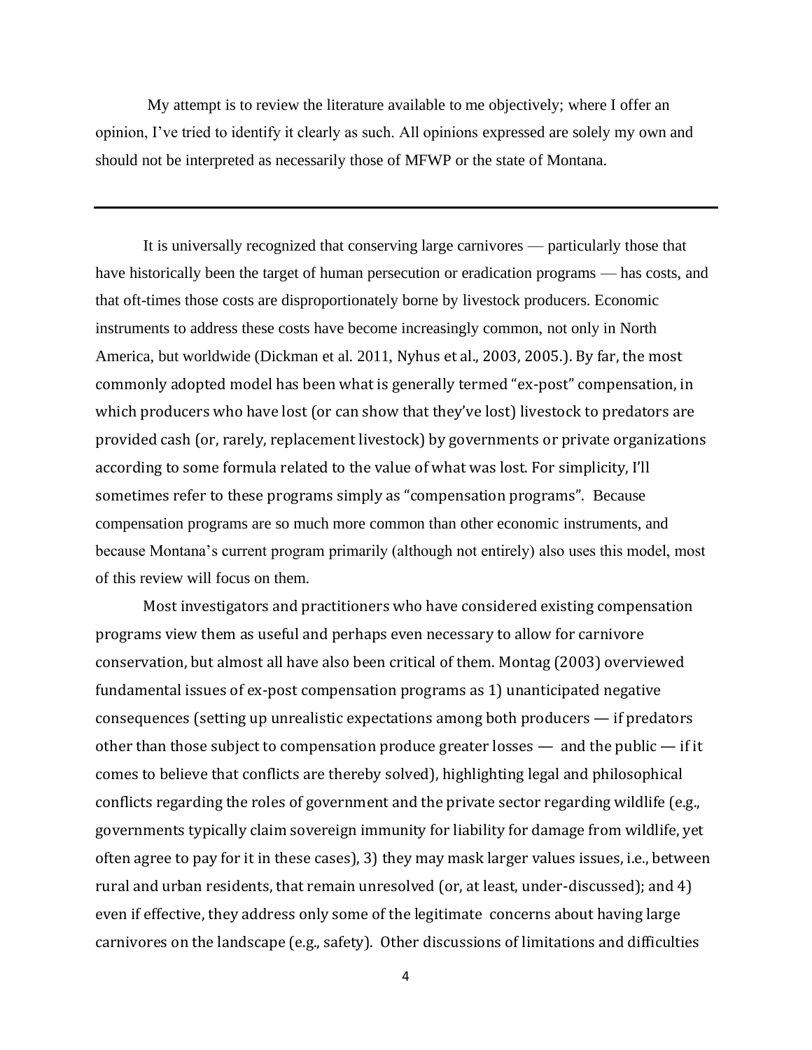My attempt is to review the literature available to me objectively; where I offer an opinion, I've tried to identify it clearly as such. All opinions expressed are solely my own and should not be interpreted as necessarily those of MFWP or the state of Montana.

---

It is universally recognized that conserving large carnivores — particularly those that have historically been the target of human persecution or eradication programs — has costs, and that oft-times those costs are disproportionately borne by livestock producers. Economic instruments to address these costs have become increasingly common, not only in North America, but worldwide (Dickman et al. 2011, Nyhus et al., 2003, 2005.). By far, the most commonly adopted model has been what is generally termed "ex-post" compensation, in which producers who have lost (or can show that they've lost) livestock to predators are provided cash (or, rarely, replacement livestock) by governments or private organizations according to some formula related to the value of what was lost. For simplicity, I'll sometimes refer to these programs simply as "compensation programs". Because compensation programs are so much more common than other economic instruments, and because Montana's current program primarily (although not entirely) also uses this model, most of this review will focus on them.

Most investigators and practitioners who have considered existing compensation programs view them as useful and perhaps even necessary to allow for carnivore conservation, but almost all have also been critical of them. Montag (2003) overviewed fundamental issues of ex-post compensation programs as 1) unanticipated negative consequences (setting up unrealistic expectations among both producers — if predators other than those subject to compensation produce greater losses — and the public — if it comes to believe that conflicts are thereby solved), highlighting legal and philosophical conflicts regarding the roles of government and the private sector regarding wildlife (e.g., governments typically claim sovereign immunity for liability for damage from wildlife, yet often agree to pay for it in these cases), 3) they may mask larger values issues, i.e., between rural and urban residents, that remain unresolved (or, at least, under-discussed); and 4) even if effective, they address only some of the legitimate concerns about having large carnivores on the landscape (e.g., safety). Other discussions of limitations and difficulties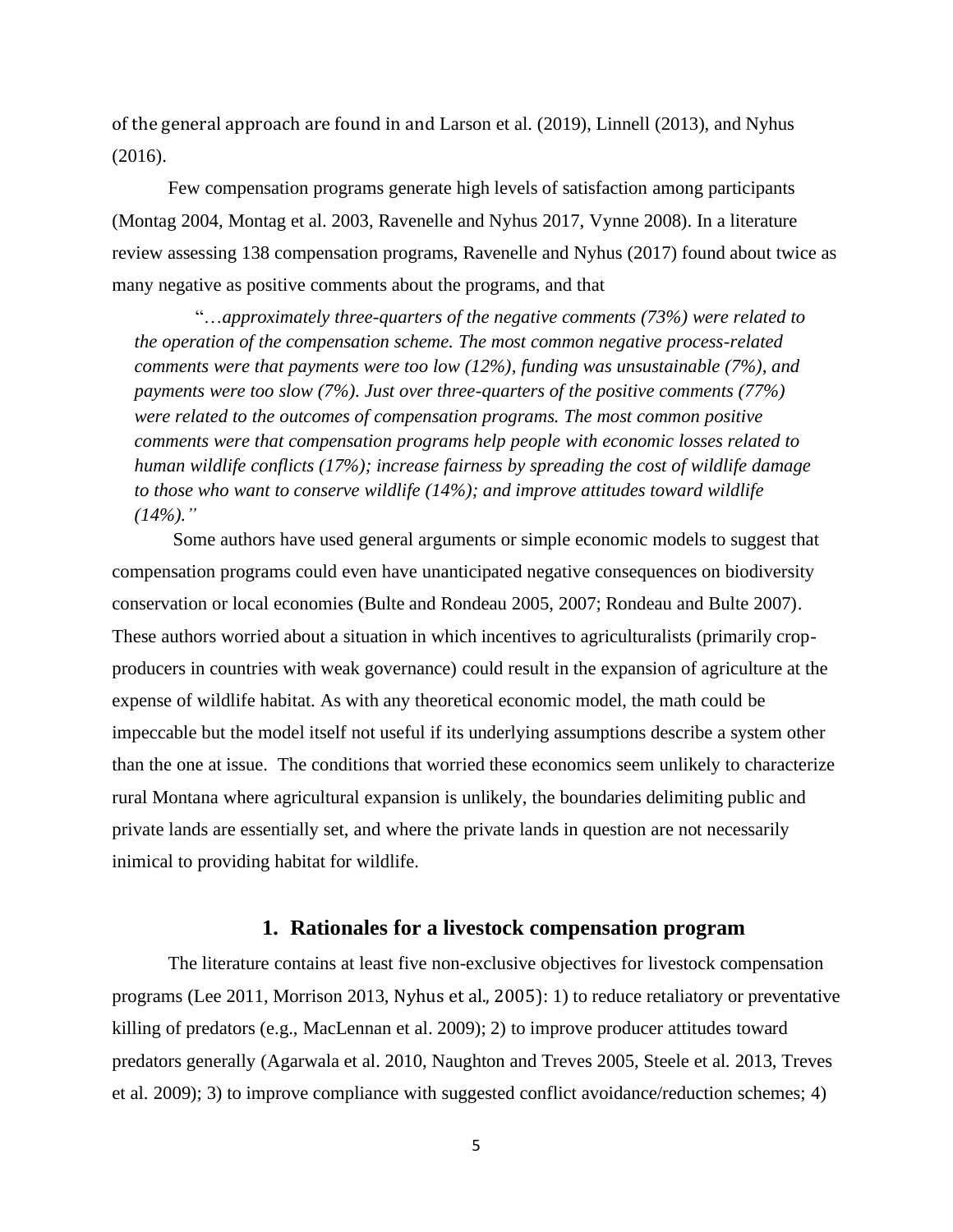of the general approach are found in and Larson et al. (2019), Linnell (2013), and Nyhus (2016).

Few compensation programs generate high levels of satisfaction among participants (Montag 2004, Montag et al. 2003, Ravenelle and Nyhus 2017, Vynne 2008). In a literature review assessing 138 compensation programs, Ravenelle and Nyhus (2017) found about twice as many negative as positive comments about the programs, and that

> "…*approximately three-quarters of the negative comments (73%) were related to the operation of the compensation scheme. The most common negative process-related comments were that payments were too low (12%), funding was unsustainable (7%), and payments were too slow (7%). Just over three-quarters of the positive comments (77%) were related to the outcomes of compensation programs. The most common positive comments were that compensation programs help people with economic losses related to human wildlife conflicts (17%); increase fairness by spreading the cost of wildlife damage to those who want to conserve wildlife (14%); and improve attitudes toward wildlife (14%).*"

Some authors have used general arguments or simple economic models to suggest that compensation programs could even have unanticipated negative consequences on biodiversity conservation or local economies (Bulte and Rondeau 2005, 2007; Rondeau and Bulte 2007). These authors worried about a situation in which incentives to agriculturalists (primarily crop-producers in countries with weak governance) could result in the expansion of agriculture at the expense of wildlife habitat. As with any theoretical economic model, the math could be impeccable but the model itself not useful if its underlying assumptions describe a system other than the one at issue. The conditions that worried these economics seem unlikely to characterize rural Montana where agricultural expansion is unlikely, the boundaries delimiting public and private lands are essentially set, and where the private lands in question are not necessarily inimical to providing habitat for wildlife.

## 1. Rationales for a livestock compensation program

The literature contains at least five non-exclusive objectives for livestock compensation programs (Lee 2011, Morrison 2013, Nyhus et al., 2005): 1) to reduce retaliatory or preventative killing of predators (e.g., MacLennan et al. 2009); 2) to improve producer attitudes toward predators generally (Agarwala et al. 2010, Naughton and Treves 2005, Steele et al. 2013, Treves et al. 2009); 3) to improve compliance with suggested conflict avoidance/reduction schemes; 4)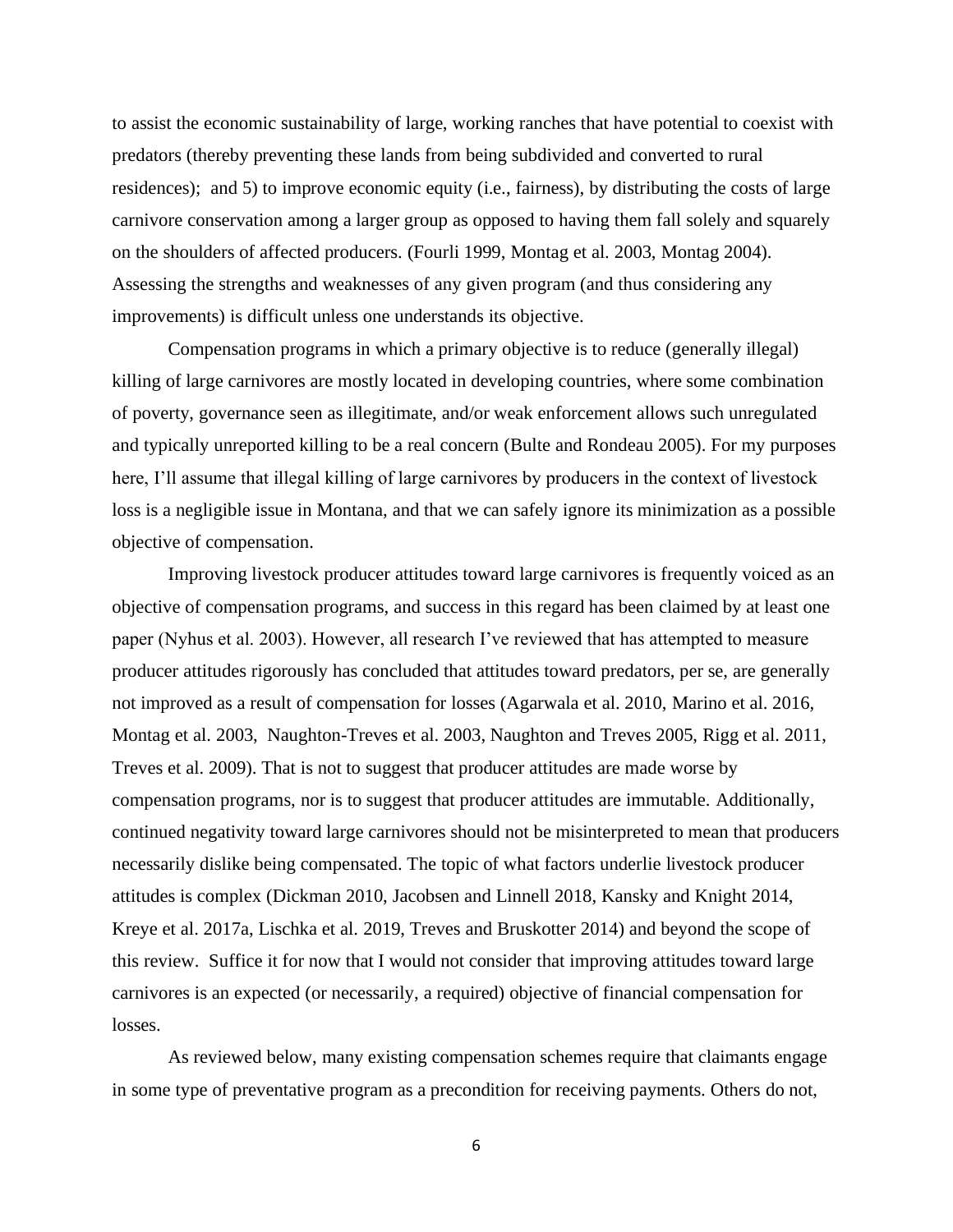to assist the economic sustainability of large, working ranches that have potential to coexist with predators (thereby preventing these lands from being subdivided and converted to rural residences);  and 5) to improve economic equity (i.e., fairness), by distributing the costs of large carnivore conservation among a larger group as opposed to having them fall solely and squarely on the shoulders of affected producers. (Fourli 1999, Montag et al. 2003, Montag 2004). Assessing the strengths and weaknesses of any given program (and thus considering any improvements) is difficult unless one understands its objective.

Compensation programs in which a primary objective is to reduce (generally illegal) killing of large carnivores are mostly located in developing countries, where some combination of poverty, governance seen as illegitimate, and/or weak enforcement allows such unregulated and typically unreported killing to be a real concern (Bulte and Rondeau 2005). For my purposes here, I'll assume that illegal killing of large carnivores by producers in the context of livestock loss is a negligible issue in Montana, and that we can safely ignore its minimization as a possible objective of compensation.

Improving livestock producer attitudes toward large carnivores is frequently voiced as an objective of compensation programs, and success in this regard has been claimed by at least one paper (Nyhus et al. 2003). However, all research I've reviewed that has attempted to measure producer attitudes rigorously has concluded that attitudes toward predators, per se, are generally not improved as a result of compensation for losses (Agarwala et al. 2010, Marino et al. 2016, Montag et al. 2003,  Naughton-Treves et al. 2003, Naughton and Treves 2005, Rigg et al. 2011, Treves et al. 2009). That is not to suggest that producer attitudes are made worse by compensation programs, nor is to suggest that producer attitudes are immutable. Additionally, continued negativity toward large carnivores should not be misinterpreted to mean that producers necessarily dislike being compensated. The topic of what factors underlie livestock producer attitudes is complex (Dickman 2010, Jacobsen and Linnell 2018, Kansky and Knight 2014, Kreye et al. 2017a, Lischka et al. 2019, Treves and Bruskotter 2014) and beyond the scope of this review.  Suffice it for now that I would not consider that improving attitudes toward large carnivores is an expected (or necessarily, a required) objective of financial compensation for losses.

As reviewed below, many existing compensation schemes require that claimants engage in some type of preventative program as a precondition for receiving payments. Others do not,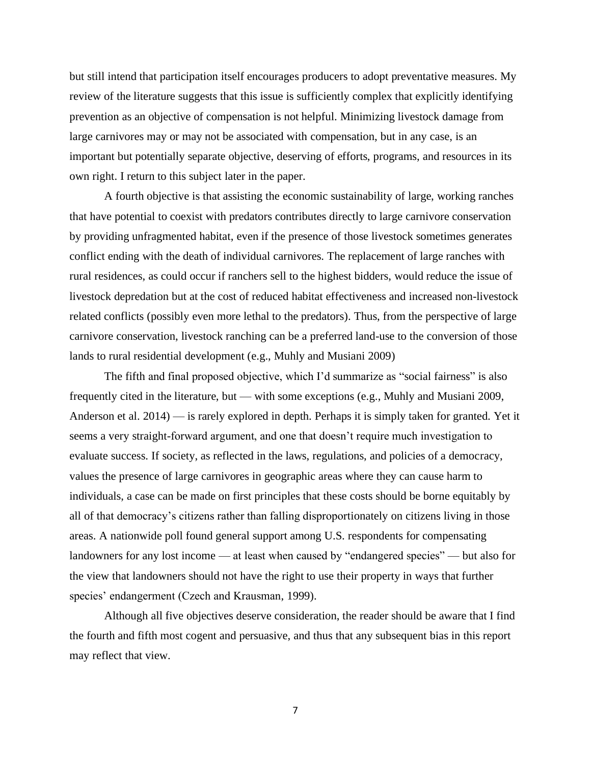but still intend that participation itself encourages producers to adopt preventative measures. My review of the literature suggests that this issue is sufficiently complex that explicitly identifying prevention as an objective of compensation is not helpful. Minimizing livestock damage from large carnivores may or may not be associated with compensation, but in any case, is an important but potentially separate objective, deserving of efforts, programs, and resources in its own right. I return to this subject later in the paper.

A fourth objective is that assisting the economic sustainability of large, working ranches that have potential to coexist with predators contributes directly to large carnivore conservation by providing unfragmented habitat, even if the presence of those livestock sometimes generates conflict ending with the death of individual carnivores. The replacement of large ranches with rural residences, as could occur if ranchers sell to the highest bidders, would reduce the issue of livestock depredation but at the cost of reduced habitat effectiveness and increased non-livestock related conflicts (possibly even more lethal to the predators). Thus, from the perspective of large carnivore conservation, livestock ranching can be a preferred land-use to the conversion of those lands to rural residential development (e.g., Muhly and Musiani 2009)

The fifth and final proposed objective, which I'd summarize as "social fairness" is also frequently cited in the literature, but — with some exceptions (e.g., Muhly and Musiani 2009, Anderson et al. 2014) — is rarely explored in depth. Perhaps it is simply taken for granted. Yet it seems a very straight-forward argument, and one that doesn't require much investigation to evaluate success. If society, as reflected in the laws, regulations, and policies of a democracy, values the presence of large carnivores in geographic areas where they can cause harm to individuals, a case can be made on first principles that these costs should be borne equitably by all of that democracy's citizens rather than falling disproportionately on citizens living in those areas. A nationwide poll found general support among U.S. respondents for compensating landowners for any lost income — at least when caused by "endangered species" — but also for the view that landowners should not have the right to use their property in ways that further species' endangerment (Czech and Krausman, 1999).

Although all five objectives deserve consideration, the reader should be aware that I find the fourth and fifth most cogent and persuasive, and thus that any subsequent bias in this report may reflect that view.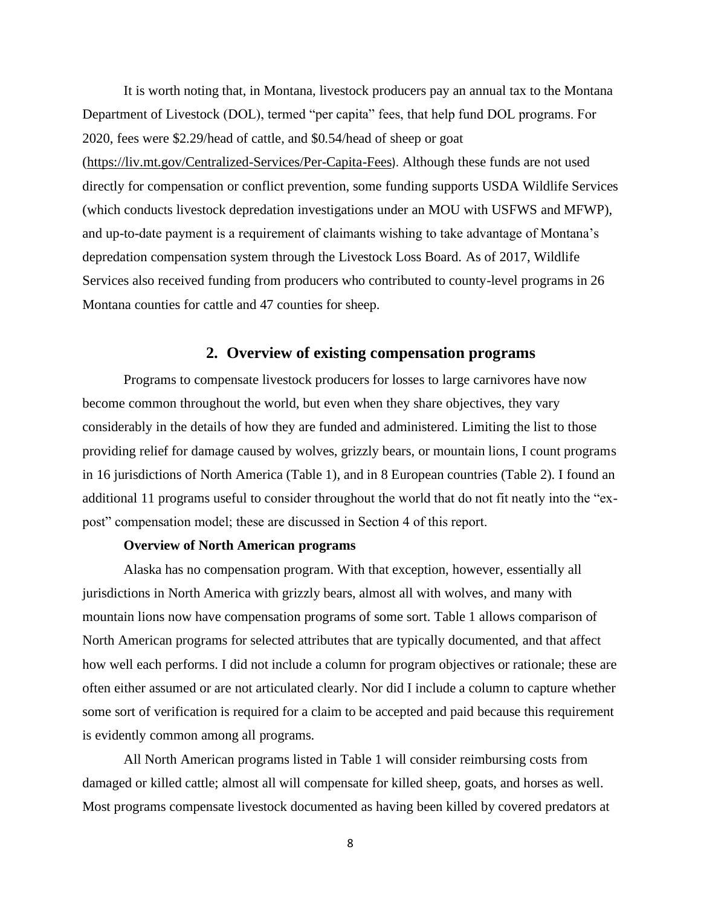It is worth noting that, in Montana, livestock producers pay an annual tax to the Montana Department of Livestock (DOL), termed "per capita" fees, that help fund DOL programs. For 2020, fees were $2.29/head of cattle, and $0.54/head of sheep or goat (https://liv.mt.gov/Centralized-Services/Per-Capita-Fees). Although these funds are not used directly for compensation or conflict prevention, some funding supports USDA Wildlife Services (which conducts livestock depredation investigations under an MOU with USFWS and MFWP), and up-to-date payment is a requirement of claimants wishing to take advantage of Montana's depredation compensation system through the Livestock Loss Board. As of 2017, Wildlife Services also received funding from producers who contributed to county-level programs in 26 Montana counties for cattle and 47 counties for sheep.

## 2. Overview of existing compensation programs

Programs to compensate livestock producers for losses to large carnivores have now become common throughout the world, but even when they share objectives, they vary considerably in the details of how they are funded and administered. Limiting the list to those providing relief for damage caused by wolves, grizzly bears, or mountain lions, I count programs in 16 jurisdictions of North America (Table 1), and in 8 European countries (Table 2). I found an additional 11 programs useful to consider throughout the world that do not fit neatly into the "ex-post" compensation model; these are discussed in Section 4 of this report.

**Overview of North American programs**

Alaska has no compensation program. With that exception, however, essentially all jurisdictions in North America with grizzly bears, almost all with wolves, and many with mountain lions now have compensation programs of some sort. Table 1 allows comparison of North American programs for selected attributes that are typically documented, and that affect how well each performs. I did not include a column for program objectives or rationale; these are often either assumed or are not articulated clearly. Nor did I include a column to capture whether some sort of verification is required for a claim to be accepted and paid because this requirement is evidently common among all programs.

All North American programs listed in Table 1 will consider reimbursing costs from damaged or killed cattle; almost all will compensate for killed sheep, goats, and horses as well. Most programs compensate livestock documented as having been killed by covered predators at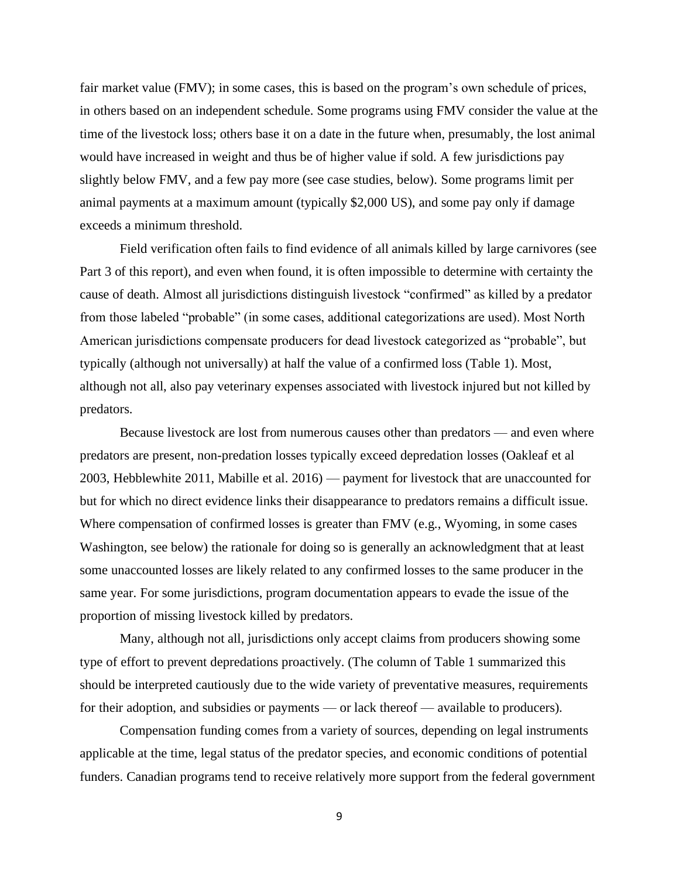fair market value (FMV); in some cases, this is based on the program's own schedule of prices, in others based on an independent schedule. Some programs using FMV consider the value at the time of the livestock loss; others base it on a date in the future when, presumably, the lost animal would have increased in weight and thus be of higher value if sold. A few jurisdictions pay slightly below FMV, and a few pay more (see case studies, below). Some programs limit per animal payments at a maximum amount (typically $2,000 US), and some pay only if damage exceeds a minimum threshold.

Field verification often fails to find evidence of all animals killed by large carnivores (see Part 3 of this report), and even when found, it is often impossible to determine with certainty the cause of death. Almost all jurisdictions distinguish livestock "confirmed" as killed by a predator from those labeled "probable" (in some cases, additional categorizations are used). Most North American jurisdictions compensate producers for dead livestock categorized as "probable", but typically (although not universally) at half the value of a confirmed loss (Table 1). Most, although not all, also pay veterinary expenses associated with livestock injured but not killed by predators.

Because livestock are lost from numerous causes other than predators — and even where predators are present, non-predation losses typically exceed depredation losses (Oakleaf et al 2003, Hebblewhite 2011, Mabille et al. 2016) — payment for livestock that are unaccounted for but for which no direct evidence links their disappearance to predators remains a difficult issue. Where compensation of confirmed losses is greater than FMV (e.g., Wyoming, in some cases Washington, see below) the rationale for doing so is generally an acknowledgment that at least some unaccounted losses are likely related to any confirmed losses to the same producer in the same year. For some jurisdictions, program documentation appears to evade the issue of the proportion of missing livestock killed by predators.

Many, although not all, jurisdictions only accept claims from producers showing some type of effort to prevent depredations proactively. (The column of Table 1 summarized this should be interpreted cautiously due to the wide variety of preventative measures, requirements for their adoption, and subsidies or payments — or lack thereof — available to producers).

Compensation funding comes from a variety of sources, depending on legal instruments applicable at the time, legal status of the predator species, and economic conditions of potential funders. Canadian programs tend to receive relatively more support from the federal government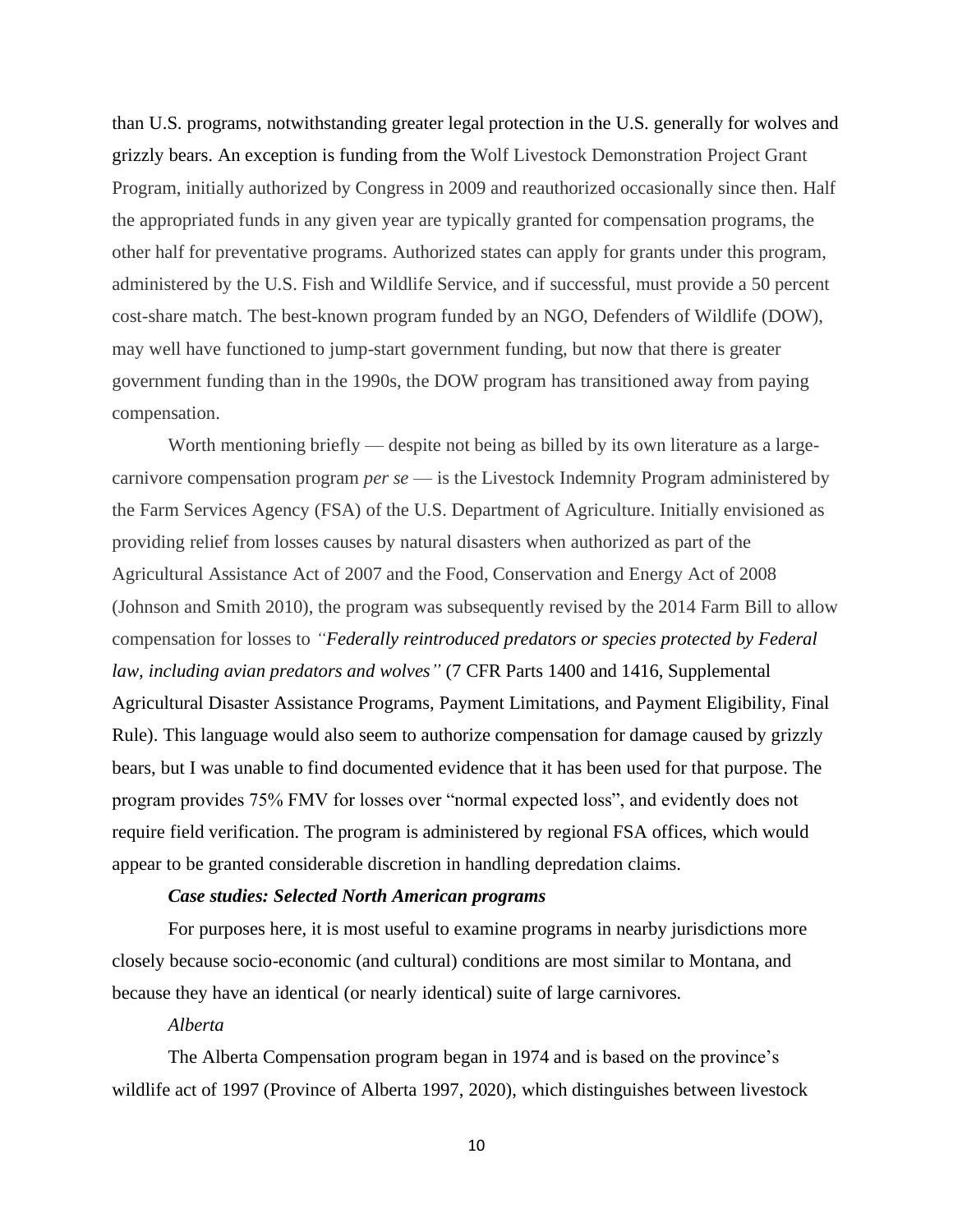than U.S. programs, notwithstanding greater legal protection in the U.S. generally for wolves and grizzly bears. An exception is funding from the Wolf Livestock Demonstration Project Grant Program, initially authorized by Congress in 2009 and reauthorized occasionally since then. Half the appropriated funds in any given year are typically granted for compensation programs, the other half for preventative programs. Authorized states can apply for grants under this program, administered by the U.S. Fish and Wildlife Service, and if successful, must provide a 50 percent cost-share match. The best-known program funded by an NGO, Defenders of Wildlife (DOW), may well have functioned to jump-start government funding, but now that there is greater government funding than in the 1990s, the DOW program has transitioned away from paying compensation.

Worth mentioning briefly — despite not being as billed by its own literature as a large-carnivore compensation program *per se* — is the Livestock Indemnity Program administered by the Farm Services Agency (FSA) of the U.S. Department of Agriculture. Initially envisioned as providing relief from losses causes by natural disasters when authorized as part of the Agricultural Assistance Act of 2007 and the Food, Conservation and Energy Act of 2008 (Johnson and Smith 2010), the program was subsequently revised by the 2014 Farm Bill to allow compensation for losses to *"Federally reintroduced predators or species protected by Federal law, including avian predators and wolves"* (7 CFR Parts 1400 and 1416, Supplemental Agricultural Disaster Assistance Programs, Payment Limitations, and Payment Eligibility, Final Rule). This language would also seem to authorize compensation for damage caused by grizzly bears, but I was unable to find documented evidence that it has been used for that purpose. The program provides 75% FMV for losses over "normal expected loss", and evidently does not require field verification. The program is administered by regional FSA offices, which would appear to be granted considerable discretion in handling depredation claims.

### *Case studies: Selected North American programs*

For purposes here, it is most useful to examine programs in nearby jurisdictions more closely because socio-economic (and cultural) conditions are most similar to Montana, and because they have an identical (or nearly identical) suite of large carnivores.

#### *Alberta*

The Alberta Compensation program began in 1974 and is based on the province's wildlife act of 1997 (Province of Alberta 1997, 2020), which distinguishes between livestock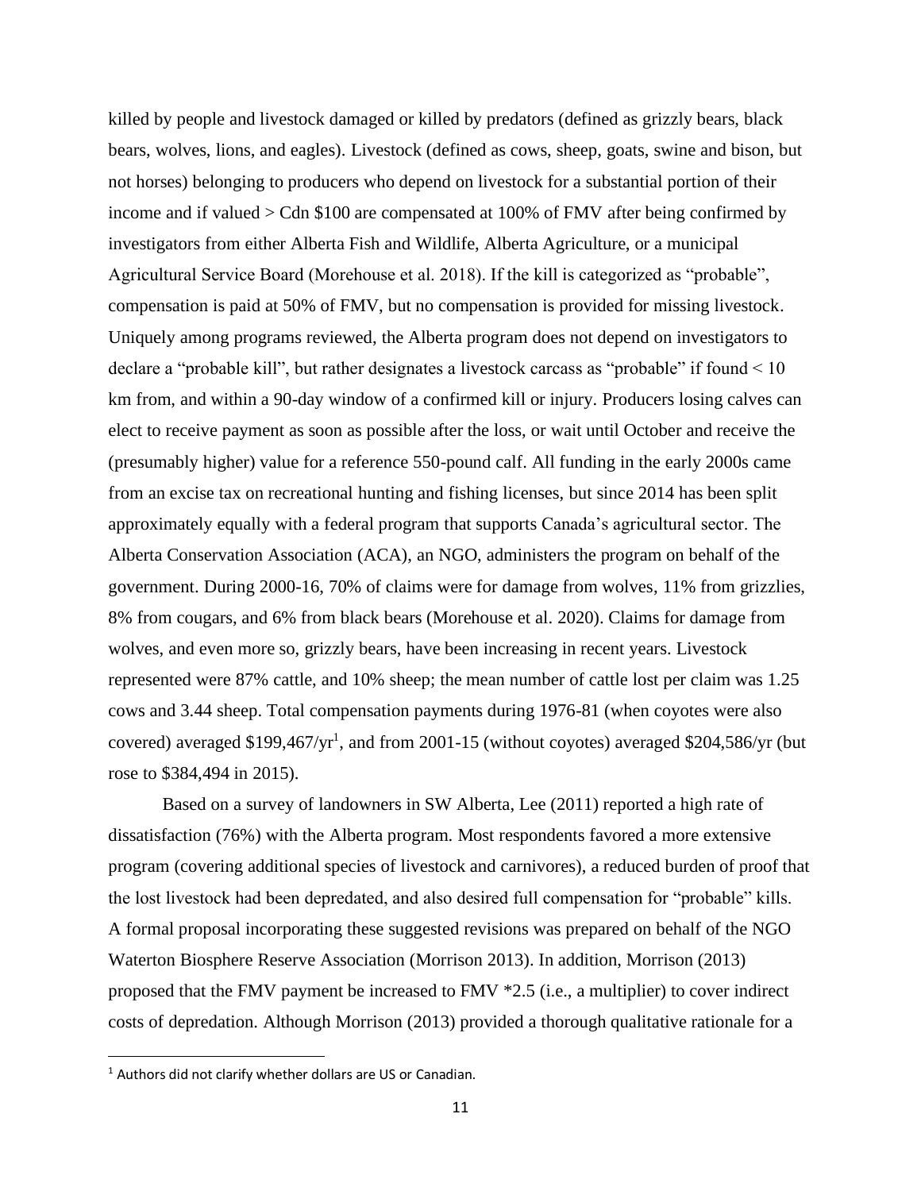killed by people and livestock damaged or killed by predators (defined as grizzly bears, black bears, wolves, lions, and eagles). Livestock (defined as cows, sheep, goats, swine and bison, but not horses) belonging to producers who depend on livestock for a substantial portion of their income and if valued > Cdn $100 are compensated at 100% of FMV after being confirmed by investigators from either Alberta Fish and Wildlife, Alberta Agriculture, or a municipal Agricultural Service Board (Morehouse et al. 2018). If the kill is categorized as "probable", compensation is paid at 50% of FMV, but no compensation is provided for missing livestock. Uniquely among programs reviewed, the Alberta program does not depend on investigators to declare a "probable kill", but rather designates a livestock carcass as "probable" if found < 10 km from, and within a 90-day window of a confirmed kill or injury. Producers losing calves can elect to receive payment as soon as possible after the loss, or wait until October and receive the (presumably higher) value for a reference 550-pound calf. All funding in the early 2000s came from an excise tax on recreational hunting and fishing licenses, but since 2014 has been split approximately equally with a federal program that supports Canada's agricultural sector. The Alberta Conservation Association (ACA), an NGO, administers the program on behalf of the government. During 2000-16, 70% of claims were for damage from wolves, 11% from grizzlies, 8% from cougars, and 6% from black bears (Morehouse et al. 2020). Claims for damage from wolves, and even more so, grizzly bears, have been increasing in recent years. Livestock represented were 87% cattle, and 10% sheep; the mean number of cattle lost per claim was 1.25 cows and 3.44 sheep. Total compensation payments during 1976-81 (when coyotes were also covered) averaged $199,467/yr[1], and from 2001-15 (without coyotes) averaged $204,586/yr (but rose to $384,494 in 2015).

Based on a survey of landowners in SW Alberta, Lee (2011) reported a high rate of dissatisfaction (76%) with the Alberta program. Most respondents favored a more extensive program (covering additional species of livestock and carnivores), a reduced burden of proof that the lost livestock had been depredated, and also desired full compensation for "probable" kills. A formal proposal incorporating these suggested revisions was prepared on behalf of the NGO Waterton Biosphere Reserve Association (Morrison 2013). In addition, Morrison (2013) proposed that the FMV payment be increased to FMV *2.5 (i.e., a multiplier) to cover indirect costs of depredation. Although Morrison (2013) provided a thorough qualitative rationale for a

[1] Authors did not clarify whether dollars are US or Canadian.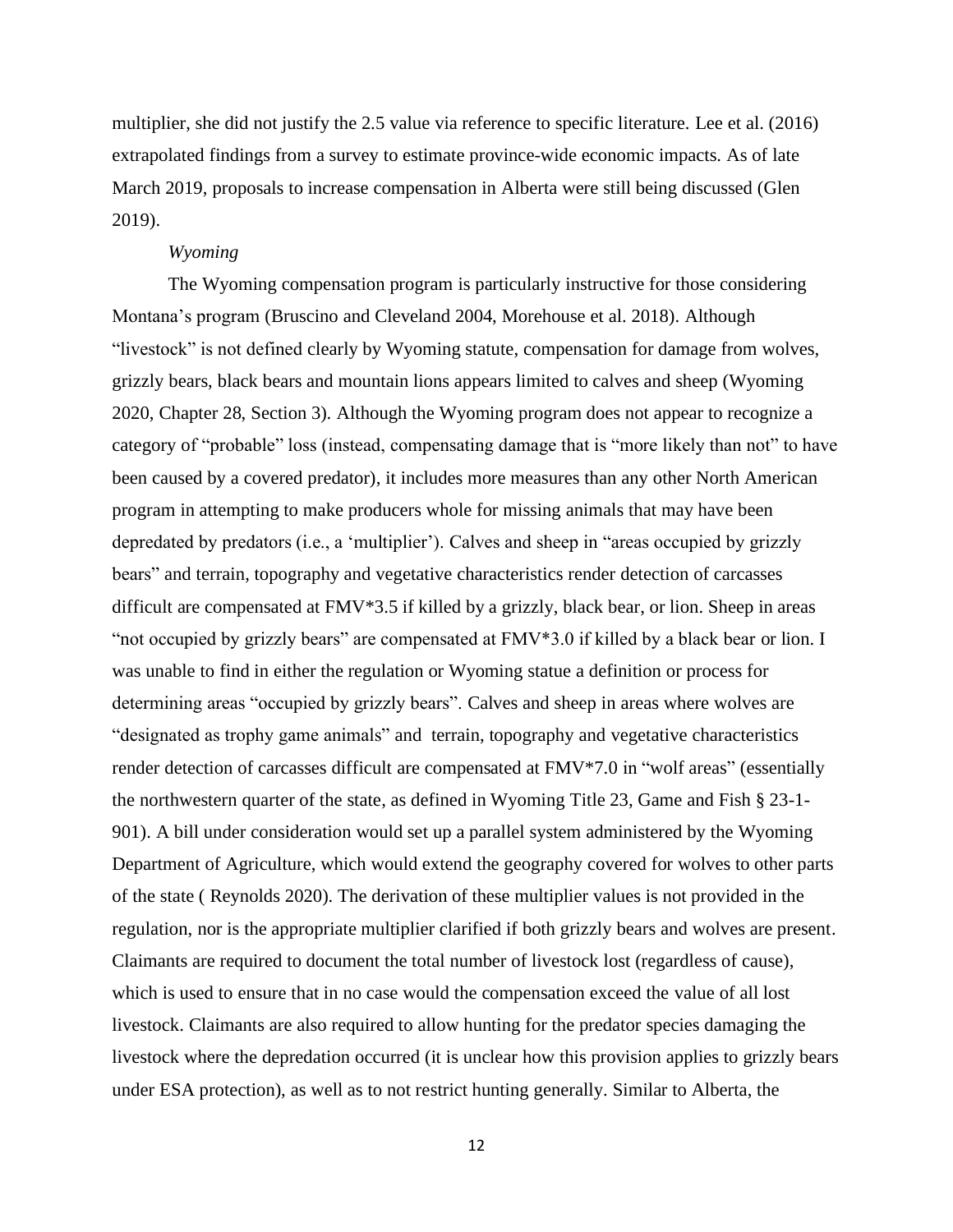multiplier, she did not justify the 2.5 value via reference to specific literature. Lee et al. (2016) extrapolated findings from a survey to estimate province-wide economic impacts. As of late March 2019, proposals to increase compensation in Alberta were still being discussed (Glen 2019).

*Wyoming*

The Wyoming compensation program is particularly instructive for those considering Montana's program (Bruscino and Cleveland 2004, Morehouse et al. 2018). Although "livestock" is not defined clearly by Wyoming statute, compensation for damage from wolves, grizzly bears, black bears and mountain lions appears limited to calves and sheep (Wyoming 2020, Chapter 28, Section 3). Although the Wyoming program does not appear to recognize a category of "probable" loss (instead, compensating damage that is "more likely than not" to have been caused by a covered predator), it includes more measures than any other North American program in attempting to make producers whole for missing animals that may have been depredated by predators (i.e., a 'multiplier'). Calves and sheep in "areas occupied by grizzly bears" and terrain, topography and vegetative characteristics render detection of carcasses difficult are compensated at FMV*3.5 if killed by a grizzly, black bear, or lion. Sheep in areas "not occupied by grizzly bears" are compensated at FMV*3.0 if killed by a black bear or lion. I was unable to find in either the regulation or Wyoming statue a definition or process for determining areas "occupied by grizzly bears". Calves and sheep in areas where wolves are "designated as trophy game animals" and terrain, topography and vegetative characteristics render detection of carcasses difficult are compensated at FMV*7.0 in "wolf areas" (essentially the northwestern quarter of the state, as defined in Wyoming Title 23, Game and Fish § 23-1-901). A bill under consideration would set up a parallel system administered by the Wyoming Department of Agriculture, which would extend the geography covered for wolves to other parts of the state ( Reynolds 2020). The derivation of these multiplier values is not provided in the regulation, nor is the appropriate multiplier clarified if both grizzly bears and wolves are present. Claimants are required to document the total number of livestock lost (regardless of cause), which is used to ensure that in no case would the compensation exceed the value of all lost livestock. Claimants are also required to allow hunting for the predator species damaging the livestock where the depredation occurred (it is unclear how this provision applies to grizzly bears under ESA protection), as well as to not restrict hunting generally. Similar to Alberta, the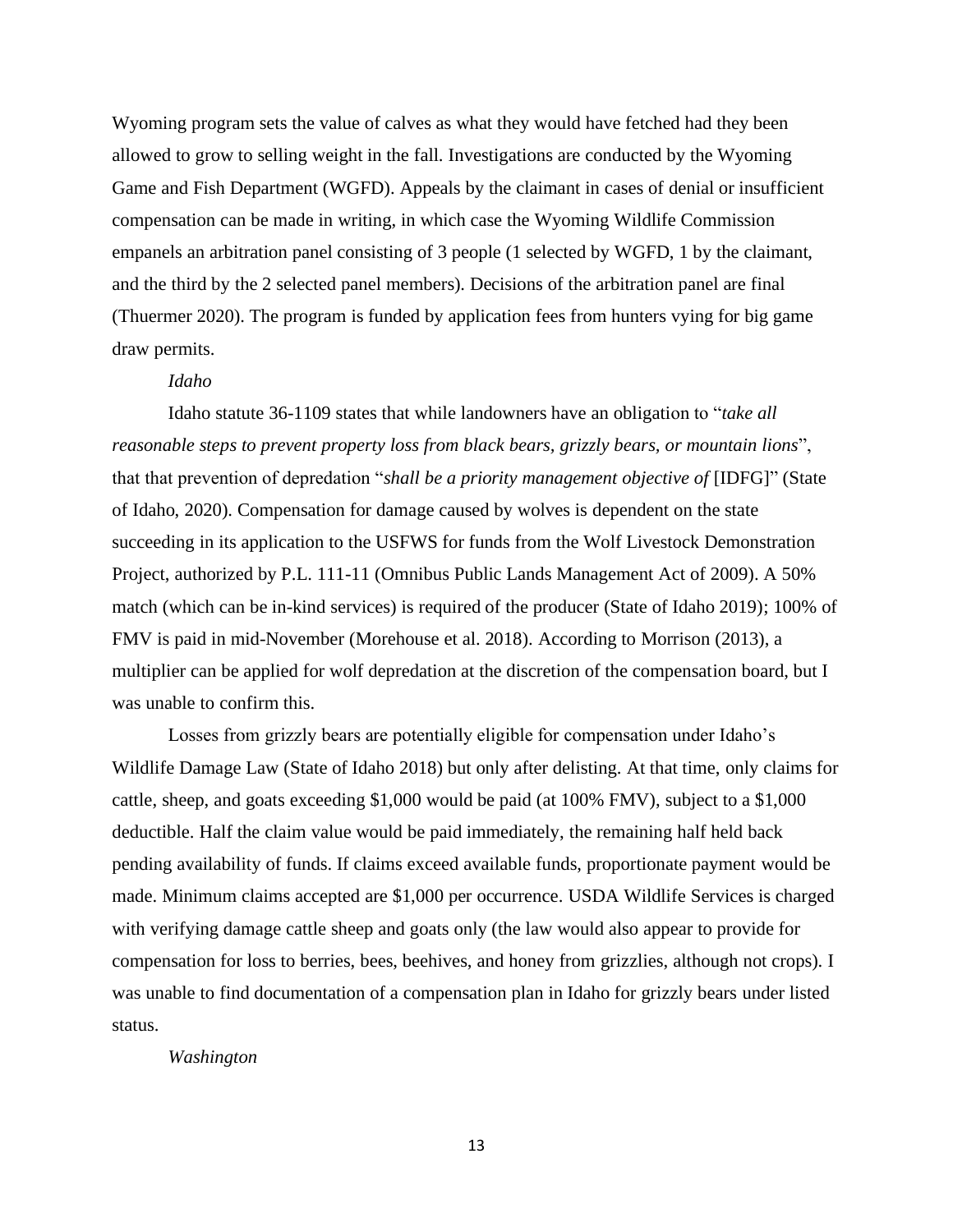Wyoming program sets the value of calves as what they would have fetched had they been allowed to grow to selling weight in the fall. Investigations are conducted by the Wyoming Game and Fish Department (WGFD). Appeals by the claimant in cases of denial or insufficient compensation can be made in writing, in which case the Wyoming Wildlife Commission empanels an arbitration panel consisting of 3 people (1 selected by WGFD, 1 by the claimant, and the third by the 2 selected panel members). Decisions of the arbitration panel are final (Thuermer 2020). The program is funded by application fees from hunters vying for big game draw permits.

*Idaho*

Idaho statute 36-1109 states that while landowners have an obligation to "*take all reasonable steps to prevent property loss from black bears, grizzly bears, or mountain lions*", that that prevention of depredation "*shall be a priority management objective of* [IDFG]" (State of Idaho, 2020). Compensation for damage caused by wolves is dependent on the state succeeding in its application to the USFWS for funds from the Wolf Livestock Demonstration Project, authorized by P.L. 111-11 (Omnibus Public Lands Management Act of 2009). A 50% match (which can be in-kind services) is required of the producer (State of Idaho 2019); 100% of FMV is paid in mid-November (Morehouse et al. 2018). According to Morrison (2013), a multiplier can be applied for wolf depredation at the discretion of the compensation board, but I was unable to confirm this.

Losses from grizzly bears are potentially eligible for compensation under Idaho's Wildlife Damage Law (State of Idaho 2018) but only after delisting. At that time, only claims for cattle, sheep, and goats exceeding $1,000 would be paid (at 100% FMV), subject to a $1,000 deductible. Half the claim value would be paid immediately, the remaining half held back pending availability of funds. If claims exceed available funds, proportionate payment would be made. Minimum claims accepted are $1,000 per occurrence. USDA Wildlife Services is charged with verifying damage cattle sheep and goats only (the law would also appear to provide for compensation for loss to berries, bees, beehives, and honey from grizzlies, although not crops). I was unable to find documentation of a compensation plan in Idaho for grizzly bears under listed status.

*Washington*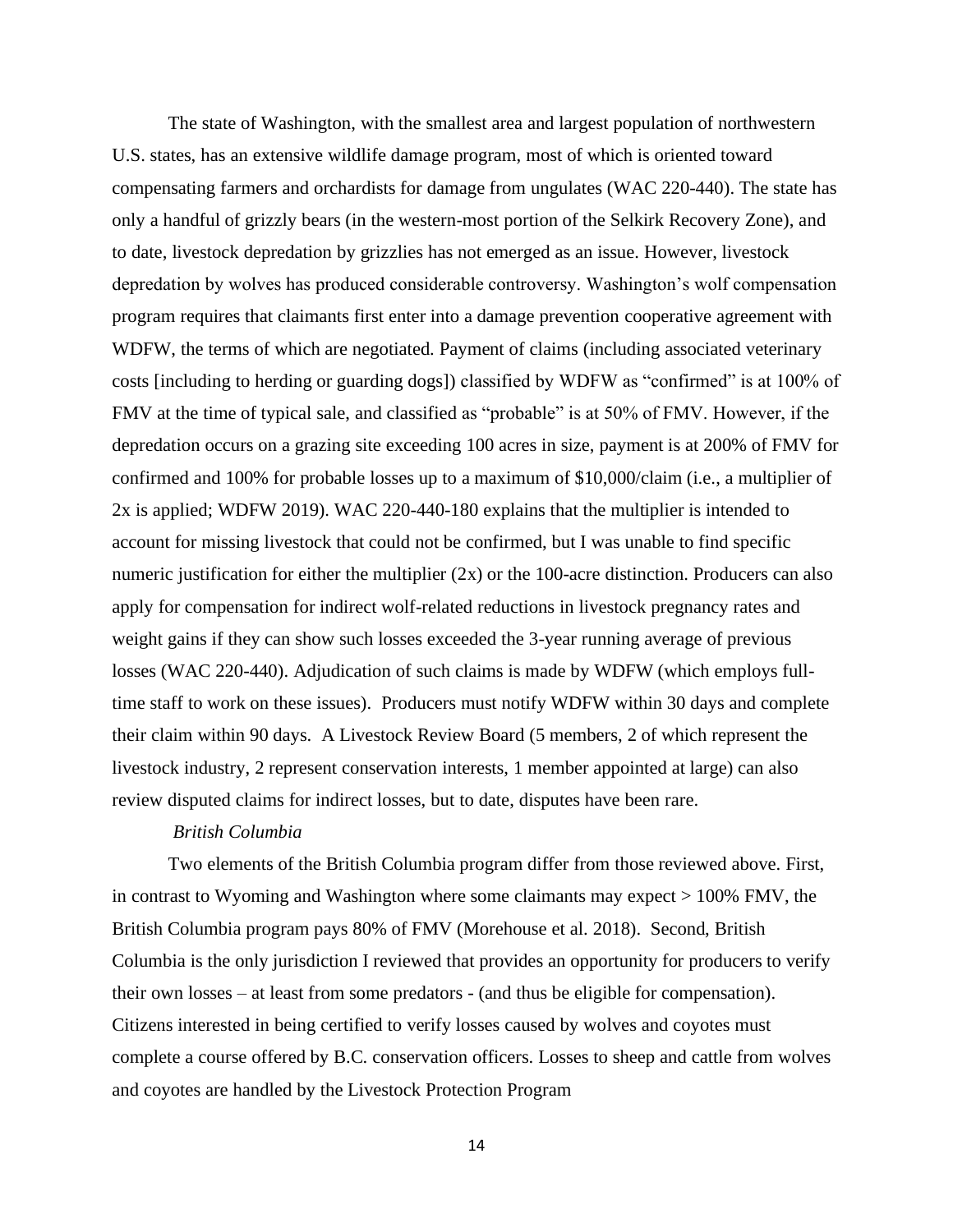The state of Washington, with the smallest area and largest population of northwestern U.S. states, has an extensive wildlife damage program, most of which is oriented toward compensating farmers and orchardists for damage from ungulates (WAC 220-440). The state has only a handful of grizzly bears (in the western-most portion of the Selkirk Recovery Zone), and to date, livestock depredation by grizzlies has not emerged as an issue. However, livestock depredation by wolves has produced considerable controversy. Washington's wolf compensation program requires that claimants first enter into a damage prevention cooperative agreement with WDFW, the terms of which are negotiated. Payment of claims (including associated veterinary costs [including to herding or guarding dogs]) classified by WDFW as "confirmed" is at 100% of FMV at the time of typical sale, and classified as "probable" is at 50% of FMV. However, if the depredation occurs on a grazing site exceeding 100 acres in size, payment is at 200% of FMV for confirmed and 100% for probable losses up to a maximum of $10,000/claim (i.e., a multiplier of 2x is applied; WDFW 2019). WAC 220-440-180 explains that the multiplier is intended to account for missing livestock that could not be confirmed, but I was unable to find specific numeric justification for either the multiplier (2x) or the 100-acre distinction. Producers can also apply for compensation for indirect wolf-related reductions in livestock pregnancy rates and weight gains if they can show such losses exceeded the 3-year running average of previous losses (WAC 220-440). Adjudication of such claims is made by WDFW (which employs full-time staff to work on these issues). Producers must notify WDFW within 30 days and complete their claim within 90 days. A Livestock Review Board (5 members, 2 of which represent the livestock industry, 2 represent conservation interests, 1 member appointed at large) can also review disputed claims for indirect losses, but to date, disputes have been rare.

*British Columbia*

Two elements of the British Columbia program differ from those reviewed above. First, in contrast to Wyoming and Washington where some claimants may expect > 100% FMV, the British Columbia program pays 80% of FMV (Morehouse et al. 2018). Second, British Columbia is the only jurisdiction I reviewed that provides an opportunity for producers to verify their own losses – at least from some predators - (and thus be eligible for compensation). Citizens interested in being certified to verify losses caused by wolves and coyotes must complete a course offered by B.C. conservation officers. Losses to sheep and cattle from wolves and coyotes are handled by the Livestock Protection Program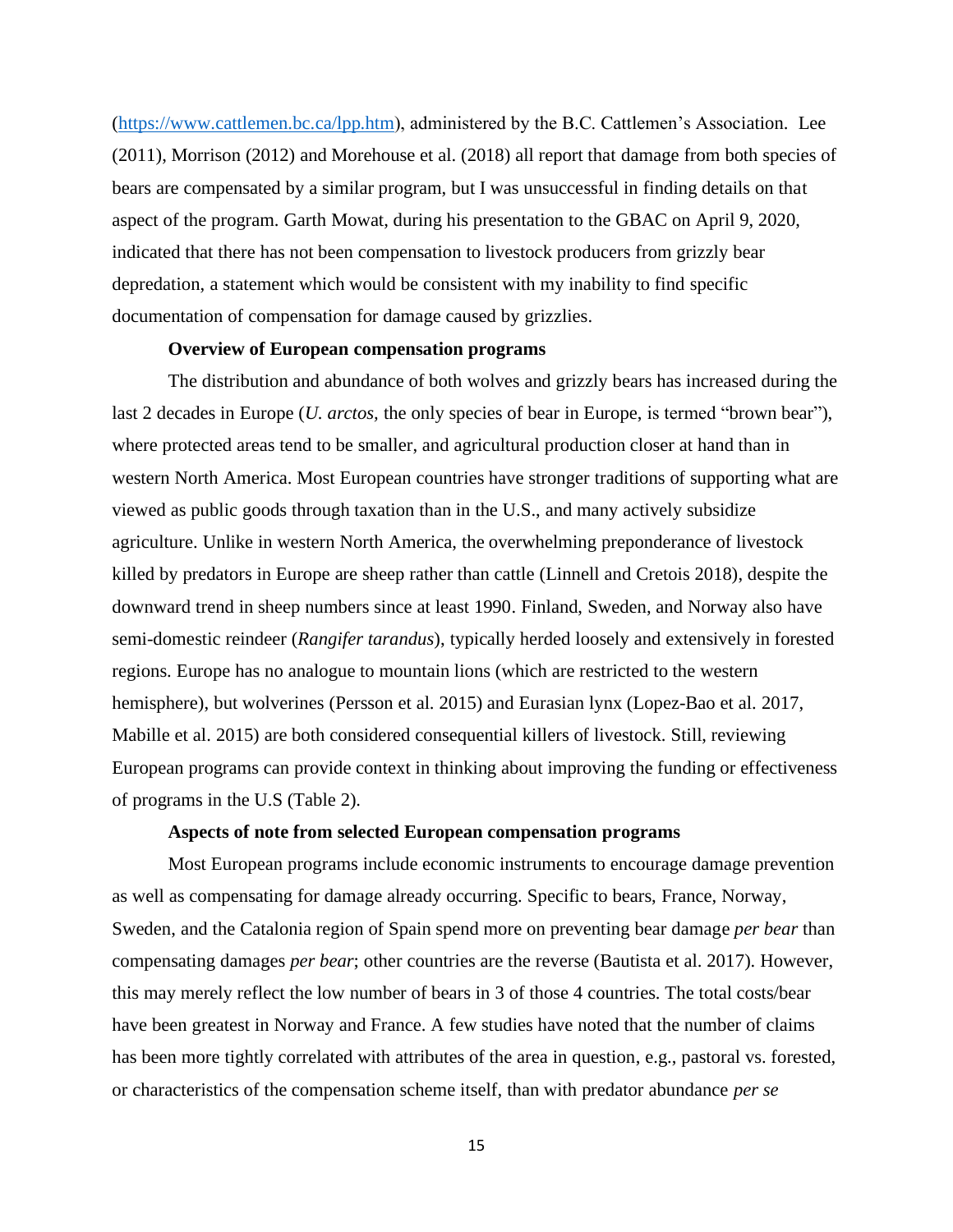(https://www.cattlemen.bc.ca/lpp.htm), administered by the B.C. Cattlemen's Association. Lee (2011), Morrison (2012) and Morehouse et al. (2018) all report that damage from both species of bears are compensated by a similar program, but I was unsuccessful in finding details on that aspect of the program. Garth Mowat, during his presentation to the GBAC on April 9, 2020, indicated that there has not been compensation to livestock producers from grizzly bear depredation, a statement which would be consistent with my inability to find specific documentation of compensation for damage caused by grizzlies.

**Overview of European compensation programs**

The distribution and abundance of both wolves and grizzly bears has increased during the last 2 decades in Europe (*U. arctos*, the only species of bear in Europe, is termed "brown bear"), where protected areas tend to be smaller, and agricultural production closer at hand than in western North America. Most European countries have stronger traditions of supporting what are viewed as public goods through taxation than in the U.S., and many actively subsidize agriculture. Unlike in western North America, the overwhelming preponderance of livestock killed by predators in Europe are sheep rather than cattle (Linnell and Cretois 2018), despite the downward trend in sheep numbers since at least 1990. Finland, Sweden, and Norway also have semi-domestic reindeer (*Rangifer tarandus*), typically herded loosely and extensively in forested regions. Europe has no analogue to mountain lions (which are restricted to the western hemisphere), but wolverines (Persson et al. 2015) and Eurasian lynx (Lopez-Bao et al. 2017, Mabille et al. 2015) are both considered consequential killers of livestock. Still, reviewing European programs can provide context in thinking about improving the funding or effectiveness of programs in the U.S (Table 2).

**Aspects of note from selected European compensation programs**

Most European programs include economic instruments to encourage damage prevention as well as compensating for damage already occurring. Specific to bears, France, Norway, Sweden, and the Catalonia region of Spain spend more on preventing bear damage *per bear* than compensating damages *per bear*; other countries are the reverse (Bautista et al. 2017). However, this may merely reflect the low number of bears in 3 of those 4 countries. The total costs/bear have been greatest in Norway and France. A few studies have noted that the number of claims has been more tightly correlated with attributes of the area in question, e.g., pastoral vs. forested, or characteristics of the compensation scheme itself, than with predator abundance *per se*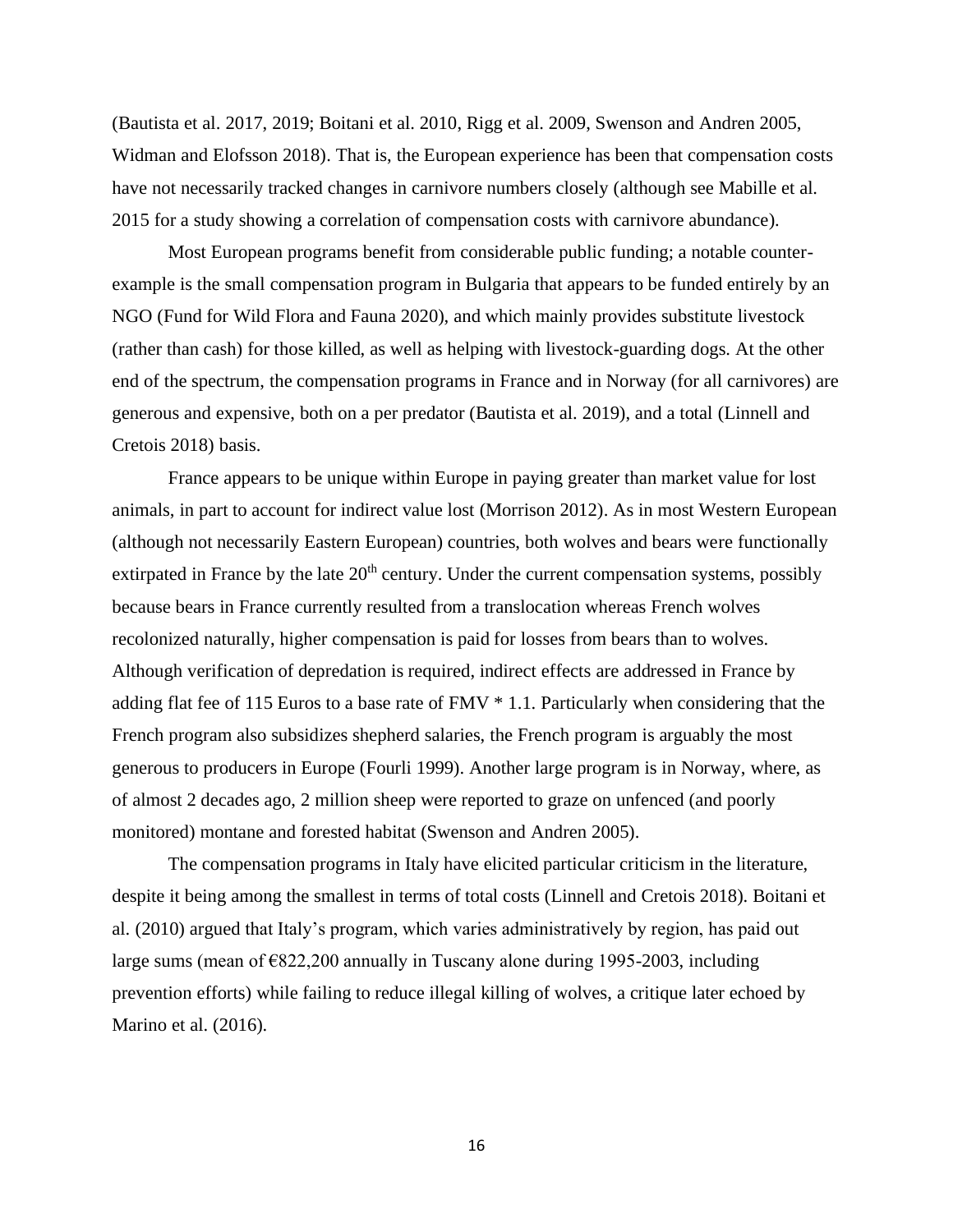(Bautista et al. 2017, 2019; Boitani et al. 2010, Rigg et al. 2009, Swenson and Andren 2005, Widman and Elofsson 2018). That is, the European experience has been that compensation costs have not necessarily tracked changes in carnivore numbers closely (although see Mabille et al. 2015 for a study showing a correlation of compensation costs with carnivore abundance).

Most European programs benefit from considerable public funding; a notable counter-example is the small compensation program in Bulgaria that appears to be funded entirely by an NGO (Fund for Wild Flora and Fauna 2020), and which mainly provides substitute livestock (rather than cash) for those killed, as well as helping with livestock-guarding dogs. At the other end of the spectrum, the compensation programs in France and in Norway (for all carnivores) are generous and expensive, both on a per predator (Bautista et al. 2019), and a total (Linnell and Cretois 2018) basis.

France appears to be unique within Europe in paying greater than market value for lost animals, in part to account for indirect value lost (Morrison 2012). As in most Western European (although not necessarily Eastern European) countries, both wolves and bears were functionally extirpated in France by the late 20th century. Under the current compensation systems, possibly because bears in France currently resulted from a translocation whereas French wolves recolonized naturally, higher compensation is paid for losses from bears than to wolves. Although verification of depredation is required, indirect effects are addressed in France by adding flat fee of 115 Euros to a base rate of FMV * 1.1. Particularly when considering that the French program also subsidizes shepherd salaries, the French program is arguably the most generous to producers in Europe (Fourli 1999). Another large program is in Norway, where, as of almost 2 decades ago, 2 million sheep were reported to graze on unfenced (and poorly monitored) montane and forested habitat (Swenson and Andren 2005).

The compensation programs in Italy have elicited particular criticism in the literature, despite it being among the smallest in terms of total costs (Linnell and Cretois 2018). Boitani et al. (2010) argued that Italy's program, which varies administratively by region, has paid out large sums (mean of €822,200 annually in Tuscany alone during 1995-2003, including prevention efforts) while failing to reduce illegal killing of wolves, a critique later echoed by Marino et al. (2016).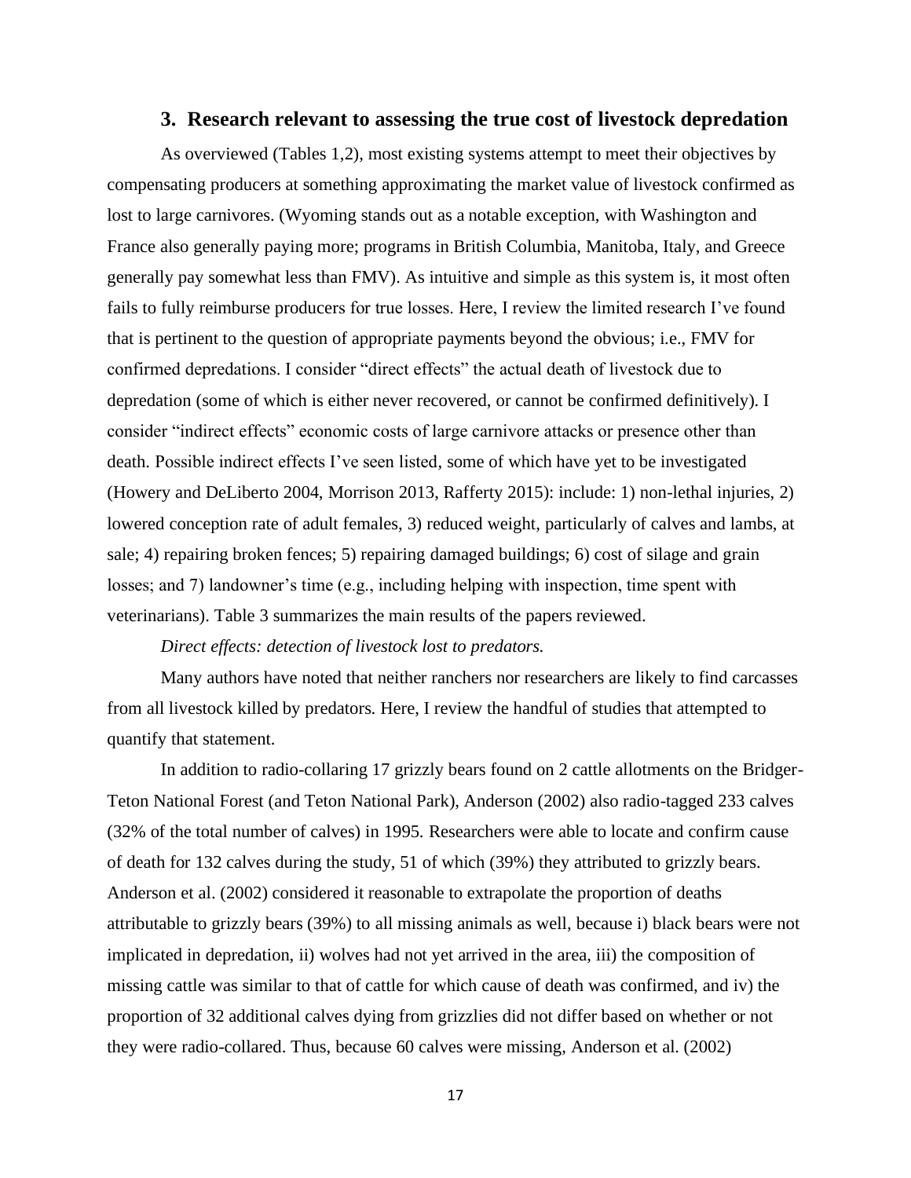## 3. Research relevant to assessing the true cost of livestock depredation

As overviewed (Tables 1,2), most existing systems attempt to meet their objectives by compensating producers at something approximating the market value of livestock confirmed as lost to large carnivores. (Wyoming stands out as a notable exception, with Washington and France also generally paying more; programs in British Columbia, Manitoba, Italy, and Greece generally pay somewhat less than FMV). As intuitive and simple as this system is, it most often fails to fully reimburse producers for true losses. Here, I review the limited research I've found that is pertinent to the question of appropriate payments beyond the obvious; i.e., FMV for confirmed depredations. I consider "direct effects" the actual death of livestock due to depredation (some of which is either never recovered, or cannot be confirmed definitively). I consider "indirect effects" economic costs of large carnivore attacks or presence other than death. Possible indirect effects I've seen listed, some of which have yet to be investigated (Howery and DeLiberto 2004, Morrison 2013, Rafferty 2015): include: 1) non-lethal injuries, 2) lowered conception rate of adult females, 3) reduced weight, particularly of calves and lambs, at sale; 4) repairing broken fences; 5) repairing damaged buildings; 6) cost of silage and grain losses; and 7) landowner's time (e.g., including helping with inspection, time spent with veterinarians). Table 3 summarizes the main results of the papers reviewed.

*Direct effects: detection of livestock lost to predators.*

Many authors have noted that neither ranchers nor researchers are likely to find carcasses from all livestock killed by predators. Here, I review the handful of studies that attempted to quantify that statement.

In addition to radio-collaring 17 grizzly bears found on 2 cattle allotments on the Bridger-Teton National Forest (and Teton National Park), Anderson (2002) also radio-tagged 233 calves (32% of the total number of calves) in 1995. Researchers were able to locate and confirm cause of death for 132 calves during the study, 51 of which (39%) they attributed to grizzly bears. Anderson et al. (2002) considered it reasonable to extrapolate the proportion of deaths attributable to grizzly bears (39%) to all missing animals as well, because i) black bears were not implicated in depredation, ii) wolves had not yet arrived in the area, iii) the composition of missing cattle was similar to that of cattle for which cause of death was confirmed, and iv) the proportion of 32 additional calves dying from grizzlies did not differ based on whether or not they were radio-collared. Thus, because 60 calves were missing, Anderson et al. (2002)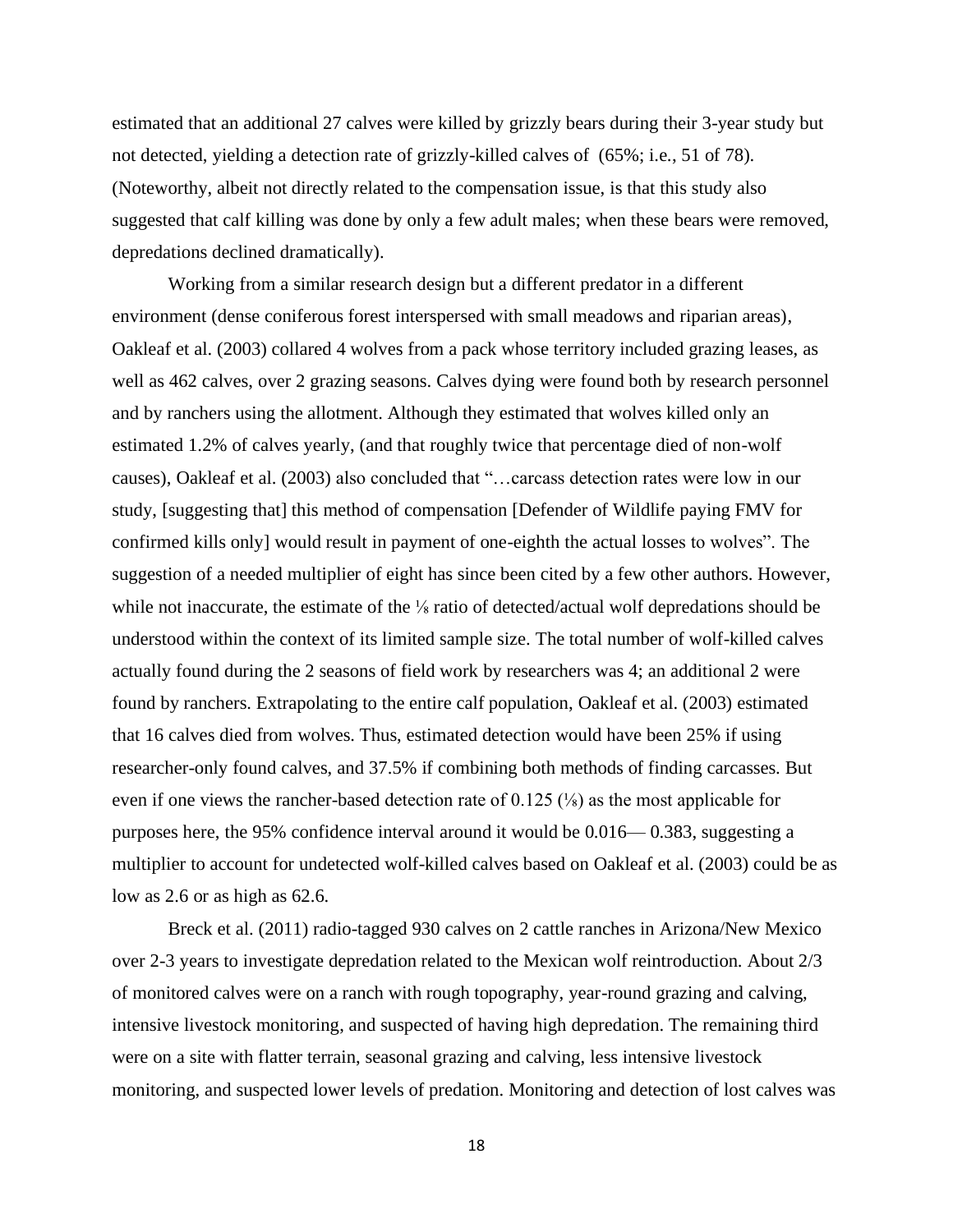estimated that an additional 27 calves were killed by grizzly bears during their 3-year study but not detected, yielding a detection rate of grizzly-killed calves of (65%; i.e., 51 of 78). (Noteworthy, albeit not directly related to the compensation issue, is that this study also suggested that calf killing was done by only a few adult males; when these bears were removed, depredations declined dramatically).

Working from a similar research design but a different predator in a different environment (dense coniferous forest interspersed with small meadows and riparian areas), Oakleaf et al. (2003) collared 4 wolves from a pack whose territory included grazing leases, as well as 462 calves, over 2 grazing seasons. Calves dying were found both by research personnel and by ranchers using the allotment. Although they estimated that wolves killed only an estimated 1.2% of calves yearly, (and that roughly twice that percentage died of non-wolf causes), Oakleaf et al. (2003) also concluded that "…carcass detection rates were low in our study, [suggesting that] this method of compensation [Defender of Wildlife paying FMV for confirmed kills only] would result in payment of one-eighth the actual losses to wolves". The suggestion of a needed multiplier of eight has since been cited by a few other authors. However, while not inaccurate, the estimate of the ⅛ ratio of detected/actual wolf depredations should be understood within the context of its limited sample size. The total number of wolf-killed calves actually found during the 2 seasons of field work by researchers was 4; an additional 2 were found by ranchers. Extrapolating to the entire calf population, Oakleaf et al. (2003) estimated that 16 calves died from wolves. Thus, estimated detection would have been 25% if using researcher-only found calves, and 37.5% if combining both methods of finding carcasses. But even if one views the rancher-based detection rate of 0.125 (⅛) as the most applicable for purposes here, the 95% confidence interval around it would be 0.016— 0.383, suggesting a multiplier to account for undetected wolf-killed calves based on Oakleaf et al. (2003) could be as low as 2.6 or as high as 62.6.

Breck et al. (2011) radio-tagged 930 calves on 2 cattle ranches in Arizona/New Mexico over 2-3 years to investigate depredation related to the Mexican wolf reintroduction. About 2/3 of monitored calves were on a ranch with rough topography, year-round grazing and calving, intensive livestock monitoring, and suspected of having high depredation. The remaining third were on a site with flatter terrain, seasonal grazing and calving, less intensive livestock monitoring, and suspected lower levels of predation. Monitoring and detection of lost calves was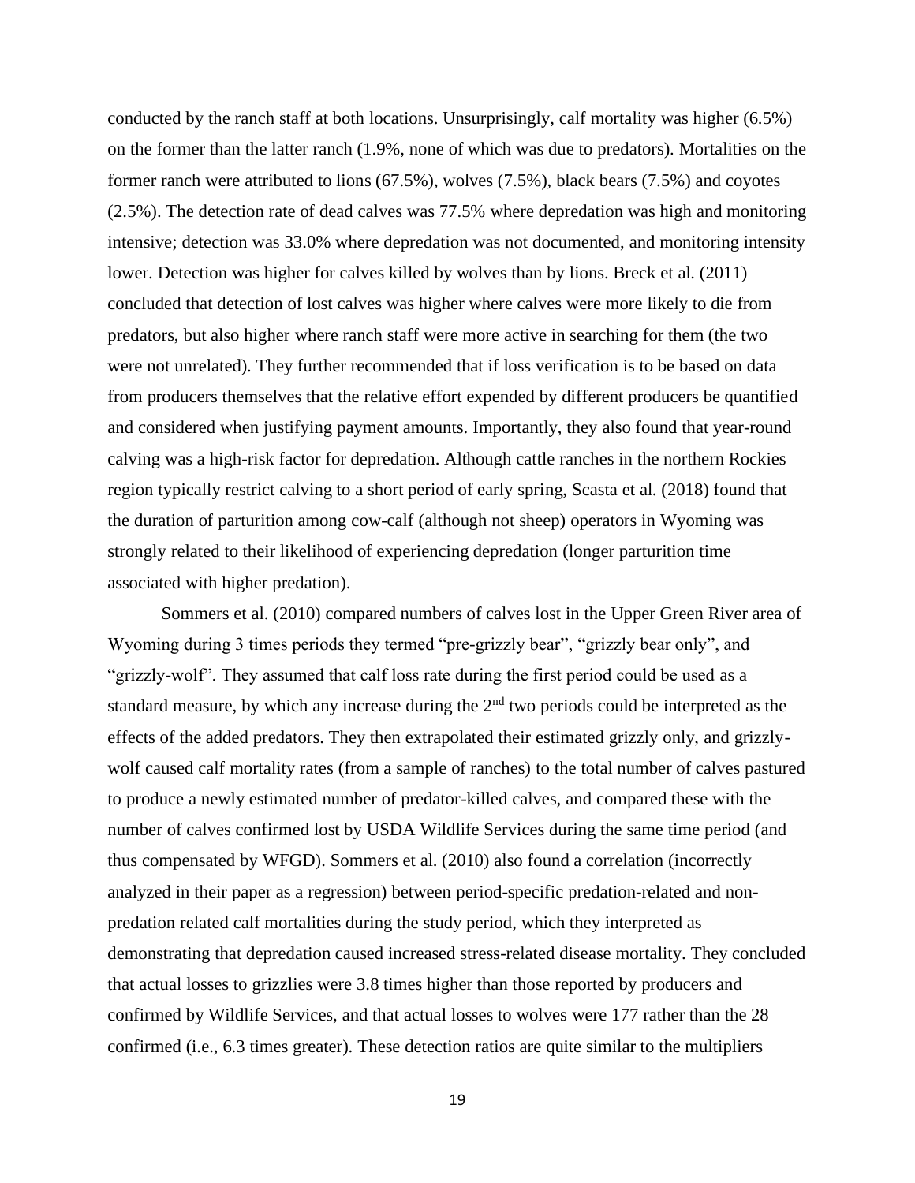conducted by the ranch staff at both locations. Unsurprisingly, calf mortality was higher (6.5%) on the former than the latter ranch (1.9%, none of which was due to predators). Mortalities on the former ranch were attributed to lions (67.5%), wolves (7.5%), black bears (7.5%) and coyotes (2.5%). The detection rate of dead calves was 77.5% where depredation was high and monitoring intensive; detection was 33.0% where depredation was not documented, and monitoring intensity lower. Detection was higher for calves killed by wolves than by lions. Breck et al. (2011) concluded that detection of lost calves was higher where calves were more likely to die from predators, but also higher where ranch staff were more active in searching for them (the two were not unrelated). They further recommended that if loss verification is to be based on data from producers themselves that the relative effort expended by different producers be quantified and considered when justifying payment amounts. Importantly, they also found that year-round calving was a high-risk factor for depredation. Although cattle ranches in the northern Rockies region typically restrict calving to a short period of early spring, Scasta et al. (2018) found that the duration of parturition among cow-calf (although not sheep) operators in Wyoming was strongly related to their likelihood of experiencing depredation (longer parturition time associated with higher predation).

Sommers et al. (2010) compared numbers of calves lost in the Upper Green River area of Wyoming during 3 times periods they termed "pre-grizzly bear", "grizzly bear only", and "grizzly-wolf". They assumed that calf loss rate during the first period could be used as a standard measure, by which any increase during the 2nd two periods could be interpreted as the effects of the added predators. They then extrapolated their estimated grizzly only, and grizzly-wolf caused calf mortality rates (from a sample of ranches) to the total number of calves pastured to produce a newly estimated number of predator-killed calves, and compared these with the number of calves confirmed lost by USDA Wildlife Services during the same time period (and thus compensated by WFGD). Sommers et al. (2010) also found a correlation (incorrectly analyzed in their paper as a regression) between period-specific predation-related and non-predation related calf mortalities during the study period, which they interpreted as demonstrating that depredation caused increased stress-related disease mortality. They concluded that actual losses to grizzlies were 3.8 times higher than those reported by producers and confirmed by Wildlife Services, and that actual losses to wolves were 177 rather than the 28 confirmed (i.e., 6.3 times greater). These detection ratios are quite similar to the multipliers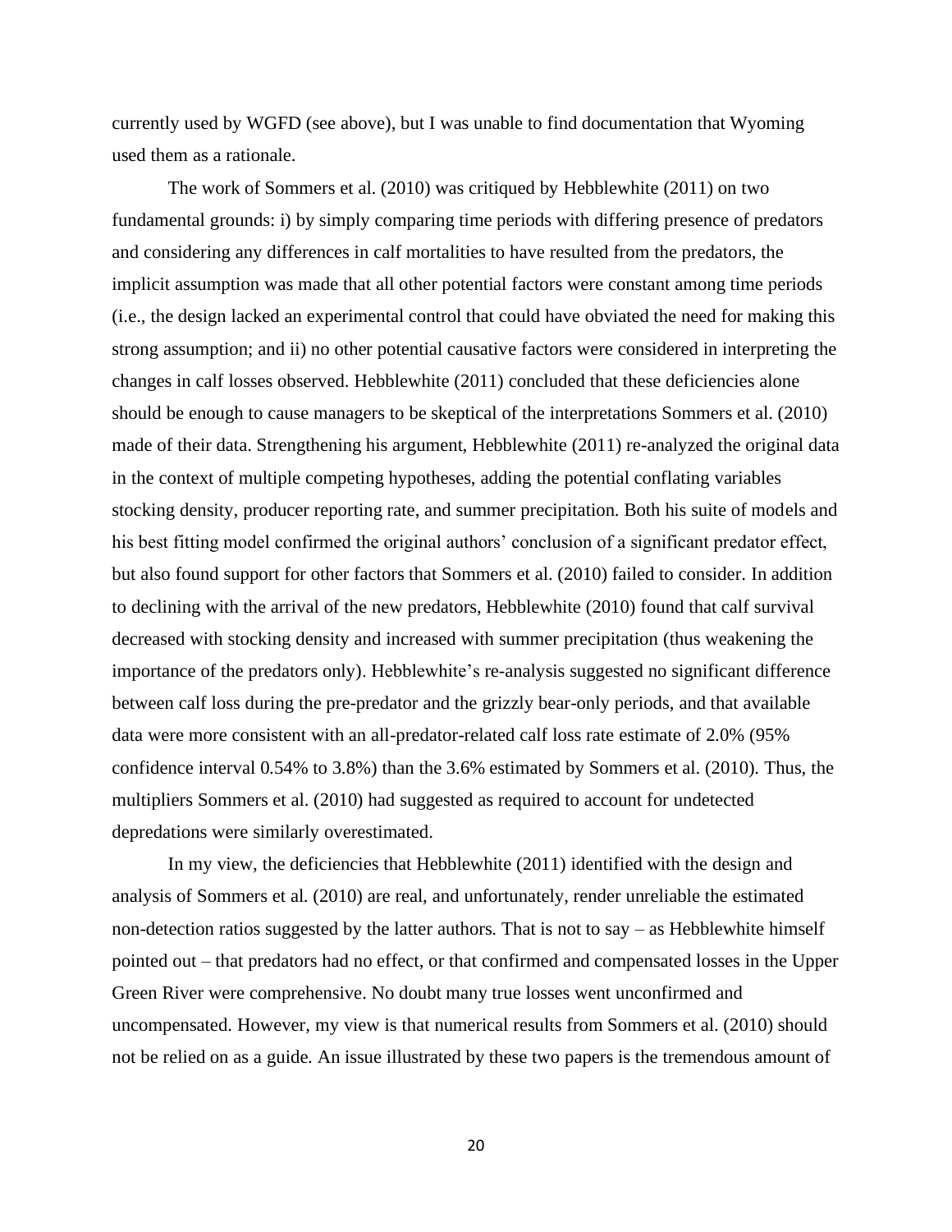currently used by WGFD (see above), but I was unable to find documentation that Wyoming used them as a rationale.

The work of Sommers et al. (2010) was critiqued by Hebblewhite (2011) on two fundamental grounds: i) by simply comparing time periods with differing presence of predators and considering any differences in calf mortalities to have resulted from the predators, the implicit assumption was made that all other potential factors were constant among time periods (i.e., the design lacked an experimental control that could have obviated the need for making this strong assumption; and ii) no other potential causative factors were considered in interpreting the changes in calf losses observed. Hebblewhite (2011) concluded that these deficiencies alone should be enough to cause managers to be skeptical of the interpretations Sommers et al. (2010) made of their data. Strengthening his argument, Hebblewhite (2011) re-analyzed the original data in the context of multiple competing hypotheses, adding the potential conflating variables stocking density, producer reporting rate, and summer precipitation. Both his suite of models and his best fitting model confirmed the original authors' conclusion of a significant predator effect, but also found support for other factors that Sommers et al. (2010) failed to consider. In addition to declining with the arrival of the new predators, Hebblewhite (2010) found that calf survival decreased with stocking density and increased with summer precipitation (thus weakening the importance of the predators only). Hebblewhite's re-analysis suggested no significant difference between calf loss during the pre-predator and the grizzly bear-only periods, and that available data were more consistent with an all-predator-related calf loss rate estimate of 2.0% (95% confidence interval 0.54% to 3.8%) than the 3.6% estimated by Sommers et al. (2010). Thus, the multipliers Sommers et al. (2010) had suggested as required to account for undetected depredations were similarly overestimated.

In my view, the deficiencies that Hebblewhite (2011) identified with the design and analysis of Sommers et al. (2010) are real, and unfortunately, render unreliable the estimated non-detection ratios suggested by the latter authors. That is not to say – as Hebblewhite himself pointed out – that predators had no effect, or that confirmed and compensated losses in the Upper Green River were comprehensive. No doubt many true losses went unconfirmed and uncompensated. However, my view is that numerical results from Sommers et al. (2010) should not be relied on as a guide. An issue illustrated by these two papers is the tremendous amount of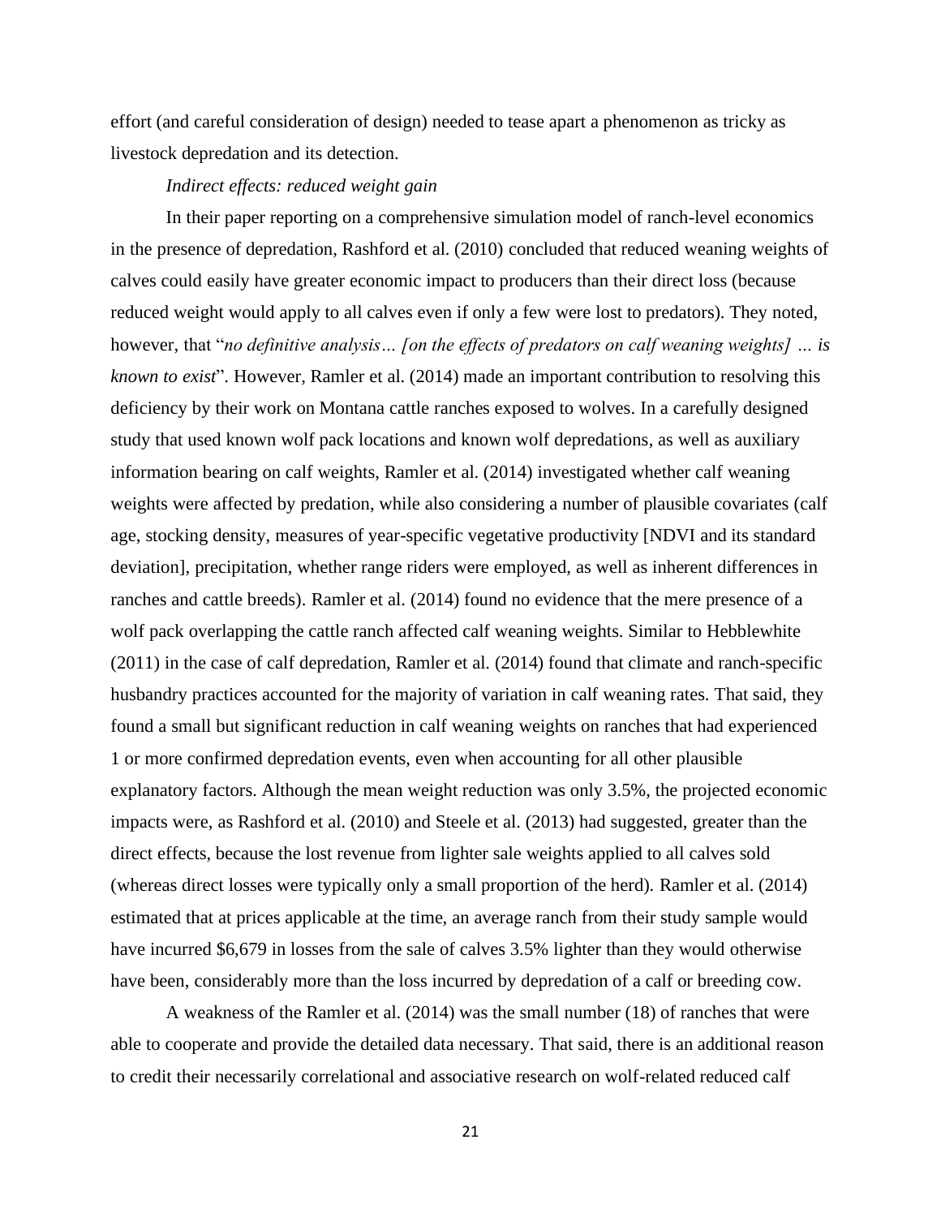effort (and careful consideration of design) needed to tease apart a phenomenon as tricky as livestock depredation and its detection.

*Indirect effects: reduced weight gain*

In their paper reporting on a comprehensive simulation model of ranch-level economics in the presence of depredation, Rashford et al. (2010) concluded that reduced weaning weights of calves could easily have greater economic impact to producers than their direct loss (because reduced weight would apply to all calves even if only a few were lost to predators). They noted, however, that "*no definitive analysis… [on the effects of predators on calf weaning weights] … is known to exist*". However, Ramler et al. (2014) made an important contribution to resolving this deficiency by their work on Montana cattle ranches exposed to wolves. In a carefully designed study that used known wolf pack locations and known wolf depredations, as well as auxiliary information bearing on calf weights, Ramler et al. (2014) investigated whether calf weaning weights were affected by predation, while also considering a number of plausible covariates (calf age, stocking density, measures of year-specific vegetative productivity [NDVI and its standard deviation], precipitation, whether range riders were employed, as well as inherent differences in ranches and cattle breeds). Ramler et al. (2014) found no evidence that the mere presence of a wolf pack overlapping the cattle ranch affected calf weaning weights. Similar to Hebblewhite (2011) in the case of calf depredation, Ramler et al. (2014) found that climate and ranch-specific husbandry practices accounted for the majority of variation in calf weaning rates. That said, they found a small but significant reduction in calf weaning weights on ranches that had experienced 1 or more confirmed depredation events, even when accounting for all other plausible explanatory factors. Although the mean weight reduction was only 3.5%, the projected economic impacts were, as Rashford et al. (2010) and Steele et al. (2013) had suggested, greater than the direct effects, because the lost revenue from lighter sale weights applied to all calves sold (whereas direct losses were typically only a small proportion of the herd). Ramler et al. (2014) estimated that at prices applicable at the time, an average ranch from their study sample would have incurred $6,679 in losses from the sale of calves 3.5% lighter than they would otherwise have been, considerably more than the loss incurred by depredation of a calf or breeding cow.

A weakness of the Ramler et al. (2014) was the small number (18) of ranches that were able to cooperate and provide the detailed data necessary. That said, there is an additional reason to credit their necessarily correlational and associative research on wolf-related reduced calf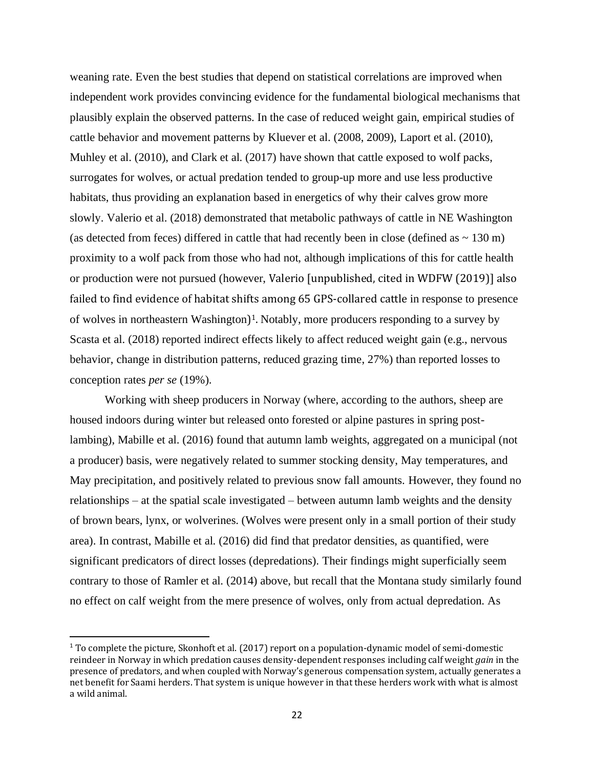weaning rate. Even the best studies that depend on statistical correlations are improved when independent work provides convincing evidence for the fundamental biological mechanisms that plausibly explain the observed patterns. In the case of reduced weight gain, empirical studies of cattle behavior and movement patterns by Kluever et al. (2008, 2009), Laport et al. (2010), Muhley et al. (2010), and Clark et al. (2017) have shown that cattle exposed to wolf packs, surrogates for wolves, or actual predation tended to group-up more and use less productive habitats, thus providing an explanation based in energetics of why their calves grow more slowly. Valerio et al. (2018) demonstrated that metabolic pathways of cattle in NE Washington (as detected from feces) differed in cattle that had recently been in close (defined as ~ 130 m) proximity to a wolf pack from those who had not, although implications of this for cattle health or production were not pursued (however, Valerio [unpublished, cited in WDFW (2019)] also failed to find evidence of habitat shifts among 65 GPS-collared cattle in response to presence of wolves in northeastern Washington)[1]. Notably, more producers responding to a survey by Scasta et al. (2018) reported indirect effects likely to affect reduced weight gain (e.g., nervous behavior, change in distribution patterns, reduced grazing time, 27%) than reported losses to conception rates *per se* (19%).

Working with sheep producers in Norway (where, according to the authors, sheep are housed indoors during winter but released onto forested or alpine pastures in spring post-lambing), Mabille et al. (2016) found that autumn lamb weights, aggregated on a municipal (not a producer) basis, were negatively related to summer stocking density, May temperatures, and May precipitation, and positively related to previous snow fall amounts. However, they found no relationships – at the spatial scale investigated – between autumn lamb weights and the density of brown bears, lynx, or wolverines. (Wolves were present only in a small portion of their study area). In contrast, Mabille et al. (2016) did find that predator densities, as quantified, were significant predicators of direct losses (depredations). Their findings might superficially seem contrary to those of Ramler et al. (2014) above, but recall that the Montana study similarly found no effect on calf weight from the mere presence of wolves, only from actual depredation. As

[1] To complete the picture, Skonhoft et al. (2017) report on a population-dynamic model of semi-domestic reindeer in Norway in which predation causes density-dependent responses including calf weight *gain* in the presence of predators, and when coupled with Norway's generous compensation system, actually generates a net benefit for Saami herders. That system is unique however in that these herders work with what is almost a wild animal.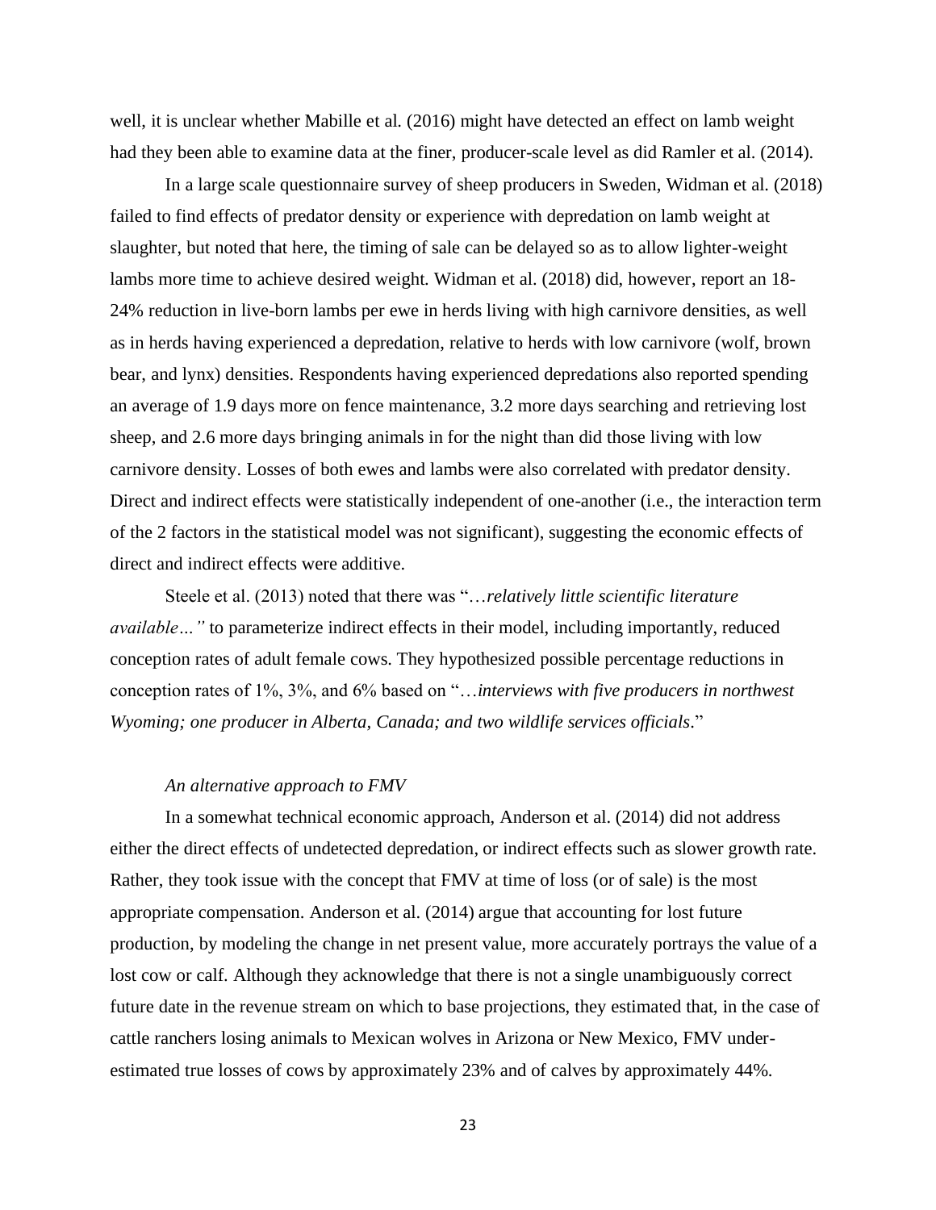well, it is unclear whether Mabille et al. (2016) might have detected an effect on lamb weight had they been able to examine data at the finer, producer-scale level as did Ramler et al. (2014).

In a large scale questionnaire survey of sheep producers in Sweden, Widman et al. (2018) failed to find effects of predator density or experience with depredation on lamb weight at slaughter, but noted that here, the timing of sale can be delayed so as to allow lighter-weight lambs more time to achieve desired weight. Widman et al. (2018) did, however, report an 18-24% reduction in live-born lambs per ewe in herds living with high carnivore densities, as well as in herds having experienced a depredation, relative to herds with low carnivore (wolf, brown bear, and lynx) densities. Respondents having experienced depredations also reported spending an average of 1.9 days more on fence maintenance, 3.2 more days searching and retrieving lost sheep, and 2.6 more days bringing animals in for the night than did those living with low carnivore density. Losses of both ewes and lambs were also correlated with predator density. Direct and indirect effects were statistically independent of one-another (i.e., the interaction term of the 2 factors in the statistical model was not significant), suggesting the economic effects of direct and indirect effects were additive.

Steele et al. (2013) noted that there was "…*relatively little scientific literature available…*" to parameterize indirect effects in their model, including importantly, reduced conception rates of adult female cows. They hypothesized possible percentage reductions in conception rates of 1%, 3%, and 6% based on "…*interviews with five producers in northwest Wyoming; one producer in Alberta, Canada; and two wildlife services officials*."

*An alternative approach to FMV*

In a somewhat technical economic approach, Anderson et al. (2014) did not address either the direct effects of undetected depredation, or indirect effects such as slower growth rate. Rather, they took issue with the concept that FMV at time of loss (or of sale) is the most appropriate compensation. Anderson et al. (2014) argue that accounting for lost future production, by modeling the change in net present value, more accurately portrays the value of a lost cow or calf. Although they acknowledge that there is not a single unambiguously correct future date in the revenue stream on which to base projections, they estimated that, in the case of cattle ranchers losing animals to Mexican wolves in Arizona or New Mexico, FMV under-estimated true losses of cows by approximately 23% and of calves by approximately 44%.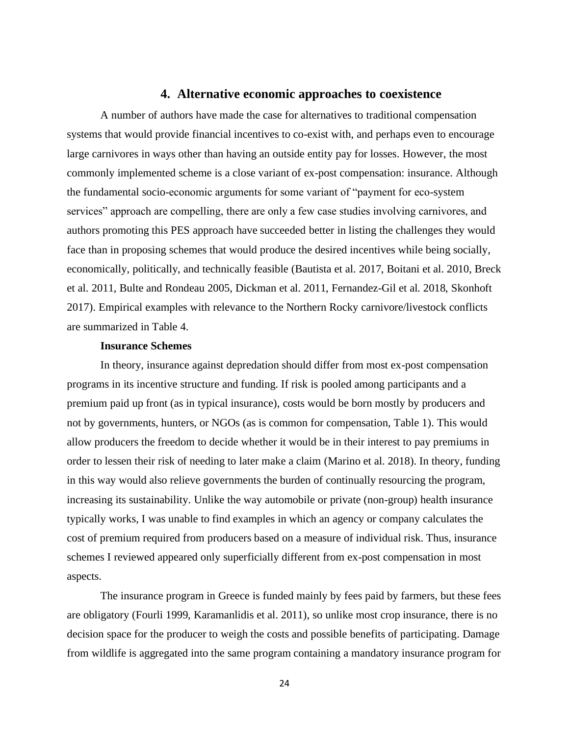## 4. Alternative economic approaches to coexistence

A number of authors have made the case for alternatives to traditional compensation systems that would provide financial incentives to co-exist with, and perhaps even to encourage large carnivores in ways other than having an outside entity pay for losses. However, the most commonly implemented scheme is a close variant of ex-post compensation: insurance. Although the fundamental socio-economic arguments for some variant of "payment for eco-system services" approach are compelling, there are only a few case studies involving carnivores, and authors promoting this PES approach have succeeded better in listing the challenges they would face than in proposing schemes that would produce the desired incentives while being socially, economically, politically, and technically feasible (Bautista et al. 2017, Boitani et al. 2010, Breck et al. 2011, Bulte and Rondeau 2005, Dickman et al. 2011, Fernandez-Gil et al. 2018, Skonhoft 2017). Empirical examples with relevance to the Northern Rocky carnivore/livestock conflicts are summarized in Table 4.

**Insurance Schemes**

In theory, insurance against depredation should differ from most ex-post compensation programs in its incentive structure and funding. If risk is pooled among participants and a premium paid up front (as in typical insurance), costs would be born mostly by producers and not by governments, hunters, or NGOs (as is common for compensation, Table 1). This would allow producers the freedom to decide whether it would be in their interest to pay premiums in order to lessen their risk of needing to later make a claim (Marino et al. 2018). In theory, funding in this way would also relieve governments the burden of continually resourcing the program, increasing its sustainability. Unlike the way automobile or private (non-group) health insurance typically works, I was unable to find examples in which an agency or company calculates the cost of premium required from producers based on a measure of individual risk. Thus, insurance schemes I reviewed appeared only superficially different from ex-post compensation in most aspects.

The insurance program in Greece is funded mainly by fees paid by farmers, but these fees are obligatory (Fourli 1999, Karamanlidis et al. 2011), so unlike most crop insurance, there is no decision space for the producer to weigh the costs and possible benefits of participating. Damage from wildlife is aggregated into the same program containing a mandatory insurance program for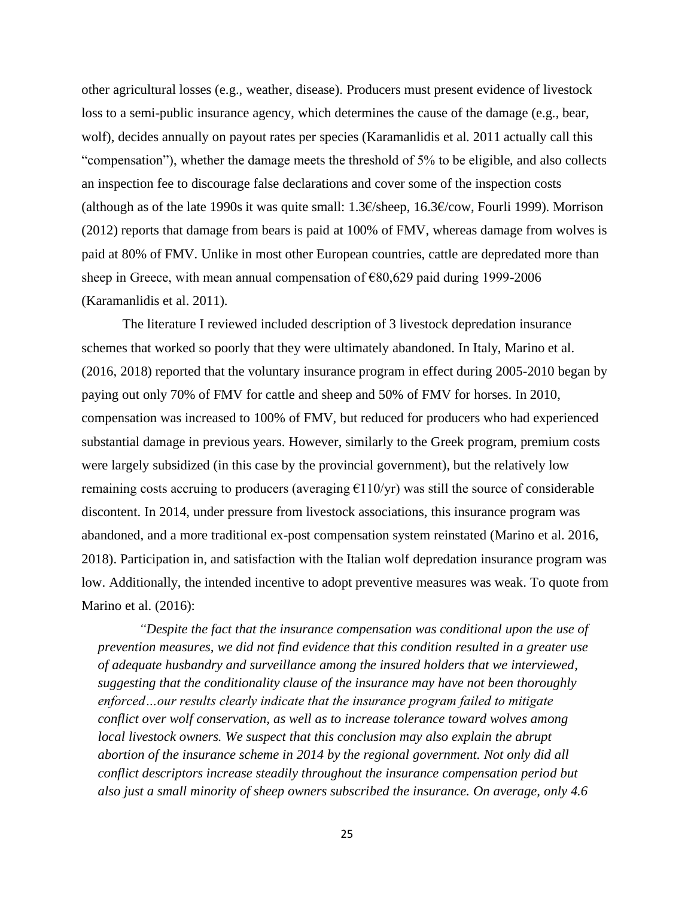other agricultural losses (e.g., weather, disease). Producers must present evidence of livestock loss to a semi-public insurance agency, which determines the cause of the damage (e.g., bear, wolf), decides annually on payout rates per species (Karamanlidis et al. 2011 actually call this "compensation"), whether the damage meets the threshold of 5% to be eligible, and also collects an inspection fee to discourage false declarations and cover some of the inspection costs (although as of the late 1990s it was quite small: 1.3€/sheep, 16.3€/cow, Fourli 1999). Morrison (2012) reports that damage from bears is paid at 100% of FMV, whereas damage from wolves is paid at 80% of FMV. Unlike in most other European countries, cattle are depredated more than sheep in Greece, with mean annual compensation of €80,629 paid during 1999-2006 (Karamanlidis et al. 2011).

The literature I reviewed included description of 3 livestock depredation insurance schemes that worked so poorly that they were ultimately abandoned. In Italy, Marino et al. (2016, 2018) reported that the voluntary insurance program in effect during 2005-2010 began by paying out only 70% of FMV for cattle and sheep and 50% of FMV for horses. In 2010, compensation was increased to 100% of FMV, but reduced for producers who had experienced substantial damage in previous years. However, similarly to the Greek program, premium costs were largely subsidized (in this case by the provincial government), but the relatively low remaining costs accruing to producers (averaging €110/yr) was still the source of considerable discontent. In 2014, under pressure from livestock associations, this insurance program was abandoned, and a more traditional ex-post compensation system reinstated (Marino et al. 2016, 2018). Participation in, and satisfaction with the Italian wolf depredation insurance program was low. Additionally, the intended incentive to adopt preventive measures was weak. To quote from Marino et al. (2016):

> *"Despite the fact that the insurance compensation was conditional upon the use of prevention measures, we did not find evidence that this condition resulted in a greater use of adequate husbandry and surveillance among the insured holders that we interviewed, suggesting that the conditionality clause of the insurance may have not been thoroughly enforced…our results clearly indicate that the insurance program failed to mitigate conflict over wolf conservation, as well as to increase tolerance toward wolves among local livestock owners. We suspect that this conclusion may also explain the abrupt abortion of the insurance scheme in 2014 by the regional government. Not only did all conflict descriptors increase steadily throughout the insurance compensation period but also just a small minority of sheep owners subscribed the insurance. On average, only 4.6*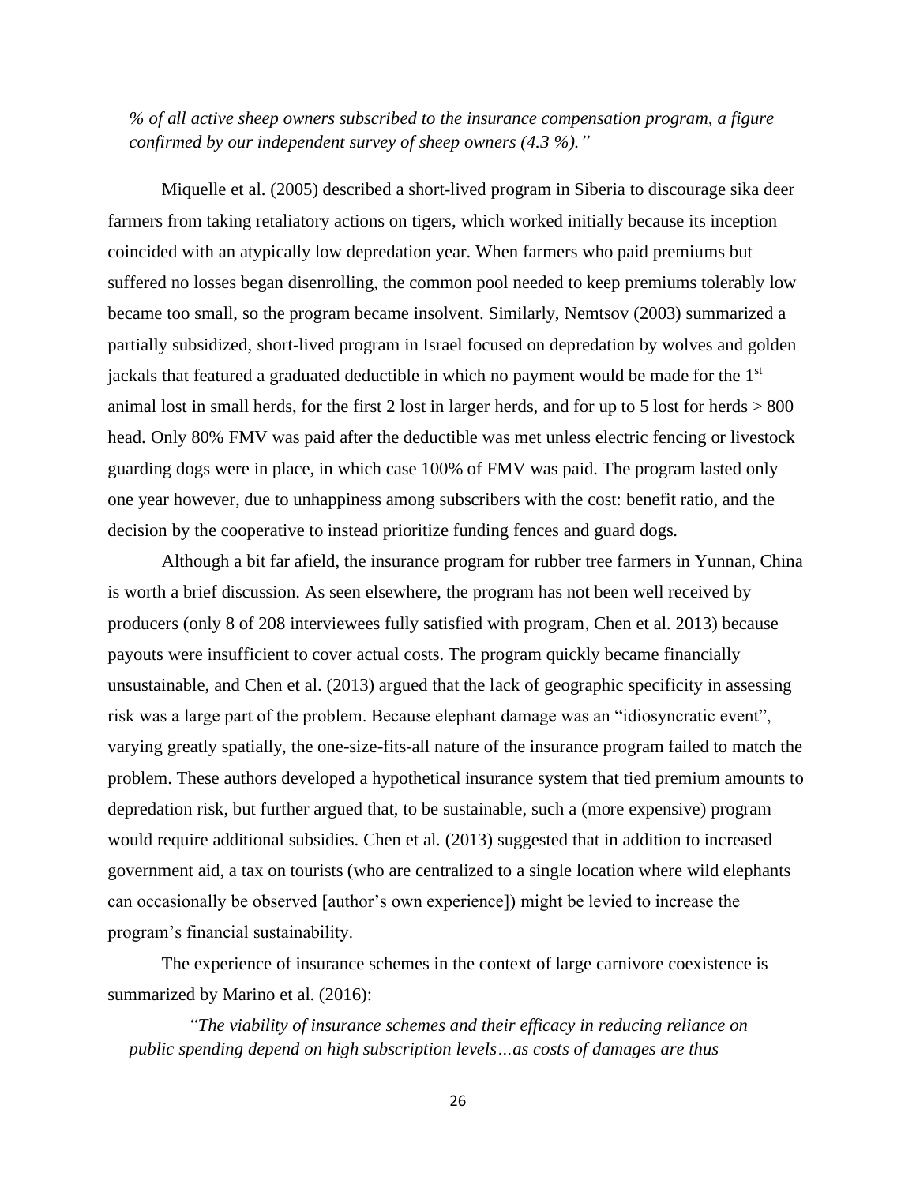*% of all active sheep owners subscribed to the insurance compensation program, a figure confirmed by our independent survey of sheep owners (4.3 %)."*

Miquelle et al. (2005) described a short-lived program in Siberia to discourage sika deer farmers from taking retaliatory actions on tigers, which worked initially because its inception coincided with an atypically low depredation year. When farmers who paid premiums but suffered no losses began disenrolling, the common pool needed to keep premiums tolerably low became too small, so the program became insolvent. Similarly, Nemtsov (2003) summarized a partially subsidized, short-lived program in Israel focused on depredation by wolves and golden jackals that featured a graduated deductible in which no payment would be made for the 1st animal lost in small herds, for the first 2 lost in larger herds, and for up to 5 lost for herds > 800 head. Only 80% FMV was paid after the deductible was met unless electric fencing or livestock guarding dogs were in place, in which case 100% of FMV was paid. The program lasted only one year however, due to unhappiness among subscribers with the cost: benefit ratio, and the decision by the cooperative to instead prioritize funding fences and guard dogs.

Although a bit far afield, the insurance program for rubber tree farmers in Yunnan, China is worth a brief discussion. As seen elsewhere, the program has not been well received by producers (only 8 of 208 interviewees fully satisfied with program, Chen et al. 2013) because payouts were insufficient to cover actual costs. The program quickly became financially unsustainable, and Chen et al. (2013) argued that the lack of geographic specificity in assessing risk was a large part of the problem. Because elephant damage was an "idiosyncratic event", varying greatly spatially, the one-size-fits-all nature of the insurance program failed to match the problem. These authors developed a hypothetical insurance system that tied premium amounts to depredation risk, but further argued that, to be sustainable, such a (more expensive) program would require additional subsidies. Chen et al. (2013) suggested that in addition to increased government aid, a tax on tourists (who are centralized to a single location where wild elephants can occasionally be observed [author's own experience]) might be levied to increase the program's financial sustainability.

The experience of insurance schemes in the context of large carnivore coexistence is summarized by Marino et al. (2016):

> *"The viability of insurance schemes and their efficacy in reducing reliance on public spending depend on high subscription levels…as costs of damages are thus*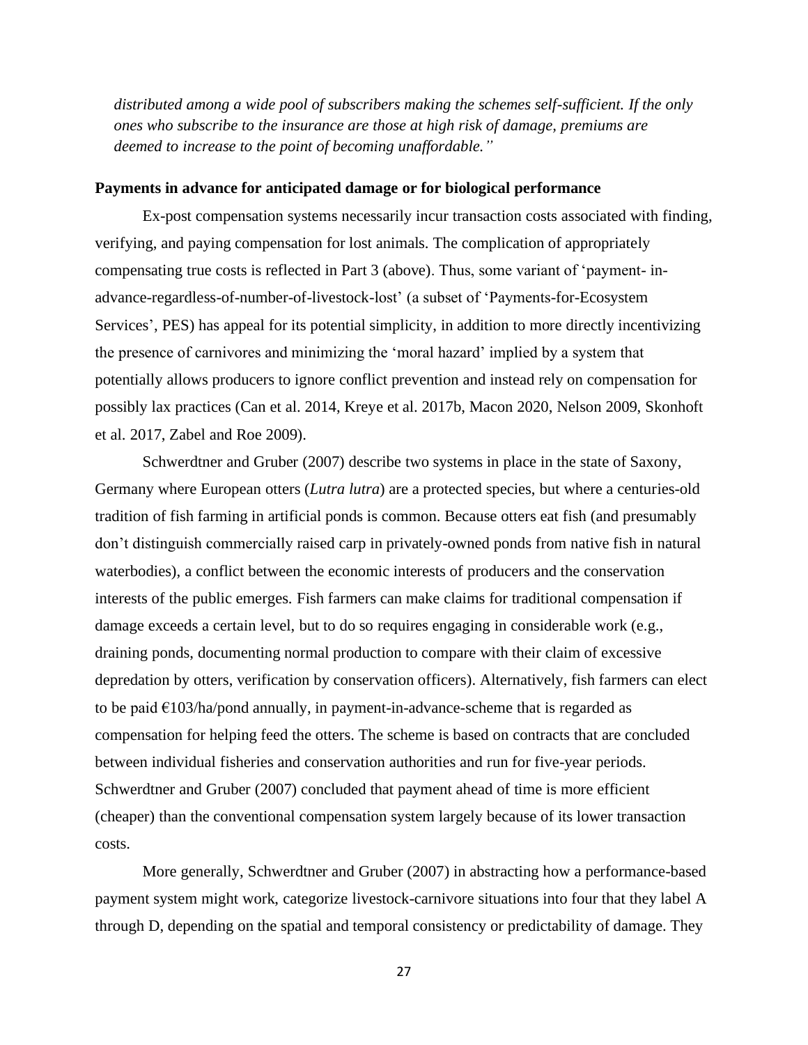*distributed among a wide pool of subscribers making the schemes self-sufficient. If the only ones who subscribe to the insurance are those at high risk of damage, premiums are deemed to increase to the point of becoming unaffordable."*

**Payments in advance for anticipated damage or for biological performance**

Ex-post compensation systems necessarily incur transaction costs associated with finding, verifying, and paying compensation for lost animals. The complication of appropriately compensating true costs is reflected in Part 3 (above). Thus, some variant of 'payment- in-advance-regardless-of-number-of-livestock-lost' (a subset of 'Payments-for-Ecosystem Services', PES) has appeal for its potential simplicity, in addition to more directly incentivizing the presence of carnivores and minimizing the 'moral hazard' implied by a system that potentially allows producers to ignore conflict prevention and instead rely on compensation for possibly lax practices (Can et al. 2014, Kreye et al. 2017b, Macon 2020, Nelson 2009, Skonhoft et al. 2017, Zabel and Roe 2009).

Schwerdtner and Gruber (2007) describe two systems in place in the state of Saxony, Germany where European otters (*Lutra lutra*) are a protected species, but where a centuries-old tradition of fish farming in artificial ponds is common. Because otters eat fish (and presumably don't distinguish commercially raised carp in privately-owned ponds from native fish in natural waterbodies), a conflict between the economic interests of producers and the conservation interests of the public emerges. Fish farmers can make claims for traditional compensation if damage exceeds a certain level, but to do so requires engaging in considerable work (e.g., draining ponds, documenting normal production to compare with their claim of excessive depredation by otters, verification by conservation officers). Alternatively, fish farmers can elect to be paid €103/ha/pond annually, in payment-in-advance-scheme that is regarded as compensation for helping feed the otters. The scheme is based on contracts that are concluded between individual fisheries and conservation authorities and run for five-year periods. Schwerdtner and Gruber (2007) concluded that payment ahead of time is more efficient (cheaper) than the conventional compensation system largely because of its lower transaction costs.

More generally, Schwerdtner and Gruber (2007) in abstracting how a performance-based payment system might work, categorize livestock-carnivore situations into four that they label A through D, depending on the spatial and temporal consistency or predictability of damage. They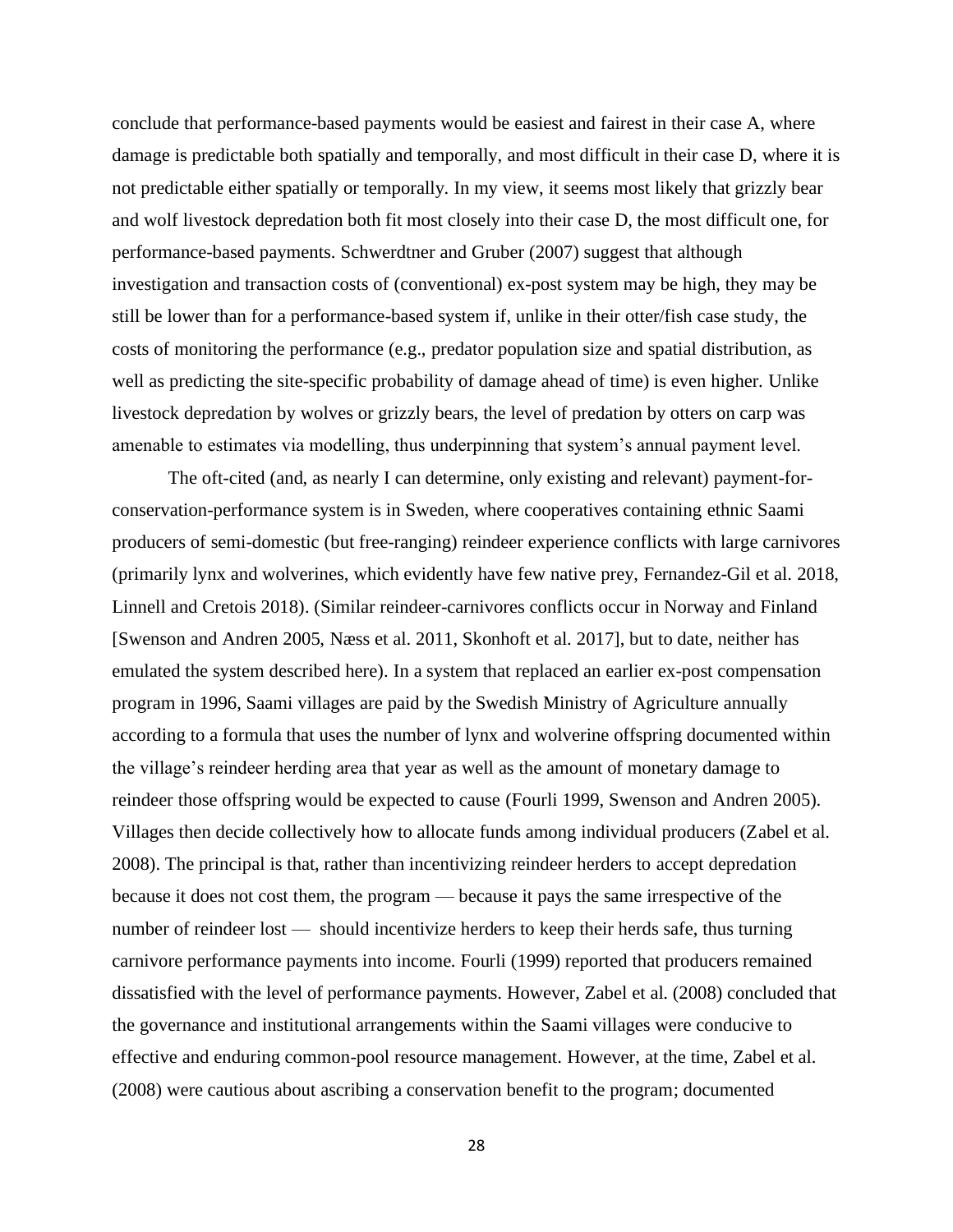conclude that performance-based payments would be easiest and fairest in their case A, where damage is predictable both spatially and temporally, and most difficult in their case D, where it is not predictable either spatially or temporally. In my view, it seems most likely that grizzly bear and wolf livestock depredation both fit most closely into their case D, the most difficult one, for performance-based payments. Schwerdtner and Gruber (2007) suggest that although investigation and transaction costs of (conventional) ex-post system may be high, they may be still be lower than for a performance-based system if, unlike in their otter/fish case study, the costs of monitoring the performance (e.g., predator population size and spatial distribution, as well as predicting the site-specific probability of damage ahead of time) is even higher. Unlike livestock depredation by wolves or grizzly bears, the level of predation by otters on carp was amenable to estimates via modelling, thus underpinning that system's annual payment level.

The oft-cited (and, as nearly I can determine, only existing and relevant) payment-for-conservation-performance system is in Sweden, where cooperatives containing ethnic Saami producers of semi-domestic (but free-ranging) reindeer experience conflicts with large carnivores (primarily lynx and wolverines, which evidently have few native prey, Fernandez-Gil et al. 2018, Linnell and Cretois 2018). (Similar reindeer-carnivores conflicts occur in Norway and Finland [Swenson and Andren 2005, Næss et al. 2011, Skonhoft et al. 2017], but to date, neither has emulated the system described here). In a system that replaced an earlier ex-post compensation program in 1996, Saami villages are paid by the Swedish Ministry of Agriculture annually according to a formula that uses the number of lynx and wolverine offspring documented within the village's reindeer herding area that year as well as the amount of monetary damage to reindeer those offspring would be expected to cause (Fourli 1999, Swenson and Andren 2005). Villages then decide collectively how to allocate funds among individual producers (Zabel et al. 2008). The principal is that, rather than incentivizing reindeer herders to accept depredation because it does not cost them, the program — because it pays the same irrespective of the number of reindeer lost — should incentivize herders to keep their herds safe, thus turning carnivore performance payments into income. Fourli (1999) reported that producers remained dissatisfied with the level of performance payments. However, Zabel et al. (2008) concluded that the governance and institutional arrangements within the Saami villages were conducive to effective and enduring common-pool resource management. However, at the time, Zabel et al. (2008) were cautious about ascribing a conservation benefit to the program; documented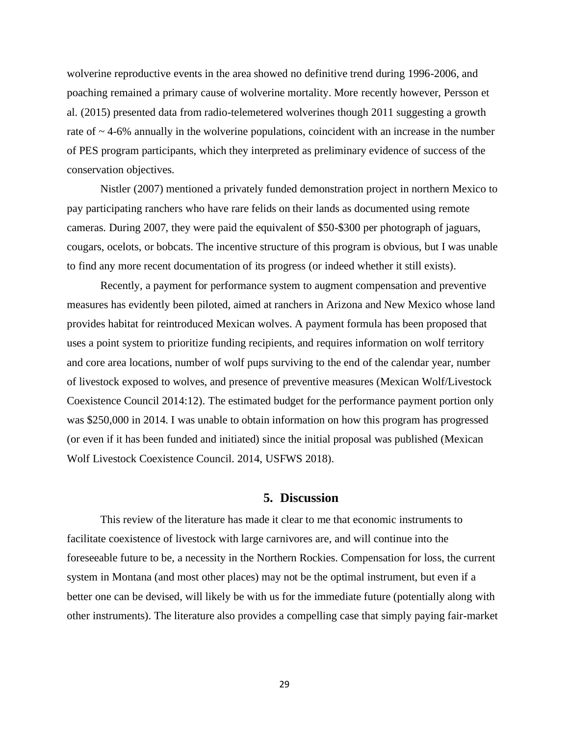wolverine reproductive events in the area showed no definitive trend during 1996-2006, and poaching remained a primary cause of wolverine mortality. More recently however, Persson et al. (2015) presented data from radio-telemetered wolverines though 2011 suggesting a growth rate of ~ 4-6% annually in the wolverine populations, coincident with an increase in the number of PES program participants, which they interpreted as preliminary evidence of success of the conservation objectives.

Nistler (2007) mentioned a privately funded demonstration project in northern Mexico to pay participating ranchers who have rare felids on their lands as documented using remote cameras. During 2007, they were paid the equivalent of $50-$300 per photograph of jaguars, cougars, ocelots, or bobcats. The incentive structure of this program is obvious, but I was unable to find any more recent documentation of its progress (or indeed whether it still exists).

Recently, a payment for performance system to augment compensation and preventive measures has evidently been piloted, aimed at ranchers in Arizona and New Mexico whose land provides habitat for reintroduced Mexican wolves. A payment formula has been proposed that uses a point system to prioritize funding recipients, and requires information on wolf territory and core area locations, number of wolf pups surviving to the end of the calendar year, number of livestock exposed to wolves, and presence of preventive measures (Mexican Wolf/Livestock Coexistence Council 2014:12). The estimated budget for the performance payment portion only was $250,000 in 2014. I was unable to obtain information on how this program has progressed (or even if it has been funded and initiated) since the initial proposal was published (Mexican Wolf Livestock Coexistence Council. 2014, USFWS 2018).

## 5. Discussion

This review of the literature has made it clear to me that economic instruments to facilitate coexistence of livestock with large carnivores are, and will continue into the foreseeable future to be, a necessity in the Northern Rockies. Compensation for loss, the current system in Montana (and most other places) may not be the optimal instrument, but even if a better one can be devised, will likely be with us for the immediate future (potentially along with other instruments). The literature also provides a compelling case that simply paying fair-market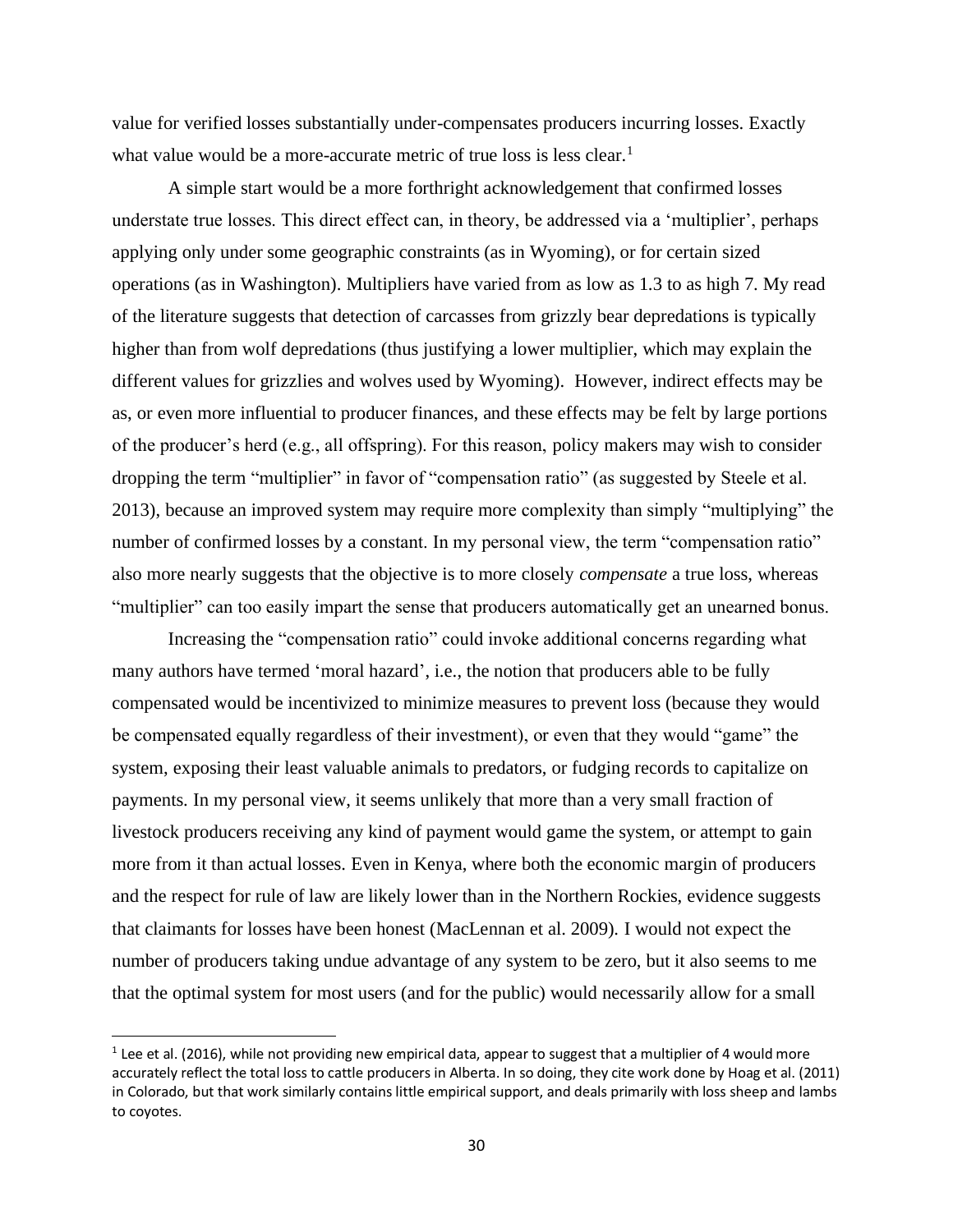value for verified losses substantially under-compensates producers incurring losses. Exactly what value would be a more-accurate metric of true loss is less clear.[1]

A simple start would be a more forthright acknowledgement that confirmed losses understate true losses. This direct effect can, in theory, be addressed via a 'multiplier', perhaps applying only under some geographic constraints (as in Wyoming), or for certain sized operations (as in Washington). Multipliers have varied from as low as 1.3 to as high 7. My read of the literature suggests that detection of carcasses from grizzly bear depredations is typically higher than from wolf depredations (thus justifying a lower multiplier, which may explain the different values for grizzlies and wolves used by Wyoming). However, indirect effects may be as, or even more influential to producer finances, and these effects may be felt by large portions of the producer's herd (e.g., all offspring). For this reason, policy makers may wish to consider dropping the term "multiplier" in favor of "compensation ratio" (as suggested by Steele et al. 2013), because an improved system may require more complexity than simply "multiplying" the number of confirmed losses by a constant. In my personal view, the term "compensation ratio" also more nearly suggests that the objective is to more closely *compensate* a true loss, whereas "multiplier" can too easily impart the sense that producers automatically get an unearned bonus.

Increasing the "compensation ratio" could invoke additional concerns regarding what many authors have termed 'moral hazard', i.e., the notion that producers able to be fully compensated would be incentivized to minimize measures to prevent loss (because they would be compensated equally regardless of their investment), or even that they would "game" the system, exposing their least valuable animals to predators, or fudging records to capitalize on payments. In my personal view, it seems unlikely that more than a very small fraction of livestock producers receiving any kind of payment would game the system, or attempt to gain more from it than actual losses. Even in Kenya, where both the economic margin of producers and the respect for rule of law are likely lower than in the Northern Rockies, evidence suggests that claimants for losses have been honest (MacLennan et al. 2009). I would not expect the number of producers taking undue advantage of any system to be zero, but it also seems to me that the optimal system for most users (and for the public) would necessarily allow for a small

[1] Lee et al. (2016), while not providing new empirical data, appear to suggest that a multiplier of 4 would more accurately reflect the total loss to cattle producers in Alberta. In so doing, they cite work done by Hoag et al. (2011) in Colorado, but that work similarly contains little empirical support, and deals primarily with loss sheep and lambs to coyotes.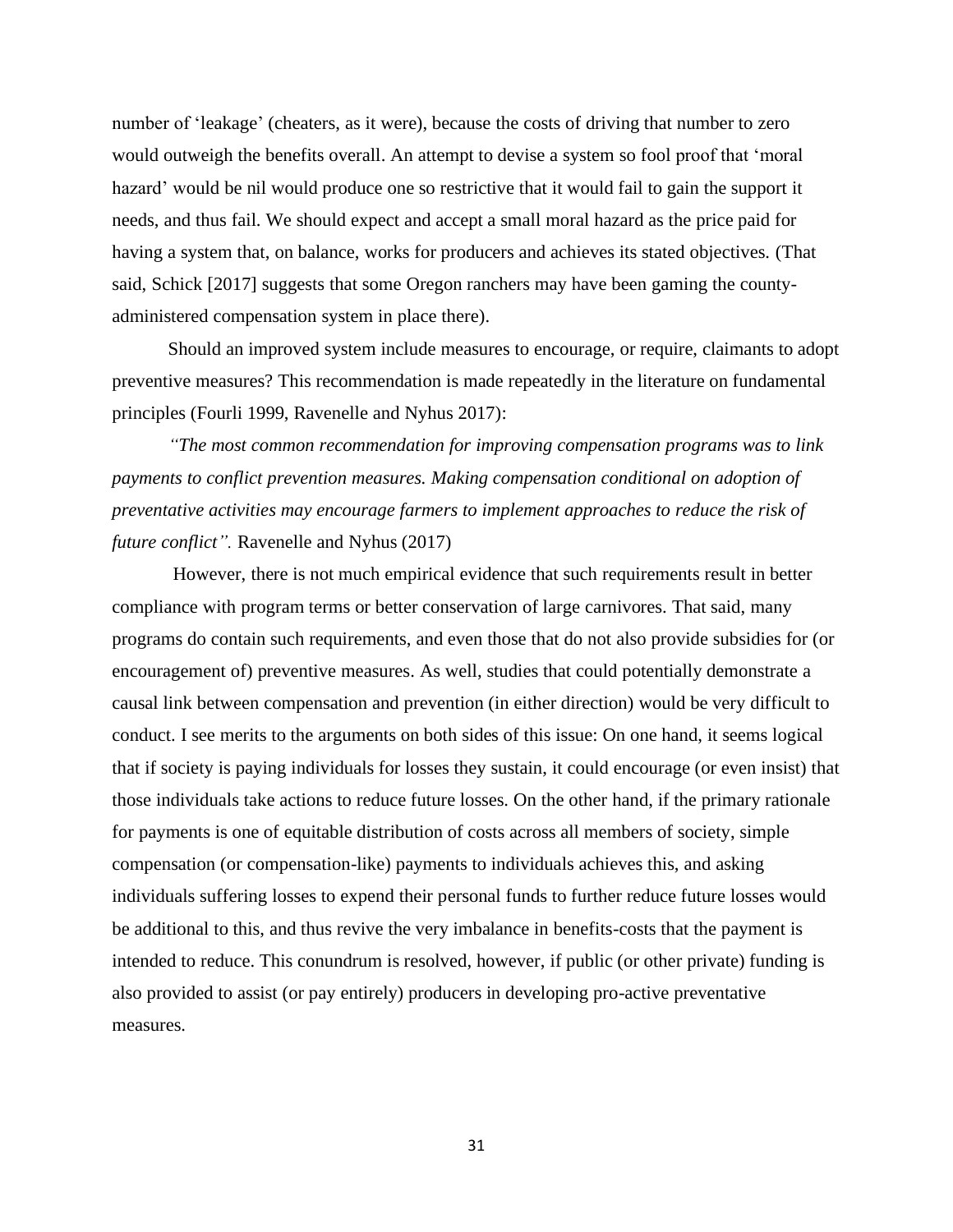number of 'leakage' (cheaters, as it were), because the costs of driving that number to zero would outweigh the benefits overall. An attempt to devise a system so fool proof that 'moral hazard' would be nil would produce one so restrictive that it would fail to gain the support it needs, and thus fail. We should expect and accept a small moral hazard as the price paid for having a system that, on balance, works for producers and achieves its stated objectives. (That said, Schick [2017] suggests that some Oregon ranchers may have been gaming the county-administered compensation system in place there).

Should an improved system include measures to encourage, or require, claimants to adopt preventive measures? This recommendation is made repeatedly in the literature on fundamental principles (Fourli 1999, Ravenelle and Nyhus 2017):

*"The most common recommendation for improving compensation programs was to link payments to conflict prevention measures. Making compensation conditional on adoption of preventative activities may encourage farmers to implement approaches to reduce the risk of future conflict".* Ravenelle and Nyhus (2017)

However, there is not much empirical evidence that such requirements result in better compliance with program terms or better conservation of large carnivores. That said, many programs do contain such requirements, and even those that do not also provide subsidies for (or encouragement of) preventive measures. As well, studies that could potentially demonstrate a causal link between compensation and prevention (in either direction) would be very difficult to conduct. I see merits to the arguments on both sides of this issue: On one hand, it seems logical that if society is paying individuals for losses they sustain, it could encourage (or even insist) that those individuals take actions to reduce future losses. On the other hand, if the primary rationale for payments is one of equitable distribution of costs across all members of society, simple compensation (or compensation-like) payments to individuals achieves this, and asking individuals suffering losses to expend their personal funds to further reduce future losses would be additional to this, and thus revive the very imbalance in benefits-costs that the payment is intended to reduce. This conundrum is resolved, however, if public (or other private) funding is also provided to assist (or pay entirely) producers in developing pro-active preventative measures.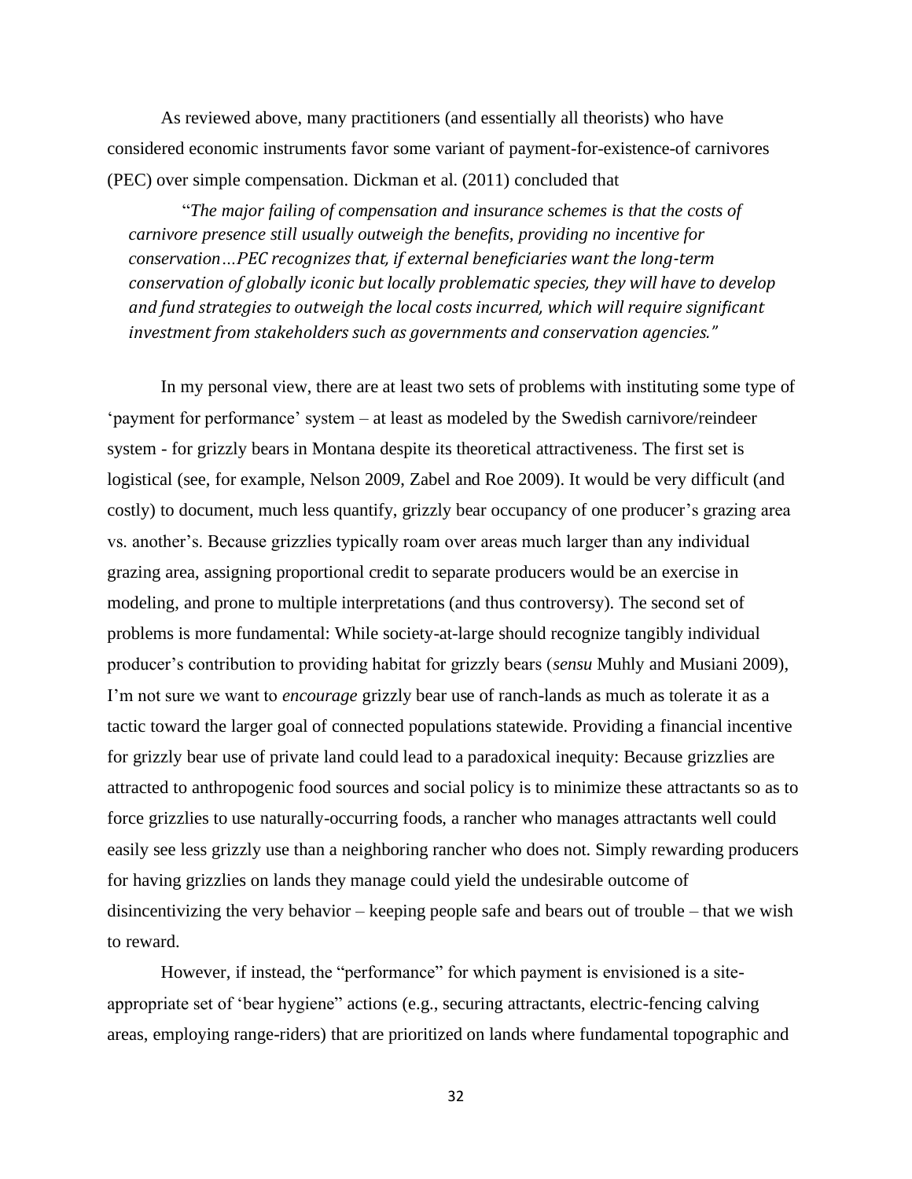As reviewed above, many practitioners (and essentially all theorists) who have considered economic instruments favor some variant of payment-for-existence-of carnivores (PEC) over simple compensation. Dickman et al. (2011) concluded that

> "*The major failing of compensation and insurance schemes is that the costs of carnivore presence still usually outweigh the benefits, providing no incentive for conservation…PEC recognizes that, if external beneficiaries want the long-term conservation of globally iconic but locally problematic species, they will have to develop and fund strategies to outweigh the local costs incurred, which will require significant investment from stakeholders such as governments and conservation agencies.*"

In my personal view, there are at least two sets of problems with instituting some type of 'payment for performance' system – at least as modeled by the Swedish carnivore/reindeer system - for grizzly bears in Montana despite its theoretical attractiveness. The first set is logistical (see, for example, Nelson 2009, Zabel and Roe 2009). It would be very difficult (and costly) to document, much less quantify, grizzly bear occupancy of one producer's grazing area vs. another's. Because grizzlies typically roam over areas much larger than any individual grazing area, assigning proportional credit to separate producers would be an exercise in modeling, and prone to multiple interpretations (and thus controversy). The second set of problems is more fundamental: While society-at-large should recognize tangibly individual producer's contribution to providing habitat for grizzly bears (*sensu* Muhly and Musiani 2009), I'm not sure we want to *encourage* grizzly bear use of ranch-lands as much as tolerate it as a tactic toward the larger goal of connected populations statewide. Providing a financial incentive for grizzly bear use of private land could lead to a paradoxical inequity: Because grizzlies are attracted to anthropogenic food sources and social policy is to minimize these attractants so as to force grizzlies to use naturally-occurring foods, a rancher who manages attractants well could easily see less grizzly use than a neighboring rancher who does not. Simply rewarding producers for having grizzlies on lands they manage could yield the undesirable outcome of disincentivizing the very behavior – keeping people safe and bears out of trouble – that we wish to reward.

However, if instead, the "performance" for which payment is envisioned is a site-appropriate set of 'bear hygiene" actions (e.g., securing attractants, electric-fencing calving areas, employing range-riders) that are prioritized on lands where fundamental topographic and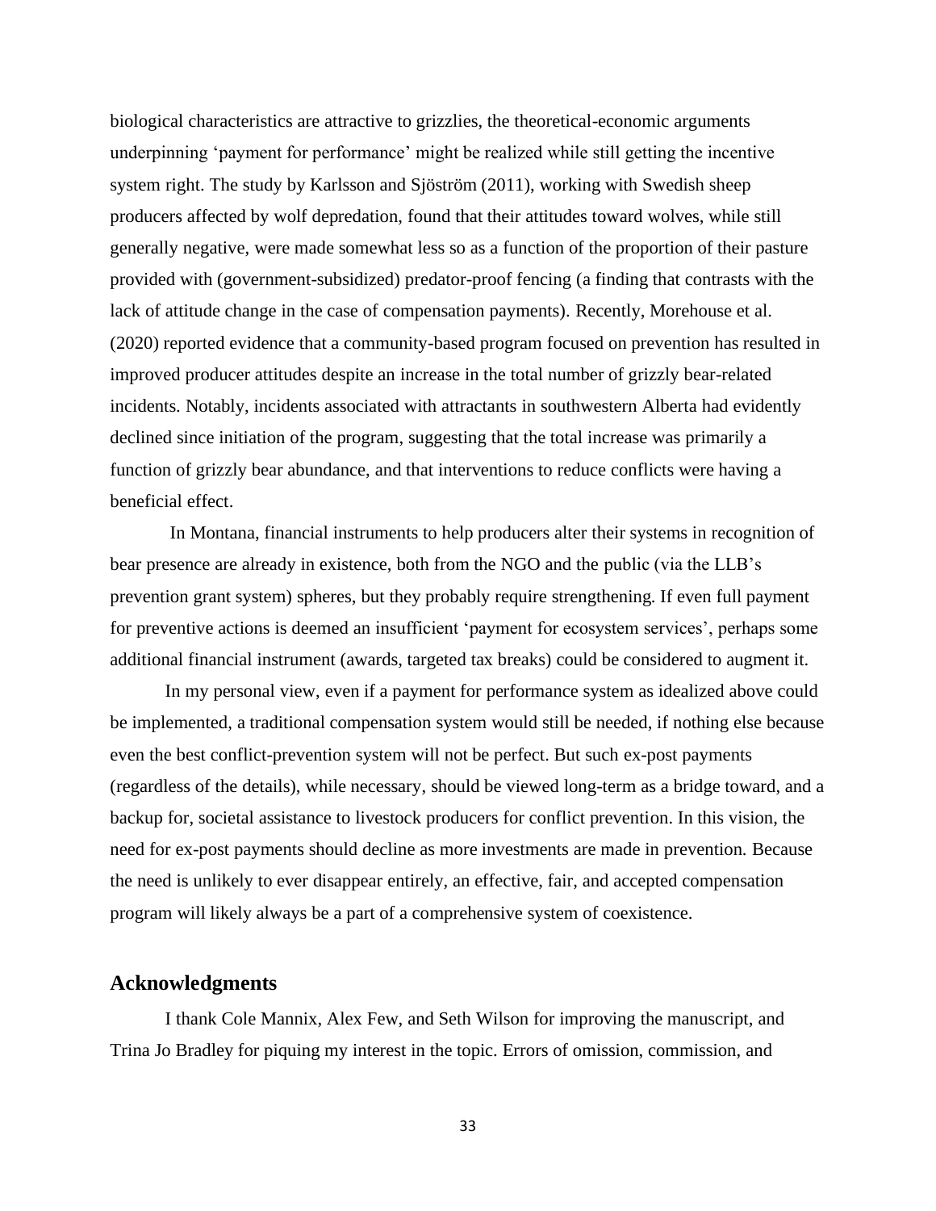biological characteristics are attractive to grizzlies, the theoretical-economic arguments underpinning 'payment for performance' might be realized while still getting the incentive system right. The study by Karlsson and Sjöström (2011), working with Swedish sheep producers affected by wolf depredation, found that their attitudes toward wolves, while still generally negative, were made somewhat less so as a function of the proportion of their pasture provided with (government-subsidized) predator-proof fencing (a finding that contrasts with the lack of attitude change in the case of compensation payments). Recently, Morehouse et al. (2020) reported evidence that a community-based program focused on prevention has resulted in improved producer attitudes despite an increase in the total number of grizzly bear-related incidents. Notably, incidents associated with attractants in southwestern Alberta had evidently declined since initiation of the program, suggesting that the total increase was primarily a function of grizzly bear abundance, and that interventions to reduce conflicts were having a beneficial effect.

In Montana, financial instruments to help producers alter their systems in recognition of bear presence are already in existence, both from the NGO and the public (via the LLB's prevention grant system) spheres, but they probably require strengthening. If even full payment for preventive actions is deemed an insufficient 'payment for ecosystem services', perhaps some additional financial instrument (awards, targeted tax breaks) could be considered to augment it.

In my personal view, even if a payment for performance system as idealized above could be implemented, a traditional compensation system would still be needed, if nothing else because even the best conflict-prevention system will not be perfect. But such ex-post payments (regardless of the details), while necessary, should be viewed long-term as a bridge toward, and a backup for, societal assistance to livestock producers for conflict prevention. In this vision, the need for ex-post payments should decline as more investments are made in prevention. Because the need is unlikely to ever disappear entirely, an effective, fair, and accepted compensation program will likely always be a part of a comprehensive system of coexistence.

## Acknowledgments

I thank Cole Mannix, Alex Few, and Seth Wilson for improving the manuscript, and Trina Jo Bradley for piquing my interest in the topic. Errors of omission, commission, and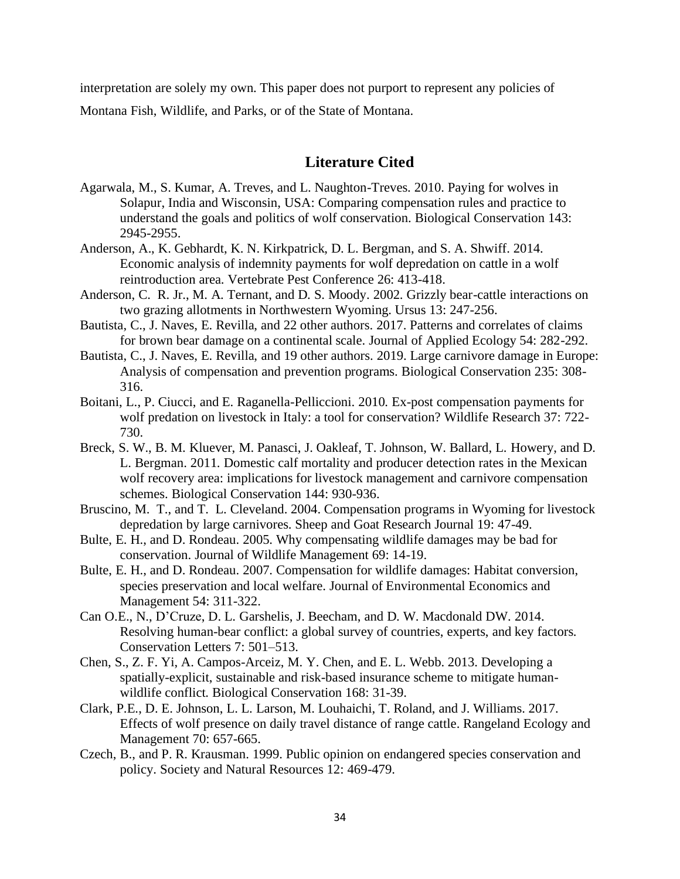interpretation are solely my own. This paper does not purport to represent any policies of Montana Fish, Wildlife, and Parks, or of the State of Montana.

## Literature Cited

Agarwala, M., S. Kumar, A. Treves, and L. Naughton-Treves. 2010. Paying for wolves in Solapur, India and Wisconsin, USA: Comparing compensation rules and practice to understand the goals and politics of wolf conservation. Biological Conservation 143: 2945-2955.

Anderson, A., K. Gebhardt, K. N. Kirkpatrick, D. L. Bergman, and S. A. Shwiff. 2014. Economic analysis of indemnity payments for wolf depredation on cattle in a wolf reintroduction area. Vertebrate Pest Conference 26: 413-418.

Anderson, C. R. Jr., M. A. Ternant, and D. S. Moody. 2002. Grizzly bear-cattle interactions on two grazing allotments in Northwestern Wyoming. Ursus 13: 247-256.

Bautista, C., J. Naves, E. Revilla, and 22 other authors. 2017. Patterns and correlates of claims for brown bear damage on a continental scale. Journal of Applied Ecology 54: 282-292.

Bautista, C., J. Naves, E. Revilla, and 19 other authors. 2019. Large carnivore damage in Europe: Analysis of compensation and prevention programs. Biological Conservation 235: 308-316.

Boitani, L., P. Ciucci, and E. Raganella-Pelliccioni. 2010. Ex-post compensation payments for wolf predation on livestock in Italy: a tool for conservation? Wildlife Research 37: 722-730.

Breck, S. W., B. M. Kluever, M. Panasci, J. Oakleaf, T. Johnson, W. Ballard, L. Howery, and D. L. Bergman. 2011. Domestic calf mortality and producer detection rates in the Mexican wolf recovery area: implications for livestock management and carnivore compensation schemes. Biological Conservation 144: 930-936.

Bruscino, M. T., and T. L. Cleveland. 2004. Compensation programs in Wyoming for livestock depredation by large carnivores. Sheep and Goat Research Journal 19: 47-49.

Bulte, E. H., and D. Rondeau. 2005. Why compensating wildlife damages may be bad for conservation. Journal of Wildlife Management 69: 14-19.

Bulte, E. H., and D. Rondeau. 2007. Compensation for wildlife damages: Habitat conversion, species preservation and local welfare. Journal of Environmental Economics and Management 54: 311-322.

Can O.E., N., D'Cruze, D. L. Garshelis, J. Beecham, and D. W. Macdonald DW. 2014. Resolving human-bear conflict: a global survey of countries, experts, and key factors. Conservation Letters 7: 501–513.

Chen, S., Z. F. Yi, A. Campos-Arceiz, M. Y. Chen, and E. L. Webb. 2013. Developing a spatially-explicit, sustainable and risk-based insurance scheme to mitigate human-wildlife conflict. Biological Conservation 168: 31-39.

Clark, P.E., D. E. Johnson, L. L. Larson, M. Louhaichi, T. Roland, and J. Williams. 2017. Effects of wolf presence on daily travel distance of range cattle. Rangeland Ecology and Management 70: 657-665.

Czech, B., and P. R. Krausman. 1999. Public opinion on endangered species conservation and policy. Society and Natural Resources 12: 469-479.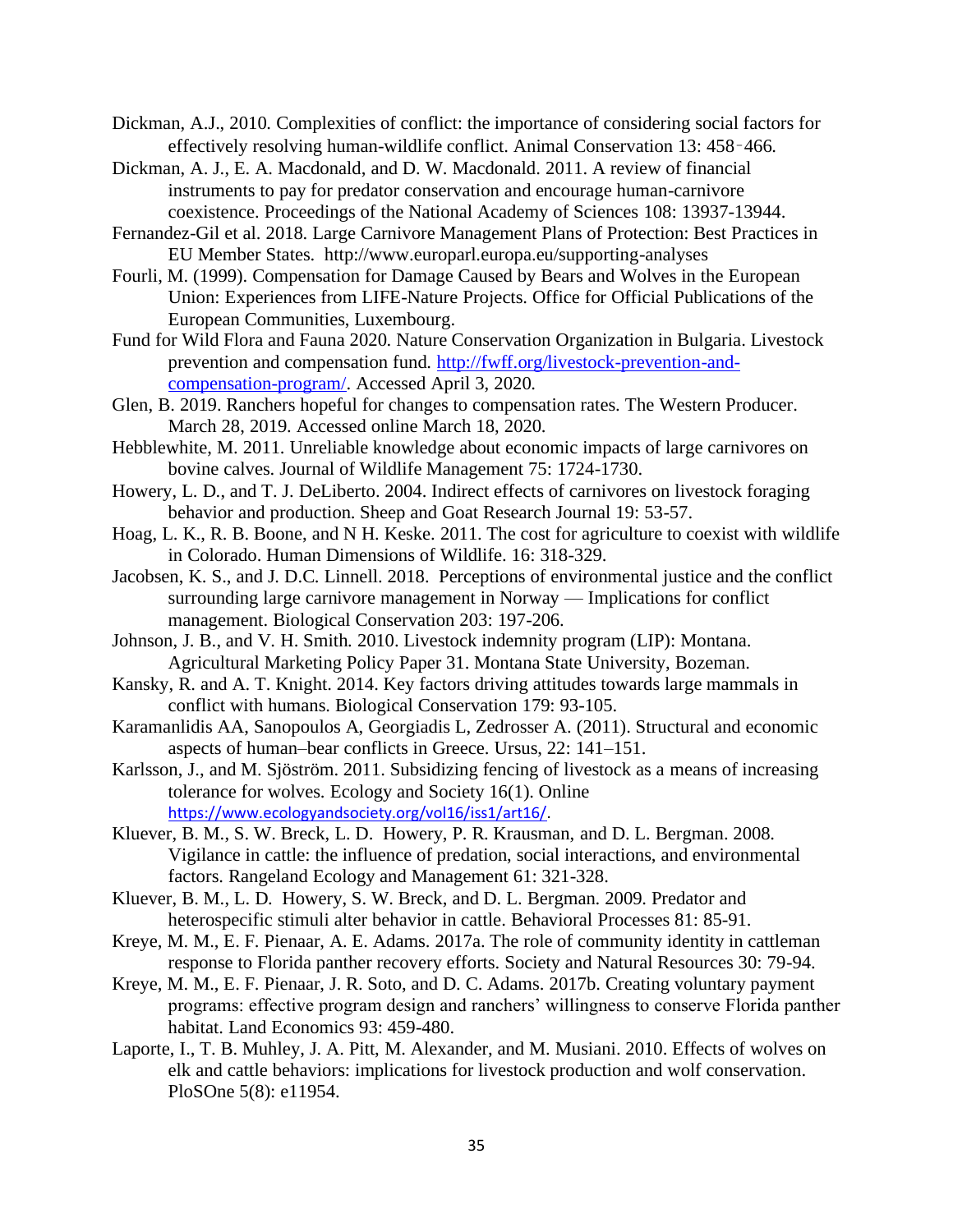Dickman, A.J., 2010. Complexities of conflict: the importance of considering social factors for effectively resolving human-wildlife conflict. Animal Conservation 13: 458‑466.

Dickman, A. J., E. A. Macdonald, and D. W. Macdonald. 2011. A review of financial instruments to pay for predator conservation and encourage human-carnivore coexistence. Proceedings of the National Academy of Sciences 108: 13937-13944.

Fernandez-Gil et al. 2018. Large Carnivore Management Plans of Protection: Best Practices in EU Member States. http://www.europarl.europa.eu/supporting-analyses

Fourli, M. (1999). Compensation for Damage Caused by Bears and Wolves in the European Union: Experiences from LIFE-Nature Projects. Office for Official Publications of the European Communities, Luxembourg.

Fund for Wild Flora and Fauna 2020. Nature Conservation Organization in Bulgaria. Livestock prevention and compensation fund. http://fwff.org/livestock-prevention-and-compensation-program/. Accessed April 3, 2020.

Glen, B. 2019. Ranchers hopeful for changes to compensation rates. The Western Producer. March 28, 2019. Accessed online March 18, 2020.

Hebblewhite, M. 2011. Unreliable knowledge about economic impacts of large carnivores on bovine calves. Journal of Wildlife Management 75: 1724-1730.

Howery, L. D., and T. J. DeLiberto. 2004. Indirect effects of carnivores on livestock foraging behavior and production. Sheep and Goat Research Journal 19: 53-57.

Hoag, L. K., R. B. Boone, and N H. Keske. 2011. The cost for agriculture to coexist with wildlife in Colorado. Human Dimensions of Wildlife. 16: 318-329.

Jacobsen, K. S., and J. D.C. Linnell. 2018. Perceptions of environmental justice and the conflict surrounding large carnivore management in Norway — Implications for conflict management. Biological Conservation 203: 197-206.

Johnson, J. B., and V. H. Smith. 2010. Livestock indemnity program (LIP): Montana. Agricultural Marketing Policy Paper 31. Montana State University, Bozeman.

Kansky, R. and A. T. Knight. 2014. Key factors driving attitudes towards large mammals in conflict with humans. Biological Conservation 179: 93-105.

Karamanlidis AA, Sanopoulos A, Georgiadis L, Zedrosser A. (2011). Structural and economic aspects of human–bear conflicts in Greece. Ursus, 22: 141–151.

Karlsson, J., and M. Sjöström. 2011. Subsidizing fencing of livestock as a means of increasing tolerance for wolves. Ecology and Society 16(1). Online https://www.ecologyandsociety.org/vol16/iss1/art16/.

Kluever, B. M., S. W. Breck, L. D. Howery, P. R. Krausman, and D. L. Bergman. 2008. Vigilance in cattle: the influence of predation, social interactions, and environmental factors. Rangeland Ecology and Management 61: 321-328.

Kluever, B. M., L. D. Howery, S. W. Breck, and D. L. Bergman. 2009. Predator and heterospecific stimuli alter behavior in cattle. Behavioral Processes 81: 85-91.

Kreye, M. M., E. F. Pienaar, A. E. Adams. 2017a. The role of community identity in cattleman response to Florida panther recovery efforts. Society and Natural Resources 30: 79-94.

Kreye, M. M., E. F. Pienaar, J. R. Soto, and D. C. Adams. 2017b. Creating voluntary payment programs: effective program design and ranchers' willingness to conserve Florida panther habitat. Land Economics 93: 459-480.

Laporte, I., T. B. Muhley, J. A. Pitt, M. Alexander, and M. Musiani. 2010. Effects of wolves on elk and cattle behaviors: implications for livestock production and wolf conservation. PloSOne 5(8): e11954.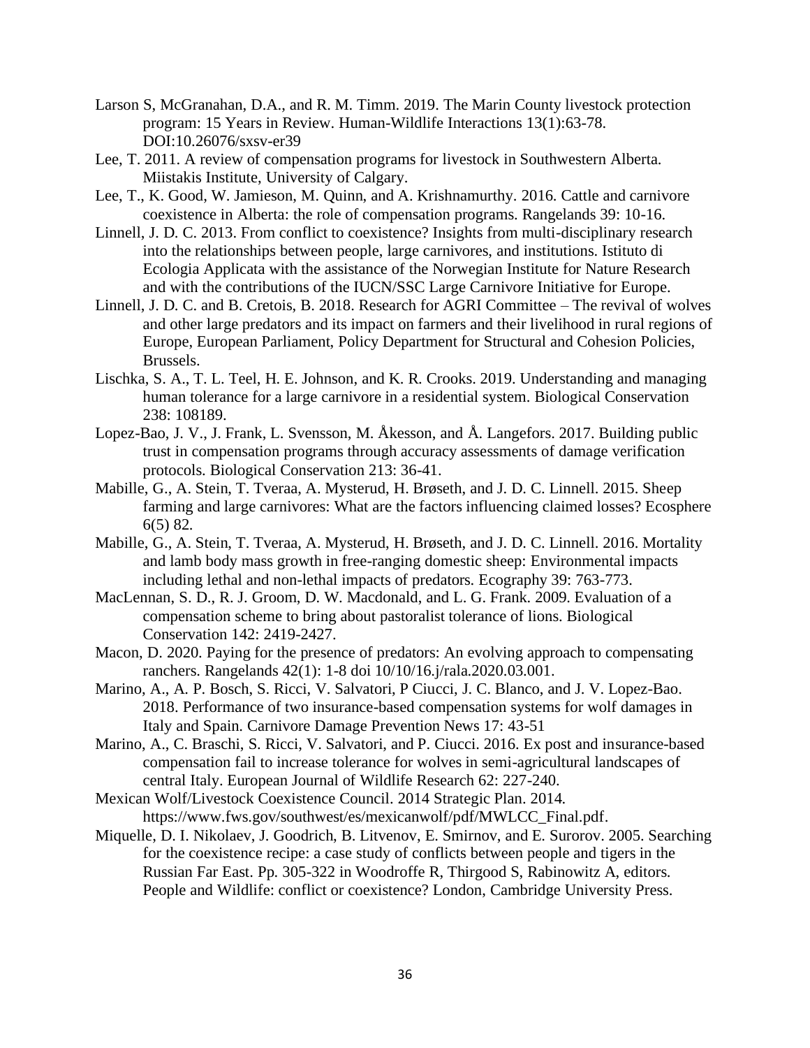Larson S, McGranahan, D.A., and R. M. Timm. 2019. The Marin County livestock protection program: 15 Years in Review. Human-Wildlife Interactions 13(1):63-78. DOI:10.26076/sxsv-er39

Lee, T. 2011. A review of compensation programs for livestock in Southwestern Alberta. Miistakis Institute, University of Calgary.

Lee, T., K. Good, W. Jamieson, M. Quinn, and A. Krishnamurthy. 2016. Cattle and carnivore coexistence in Alberta: the role of compensation programs. Rangelands 39: 10-16.

Linnell, J. D. C. 2013. From conflict to coexistence? Insights from multi-disciplinary research into the relationships between people, large carnivores, and institutions. Istituto di Ecologia Applicata with the assistance of the Norwegian Institute for Nature Research and with the contributions of the IUCN/SSC Large Carnivore Initiative for Europe.

Linnell, J. D. C. and B. Cretois, B. 2018. Research for AGRI Committee – The revival of wolves and other large predators and its impact on farmers and their livelihood in rural regions of Europe, European Parliament, Policy Department for Structural and Cohesion Policies, Brussels.

Lischka, S. A., T. L. Teel, H. E. Johnson, and K. R. Crooks. 2019. Understanding and managing human tolerance for a large carnivore in a residential system. Biological Conservation 238: 108189.

Lopez-Bao, J. V., J. Frank, L. Svensson, M. Åkesson, and Å. Langefors. 2017. Building public trust in compensation programs through accuracy assessments of damage verification protocols. Biological Conservation 213: 36-41.

Mabille, G., A. Stein, T. Tveraa, A. Mysterud, H. Brøseth, and J. D. C. Linnell. 2015. Sheep farming and large carnivores: What are the factors influencing claimed losses? Ecosphere 6(5) 82.

Mabille, G., A. Stein, T. Tveraa, A. Mysterud, H. Brøseth, and J. D. C. Linnell. 2016. Mortality and lamb body mass growth in free-ranging domestic sheep: Environmental impacts including lethal and non-lethal impacts of predators. Ecography 39: 763-773.

MacLennan, S. D., R. J. Groom, D. W. Macdonald, and L. G. Frank. 2009. Evaluation of a compensation scheme to bring about pastoralist tolerance of lions. Biological Conservation 142: 2419-2427.

Macon, D. 2020. Paying for the presence of predators: An evolving approach to compensating ranchers. Rangelands 42(1): 1-8 doi 10/10/16.j/rala.2020.03.001.

Marino, A., A. P. Bosch, S. Ricci, V. Salvatori, P Ciucci, J. C. Blanco, and J. V. Lopez-Bao. 2018. Performance of two insurance-based compensation systems for wolf damages in Italy and Spain. Carnivore Damage Prevention News 17: 43-51

Marino, A., C. Braschi, S. Ricci, V. Salvatori, and P. Ciucci. 2016. Ex post and insurance-based compensation fail to increase tolerance for wolves in semi-agricultural landscapes of central Italy. European Journal of Wildlife Research 62: 227-240.

Mexican Wolf/Livestock Coexistence Council. 2014 Strategic Plan. 2014. https://www.fws.gov/southwest/es/mexicanwolf/pdf/MWLCC_Final.pdf.

Miquelle, D. I. Nikolaev, J. Goodrich, B. Litvenov, E. Smirnov, and E. Surorov. 2005. Searching for the coexistence recipe: a case study of conflicts between people and tigers in the Russian Far East. Pp. 305-322 in Woodroffe R, Thirgood S, Rabinowitz A, editors. People and Wildlife: conflict or coexistence? London, Cambridge University Press.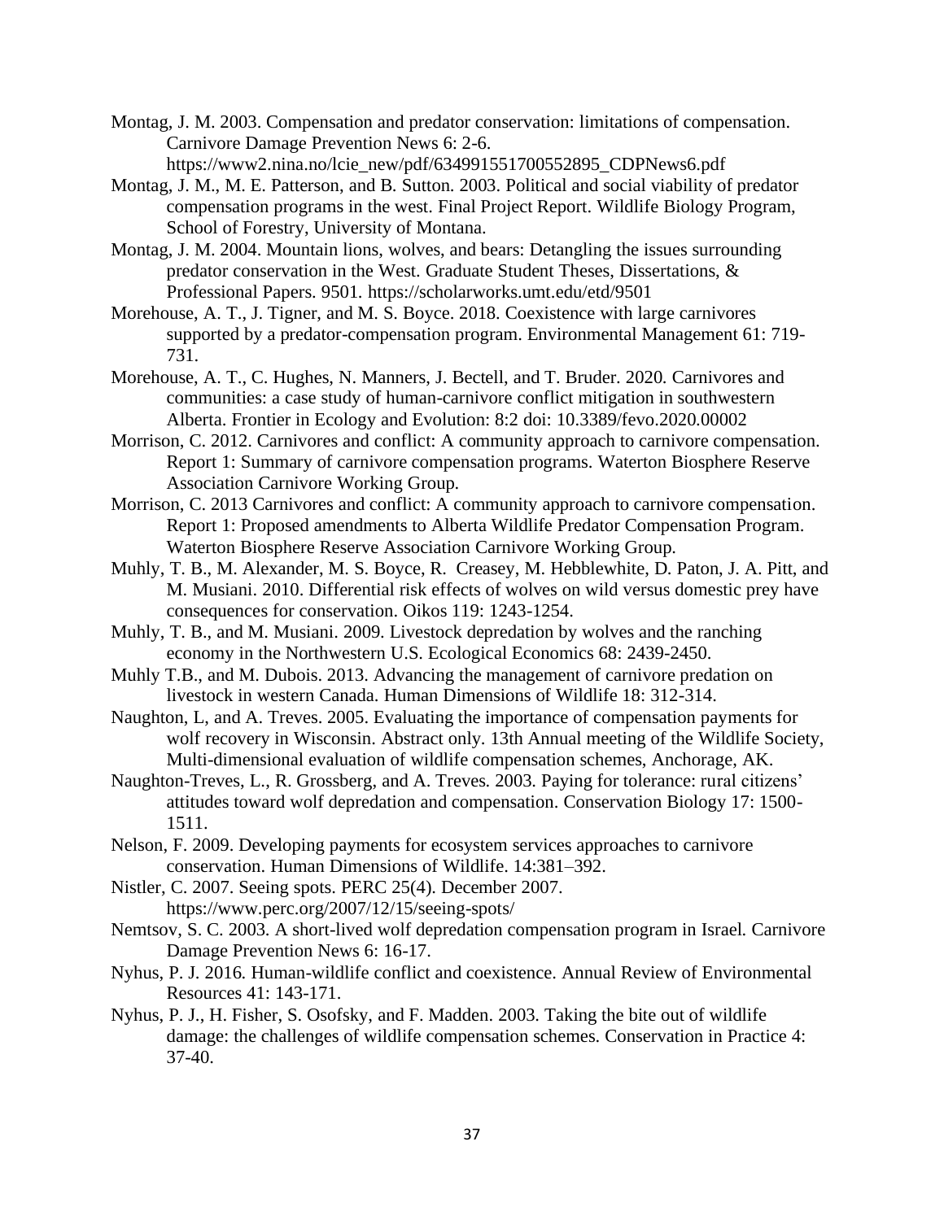Montag, J. M. 2003. Compensation and predator conservation: limitations of compensation. Carnivore Damage Prevention News 6: 2-6. https://www2.nina.no/lcie_new/pdf/634991551700552895_CDPNews6.pdf

Montag, J. M., M. E. Patterson, and B. Sutton. 2003. Political and social viability of predator compensation programs in the west. Final Project Report. Wildlife Biology Program, School of Forestry, University of Montana.

Montag, J. M. 2004. Mountain lions, wolves, and bears: Detangling the issues surrounding predator conservation in the West. Graduate Student Theses, Dissertations, & Professional Papers. 9501. https://scholarworks.umt.edu/etd/9501

Morehouse, A. T., J. Tigner, and M. S. Boyce. 2018. Coexistence with large carnivores supported by a predator-compensation program. Environmental Management 61: 719-731.

Morehouse, A. T., C. Hughes, N. Manners, J. Bectell, and T. Bruder. 2020. Carnivores and communities: a case study of human-carnivore conflict mitigation in southwestern Alberta. Frontier in Ecology and Evolution: 8:2 doi: 10.3389/fevo.2020.00002

Morrison, C. 2012. Carnivores and conflict: A community approach to carnivore compensation. Report 1: Summary of carnivore compensation programs. Waterton Biosphere Reserve Association Carnivore Working Group.

Morrison, C. 2013 Carnivores and conflict: A community approach to carnivore compensation. Report 1: Proposed amendments to Alberta Wildlife Predator Compensation Program. Waterton Biosphere Reserve Association Carnivore Working Group.

Muhly, T. B., M. Alexander, M. S. Boyce, R. Creasey, M. Hebblewhite, D. Paton, J. A. Pitt, and M. Musiani. 2010. Differential risk effects of wolves on wild versus domestic prey have consequences for conservation. Oikos 119: 1243-1254.

Muhly, T. B., and M. Musiani. 2009. Livestock depredation by wolves and the ranching economy in the Northwestern U.S. Ecological Economics 68: 2439-2450.

Muhly T.B., and M. Dubois. 2013. Advancing the management of carnivore predation on livestock in western Canada. Human Dimensions of Wildlife 18: 312-314.

Naughton, L, and A. Treves. 2005. Evaluating the importance of compensation payments for wolf recovery in Wisconsin. Abstract only. 13th Annual meeting of the Wildlife Society, Multi-dimensional evaluation of wildlife compensation schemes, Anchorage, AK.

Naughton-Treves, L., R. Grossberg, and A. Treves. 2003. Paying for tolerance: rural citizens' attitudes toward wolf depredation and compensation. Conservation Biology 17: 1500-1511.

Nelson, F. 2009. Developing payments for ecosystem services approaches to carnivore conservation. Human Dimensions of Wildlife. 14:381–392.

Nistler, C. 2007. Seeing spots. PERC 25(4). December 2007. https://www.perc.org/2007/12/15/seeing-spots/

Nemtsov, S. C. 2003. A short-lived wolf depredation compensation program in Israel. Carnivore Damage Prevention News 6: 16-17.

Nyhus, P. J. 2016. Human-wildlife conflict and coexistence. Annual Review of Environmental Resources 41: 143-171.

Nyhus, P. J., H. Fisher, S. Osofsky, and F. Madden. 2003. Taking the bite out of wildlife damage: the challenges of wildlife compensation schemes. Conservation in Practice 4: 37-40.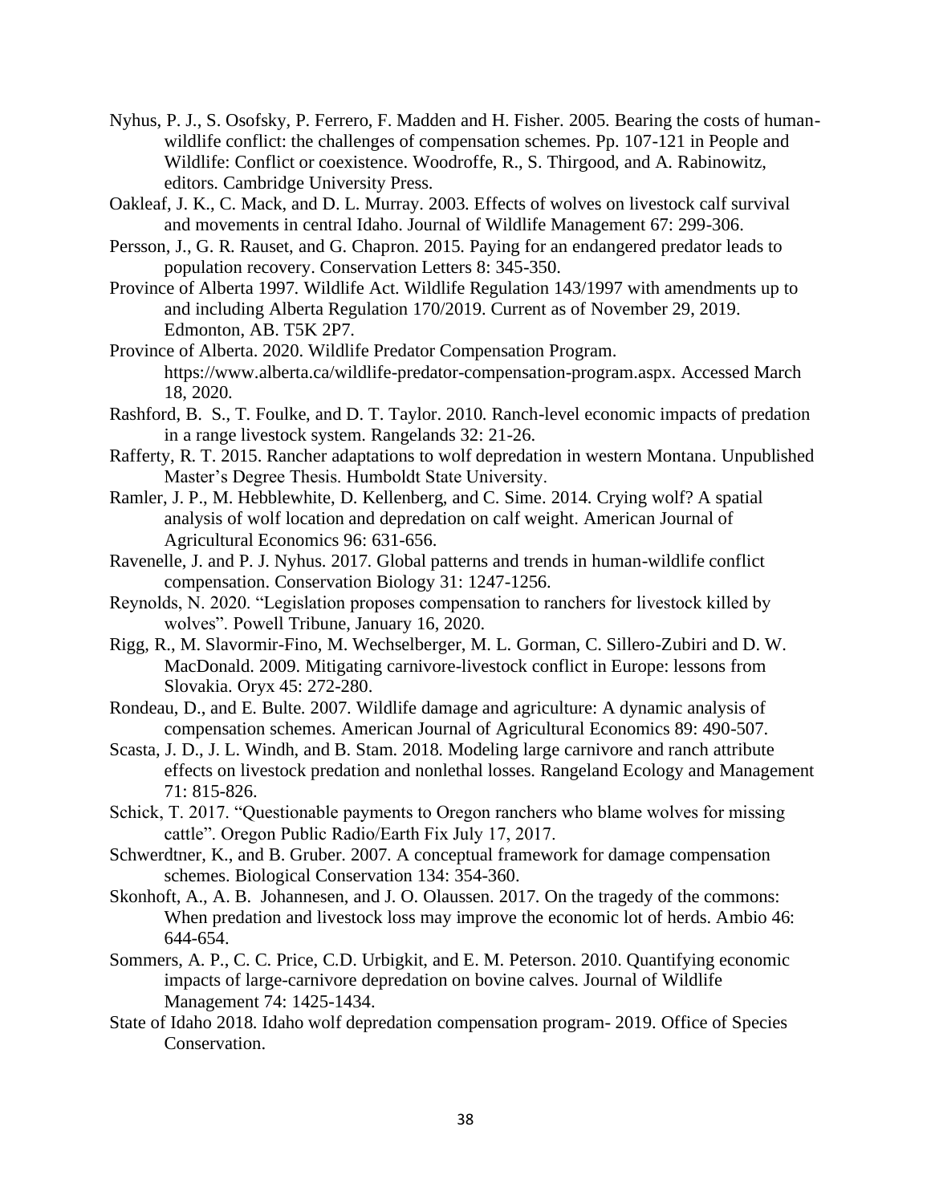Nyhus, P. J., S. Osofsky, P. Ferrero, F. Madden and H. Fisher. 2005. Bearing the costs of human-wildlife conflict: the challenges of compensation schemes. Pp. 107-121 in People and Wildlife: Conflict or coexistence. Woodroffe, R., S. Thirgood, and A. Rabinowitz, editors. Cambridge University Press.

Oakleaf, J. K., C. Mack, and D. L. Murray. 2003. Effects of wolves on livestock calf survival and movements in central Idaho. Journal of Wildlife Management 67: 299-306.

Persson, J., G. R. Rauset, and G. Chapron. 2015. Paying for an endangered predator leads to population recovery. Conservation Letters 8: 345-350.

Province of Alberta 1997. Wildlife Act. Wildlife Regulation 143/1997 with amendments up to and including Alberta Regulation 170/2019. Current as of November 29, 2019. Edmonton, AB. T5K 2P7.

Province of Alberta. 2020. Wildlife Predator Compensation Program. https://www.alberta.ca/wildlife-predator-compensation-program.aspx. Accessed March 18, 2020.

Rashford, B. S., T. Foulke, and D. T. Taylor. 2010. Ranch-level economic impacts of predation in a range livestock system. Rangelands 32: 21-26.

Rafferty, R. T. 2015. Rancher adaptations to wolf depredation in western Montana. Unpublished Master's Degree Thesis. Humboldt State University.

Ramler, J. P., M. Hebblewhite, D. Kellenberg, and C. Sime. 2014. Crying wolf? A spatial analysis of wolf location and depredation on calf weight. American Journal of Agricultural Economics 96: 631-656.

Ravenelle, J. and P. J. Nyhus. 2017. Global patterns and trends in human-wildlife conflict compensation. Conservation Biology 31: 1247-1256.

Reynolds, N. 2020. "Legislation proposes compensation to ranchers for livestock killed by wolves". Powell Tribune, January 16, 2020.

Rigg, R., M. Slavormir-Fino, M. Wechselberger, M. L. Gorman, C. Sillero-Zubiri and D. W. MacDonald. 2009. Mitigating carnivore-livestock conflict in Europe: lessons from Slovakia. Oryx 45: 272-280.

Rondeau, D., and E. Bulte. 2007. Wildlife damage and agriculture: A dynamic analysis of compensation schemes. American Journal of Agricultural Economics 89: 490-507.

Scasta, J. D., J. L. Windh, and B. Stam. 2018. Modeling large carnivore and ranch attribute effects on livestock predation and nonlethal losses. Rangeland Ecology and Management 71: 815-826.

Schick, T. 2017. "Questionable payments to Oregon ranchers who blame wolves for missing cattle". Oregon Public Radio/Earth Fix July 17, 2017.

Schwerdtner, K., and B. Gruber. 2007. A conceptual framework for damage compensation schemes. Biological Conservation 134: 354-360.

Skonhoft, A., A. B. Johannesen, and J. O. Olaussen. 2017. On the tragedy of the commons: When predation and livestock loss may improve the economic lot of herds. Ambio 46: 644-654.

Sommers, A. P., C. C. Price, C.D. Urbigkit, and E. M. Peterson. 2010. Quantifying economic impacts of large-carnivore depredation on bovine calves. Journal of Wildlife Management 74: 1425-1434.

State of Idaho 2018. Idaho wolf depredation compensation program- 2019. Office of Species Conservation.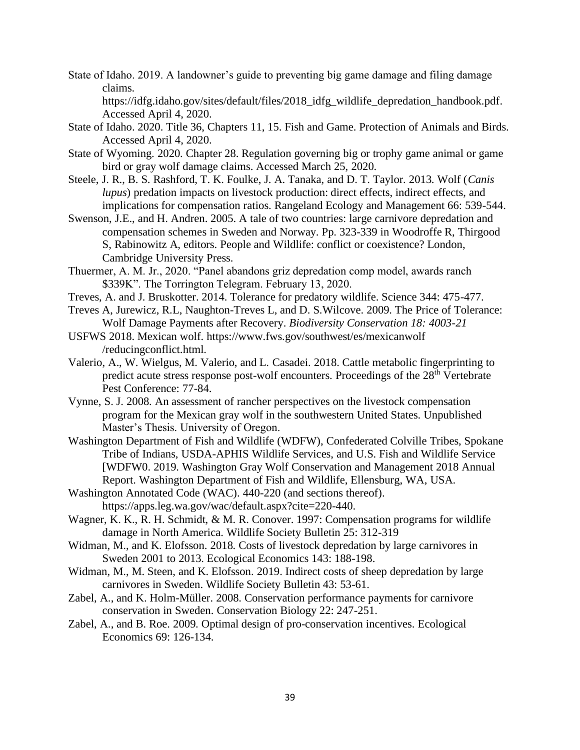State of Idaho. 2019. A landowner's guide to preventing big game damage and filing damage claims. https://idfg.idaho.gov/sites/default/files/2018_idfg_wildlife_depredation_handbook.pdf. Accessed April 4, 2020.

State of Idaho. 2020. Title 36, Chapters 11, 15. Fish and Game. Protection of Animals and Birds. Accessed April 4, 2020.

State of Wyoming. 2020. Chapter 28. Regulation governing big or trophy game animal or game bird or gray wolf damage claims. Accessed March 25, 2020.

Steele, J. R., B. S. Rashford, T. K. Foulke, J. A. Tanaka, and D. T. Taylor. 2013. Wolf (*Canis lupus*) predation impacts on livestock production: direct effects, indirect effects, and implications for compensation ratios. Rangeland Ecology and Management 66: 539-544.

Swenson, J.E., and H. Andren. 2005. A tale of two countries: large carnivore depredation and compensation schemes in Sweden and Norway. Pp. 323-339 in Woodroffe R, Thirgood S, Rabinowitz A, editors. People and Wildlife: conflict or coexistence? London, Cambridge University Press.

Thuermer, A. M. Jr., 2020. "Panel abandons griz depredation comp model, awards ranch $339K". The Torrington Telegram. February 13, 2020.

Treves, A. and J. Bruskotter. 2014. Tolerance for predatory wildlife. Science 344: 475-477.

Treves A, Jurewicz, R.L, Naughton-Treves L, and D. S.Wilcove. 2009. The Price of Tolerance: Wolf Damage Payments after Recovery. *Biodiversity Conservation 18: 4003-21*

USFWS 2018. Mexican wolf. https://www.fws.gov/southwest/es/mexicanwolf /reducingconflict.html.

Valerio, A., W. Wielgus, M. Valerio, and L. Casadei. 2018. Cattle metabolic fingerprinting to predict acute stress response post-wolf encounters. Proceedings of the 28th Vertebrate Pest Conference: 77-84.

Vynne, S. J. 2008. An assessment of rancher perspectives on the livestock compensation program for the Mexican gray wolf in the southwestern United States. Unpublished Master's Thesis. University of Oregon.

Washington Department of Fish and Wildlife (WDFW), Confederated Colville Tribes, Spokane Tribe of Indians, USDA-APHIS Wildlife Services, and U.S. Fish and Wildlife Service [WDFW0. 2019. Washington Gray Wolf Conservation and Management 2018 Annual Report. Washington Department of Fish and Wildlife, Ellensburg, WA, USA.

Washington Annotated Code (WAC). 440-220 (and sections thereof). https://apps.leg.wa.gov/wac/default.aspx?cite=220-440.

Wagner, K. K., R. H. Schmidt, & M. R. Conover. 1997: Compensation programs for wildlife damage in North America. Wildlife Society Bulletin 25: 312-319

Widman, M., and K. Elofsson. 2018. Costs of livestock depredation by large carnivores in Sweden 2001 to 2013. Ecological Economics 143: 188-198.

Widman, M., M. Steen, and K. Elofsson. 2019. Indirect costs of sheep depredation by large carnivores in Sweden. Wildlife Society Bulletin 43: 53-61.

Zabel, A., and K. Holm-Müller. 2008. Conservation performance payments for carnivore conservation in Sweden. Conservation Biology 22: 247-251.

Zabel, A., and B. Roe. 2009. Optimal design of pro-conservation incentives. Ecological Economics 69: 126-134.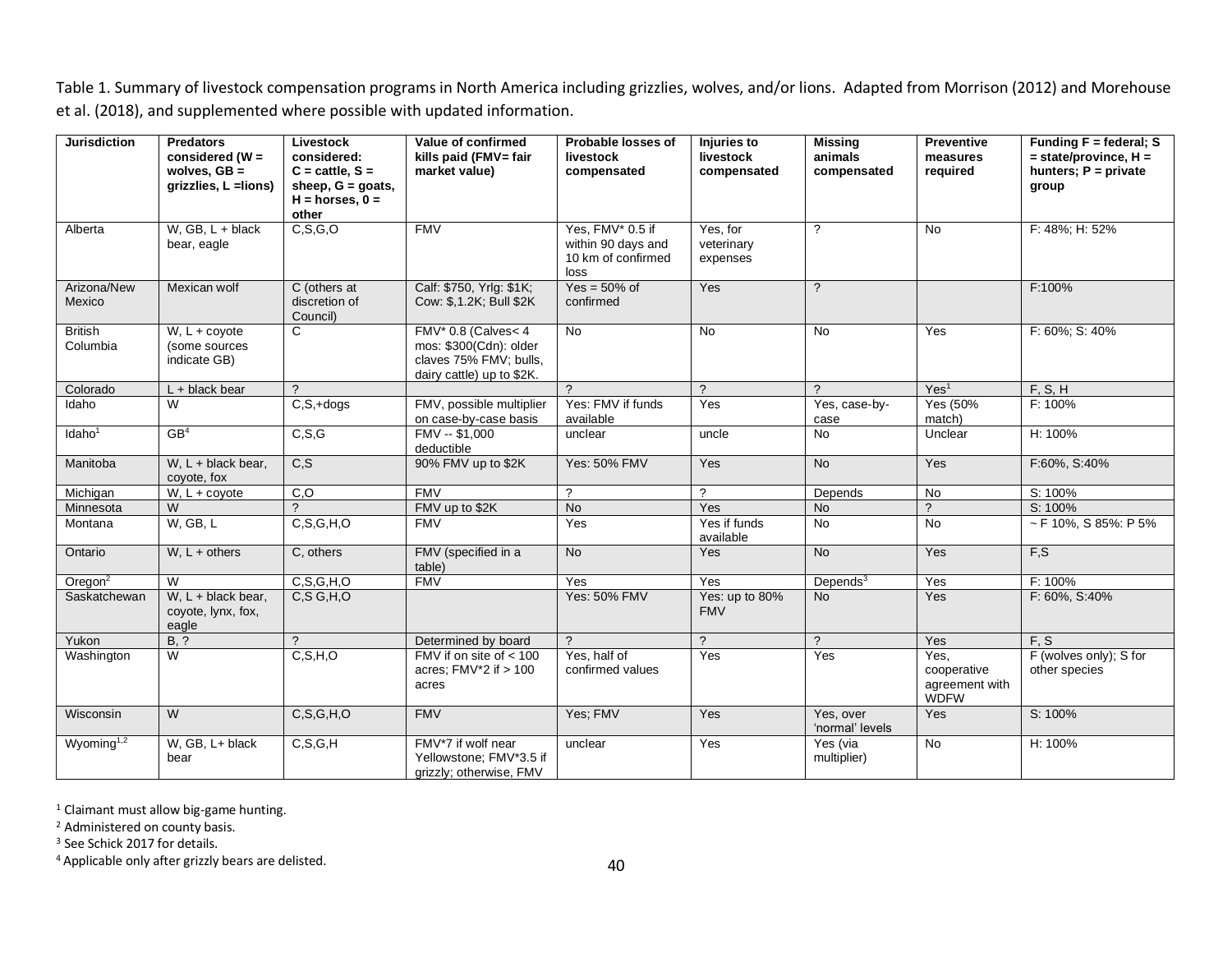Table 1. Summary of livestock compensation programs in North America including grizzlies, wolves, and/or lions. Adapted from Morrison (2012) and Morehouse et al. (2018), and supplemented where possible with updated information.

| Jurisdiction | Predators considered (W = wolves, GB = grizzlies, L =lions) | Livestock considered: C = cattle, S = sheep, G = goats, H = horses, 0 = other | Value of confirmed kills paid (FMV= fair market value) | Probable losses of livestock compensated | Injuries to livestock compensated | Missing animals compensated | Preventive measures required | Funding F = federal; S = state/province, H = hunters; P = private group |
|---|---|---|---|---|---|---|---|---|
| Alberta | W, GB, L + black bear, eagle | C,S,G,O | FMV | Yes, FMV* 0.5 if within 90 days and 10 km of confirmed loss | Yes, for veterinary expenses | ? | No | F: 48%; H: 52% |
| Arizona/New Mexico | Mexican wolf | C (others at discretion of Council) | Calf: $750, Yrlg: $1K; Cow: $,1.2K; Bull $2K | Yes = 50% of confirmed | Yes | ? | | F:100% |
| British Columbia | W, L + coyote (some sources indicate GB) | C | FMV* 0.8 (Calves< 4 mos: $300(Cdn): older claves 75% FMV; bulls, dairy cattle) up to $2K. | No | No | No | Yes | F: 60%; S: 40% |
| Colorado | L + black bear | ? | | ? | ? | ? | Yes[1] | F, S, H |
| Idaho | W | C,S,+dogs | FMV, possible multiplier on case-by-case basis | Yes: FMV if funds available | Yes | Yes, case-by-case | Yes (50% match) | F: 100% |
| Idaho[1] | GB[4] | C,S,G | FMV -- $1,000 deductible | unclear | uncle | No | Unclear | H: 100% |
| Manitoba | W, L + black bear, coyote, fox | C,S | 90% FMV up to $2K | Yes: 50% FMV | Yes | No | Yes | F:60%, S:40% |
| Michigan | W, L + coyote | C,O | FMV | ? | ? | Depends | No | S: 100% |
| Minnesota | W | ? | FMV up to $2K | No | Yes | No | ? | S: 100% |
| Montana | W, GB, L | C,S,G,H,O | FMV | Yes | Yes if funds available | No | No | ~ F 10%, S 85%: P 5% |
| Ontario | W, L + others | C, others | FMV (specified in a table) | No | Yes | No | Yes | F,S |
| Oregon[2] | W | C,S,G,H,O | FMV | Yes | Yes | Depends[3] | Yes | F: 100% |
| Saskatchewan | W, L + black bear, coyote, lynx, fox, eagle | C,S G,H,O | | Yes: 50% FMV | Yes: up to 80% FMV | No | Yes | F: 60%, S:40% |
| Yukon | B, ? | ? | Determined by board | ? | ? | ? | Yes | F, S |
| Washington | W | C,S,H,O | FMV if on site of < 100 acres; FMV*2 if > 100 acres | Yes, half of confirmed values | Yes | Yes | Yes, cooperative agreement with WDFW | F (wolves only); S for other species |
| Wisconsin | W | C,S,G,H,O | FMV | Yes; FMV | Yes | Yes, over 'normal' levels | Yes | S: 100% |
| Wyoming[1,2] | W, GB, L+ black bear | C,S,G,H | FMV*7 if wolf near Yellowstone; FMV*3.5 if grizzly; otherwise, FMV | unclear | Yes | Yes (via multiplier) | No | H: 100% |

[1] Claimant must allow big-game hunting.

[2] Administered on county basis.

[3] See Schick 2017 for details.

[4] Applicable only after grizzly bears are delisted.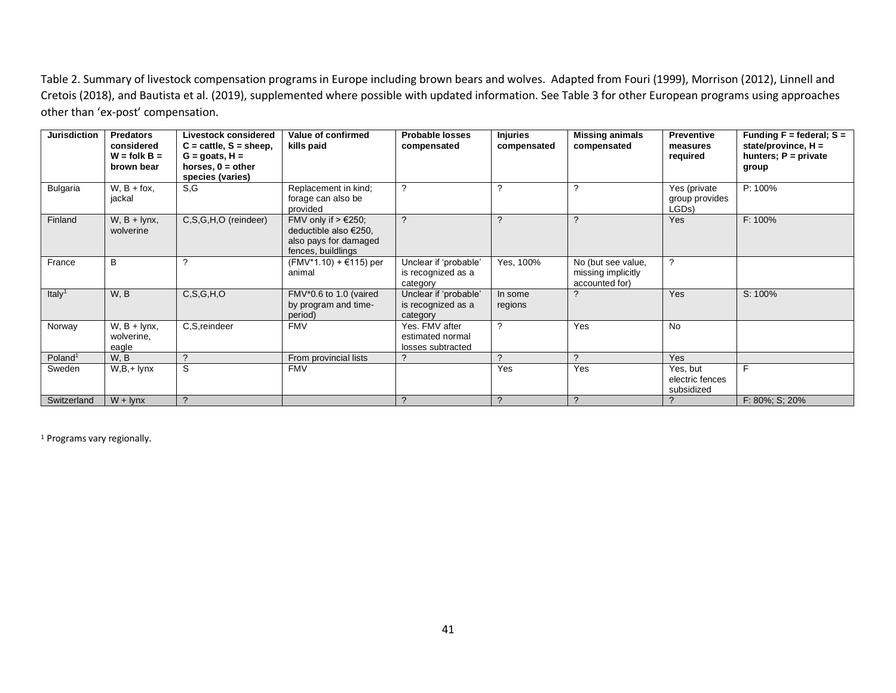Table 2. Summary of livestock compensation programs in Europe including brown bears and wolves. Adapted from Fouri (1999), Morrison (2012), Linnell and Cretois (2018), and Bautista et al. (2019), supplemented where possible with updated information. See Table 3 for other European programs using approaches other than 'ex-post' compensation.

| Jurisdiction | Predators considered W = folk B = brown bear | Livestock considered C = cattle, S = sheep, G = goats, H = horses, 0 = other species (varies) | Value of confirmed kills paid | Probable losses compensated | Injuries compensated | Missing animals compensated | Preventive measures required | Funding F = federal; S = state/province, H = hunters; P = private group |
|---|---|---|---|---|---|---|---|---|
| Bulgaria | W, B + fox, jackal | S,G | Replacement in kind; forage can also be provided | ? | ? | ? | Yes (private group provides LGDs) | P: 100% |
| Finland | W, B + lynx, wolverine | C,S,G,H,O (reindeer) | FMV only if > €250; deductible also €250, also pays for damaged fences, buildlings | ? | ? | ? | Yes | F: 100% |
| France | B | ? | (FMV*1.10) + €115) per animal | Unclear if 'probable' is recognized as a category | Yes, 100% | No (but see value, missing implicitly accounted for) | ? | |
| Italy[1] | W, B | C,S,G,H,O | FMV*0.6 to 1.0 (vaired by program and time-period) | Unclear if 'probable' is recognized as a category | In some regions | ? | Yes | S: 100% |
| Norway | W, B + lynx, wolverine, eagle | C,S,reindeer | FMV | Yes. FMV after estimated normal losses subtracted | ? | Yes | No | |
| Poland[1] | W, B | ? | From provincial lists | ? | ? | ? | Yes | |
| Sweden | W,B,+ lynx | S | FMV | | Yes | Yes | Yes, but electric fences subsidized | F |
| Switzerland | W + lynx | ? | | ? | ? | ? | ? | F: 80%; S; 20% |

[1] Programs vary regionally.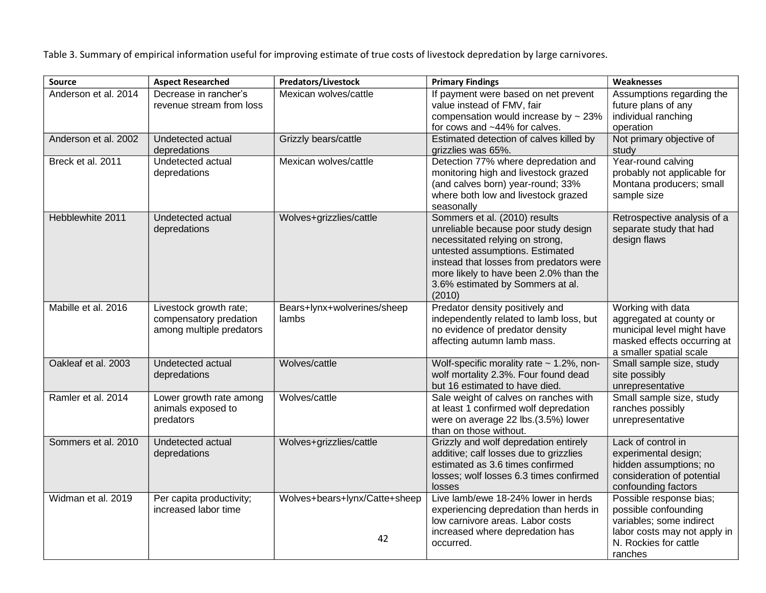Table 3. Summary of empirical information useful for improving estimate of true costs of livestock depredation by large carnivores.

| Source | Aspect Researched | Predators/Livestock | Primary Findings | Weaknesses |
|---|---|---|---|---|
| Anderson et al. 2014 | Decrease in rancher's revenue stream from loss | Mexican wolves/cattle | If payment were based on net prevent value instead of FMV, fair compensation would increase by ~ 23% for cows and ~44% for calves. | Assumptions regarding the future plans of any individual ranching operation |
| Anderson et al. 2002 | Undetected actual depredations | Grizzly bears/cattle | Estimated detection of calves killed by grizzlies was 65%. | Not primary objective of study |
| Breck et al. 2011 | Undetected actual depredations | Mexican wolves/cattle | Detection 77% where depredation and monitoring high and livestock grazed (and calves born) year-round; 33% where both low and livestock grazed seasonally | Year-round calving probably not applicable for Montana producers; small sample size |
| Hebblewhite 2011 | Undetected actual depredations | Wolves+grizzlies/cattle | Sommers et al. (2010) results unreliable because poor study design necessitated relying on strong, untested assumptions. Estimated instead that losses from predators were more likely to have been 2.0% than the 3.6% estimated by Sommers at al. (2010) | Retrospective analysis of a separate study that had design flaws |
| Mabille et al. 2016 | Livestock growth rate; compensatory predation among multiple predators | Bears+lynx+wolverines/sheep lambs | Predator density positively and independently related to lamb loss, but no evidence of predator density affecting autumn lamb mass. | Working with data aggregated at county or municipal level might have masked effects occurring at a smaller spatial scale |
| Oakleaf et al. 2003 | Undetected actual depredations | Wolves/cattle | Wolf-specific morality rate ~ 1.2%, non-wolf mortality 2.3%. Four found dead but 16 estimated to have died. | Small sample size, study site possibly unrepresentative |
| Ramler et al. 2014 | Lower growth rate among animals exposed to predators | Wolves/cattle | Sale weight of calves on ranches with at least 1 confirmed wolf depredation were on average 22 lbs.(3.5%) lower than on those without. | Small sample size, study ranches possibly unrepresentative |
| Sommers et al. 2010 | Undetected actual depredations | Wolves+grizzlies/cattle | Grizzly and wolf depredation entirely additive; calf losses due to grizzlies estimated as 3.6 times confirmed losses; wolf losses 6.3 times confirmed losses | Lack of control in experimental design; hidden assumptions; no consideration of potential confounding factors |
| Widman et al. 2019 | Per capita productivity; increased labor time | Wolves+bears+lynx/Catte+sheep | Live lamb/ewe 18-24% lower in herds experiencing depredation than herds in low carnivore areas. Labor costs increased where depredation has occurred. | Possible response bias; possible confounding variables; some indirect labor costs may not apply in N. Rockies for cattle ranches |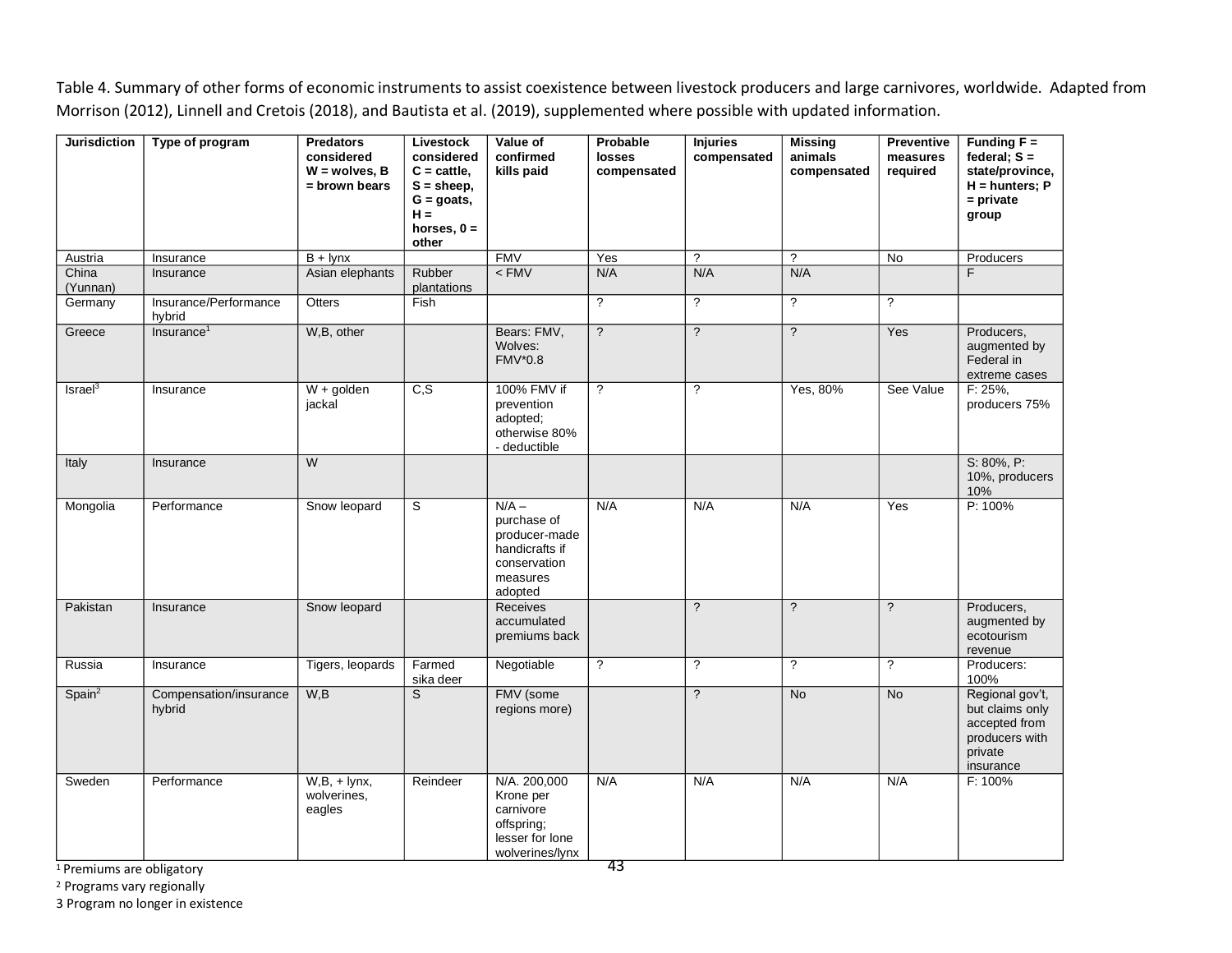Table 4. Summary of other forms of economic instruments to assist coexistence between livestock producers and large carnivores, worldwide. Adapted from Morrison (2012), Linnell and Cretois (2018), and Bautista et al. (2019), supplemented where possible with updated information.

| Jurisdiction | Type of program | Predators considered W = wolves, B = brown bears | Livestock considered C = cattle, S = sheep, G = goats, H = horses, 0 = other | Value of confirmed kills paid | Probable losses compensated | Injuries compensated | Missing animals compensated | Preventive measures required | Funding F = federal; S = state/province, H = hunters; P = private group |
|---|---|---|---|---|---|---|---|---|---|
| Austria | Insurance | B + lynx | | FMV | Yes | ? | ? | No | Producers |
| China (Yunnan) | Insurance | Asian elephants | Rubber plantations | < FMV | N/A | N/A | N/A | | F |
| Germany | Insurance/Performance hybrid | Otters | Fish | | ? | ? | ? | ? | |
| Greece | Insurance[1] | W,B, other | | Bears: FMV, Wolves: FMV*0.8 | ? | ? | ? | Yes | Producers, augmented by Federal in extreme cases |
| Israel[3] | Insurance | W + golden jackal | C,S | 100% FMV if prevention adopted; otherwise 80% - deductible | ? | ? | Yes, 80% | See Value | F: 25%, producers 75% |
| Italy | Insurance | W | | | | | | | S: 80%, P: 10%, producers 10% |
| Mongolia | Performance | Snow leopard | S | N/A – purchase of producer-made handicrafts if conservation measures adopted | N/A | N/A | N/A | Yes | P: 100% |
| Pakistan | Insurance | Snow leopard | | Receives accumulated premiums back | | ? | ? | ? | Producers, augmented by ecotourism revenue |
| Russia | Insurance | Tigers, leopards | Farmed sika deer | Negotiable | ? | ? | ? | ? | Producers: 100% |
| Spain[2] | Compensation/insurance hybrid | W,B | S | FMV (some regions more) | | ? | No | No | Regional gov't, but claims only accepted from producers with private insurance |
| Sweden | Performance | W,B, + lynx, wolverines, eagles | Reindeer | N/A. 200,000 Krone per carnivore offspring; lesser for lone wolverines/lynx | N/A | N/A | N/A | N/A | F: 100% |

[1] Premiums are obligatory

[2] Programs vary regionally

3 Program no longer in existence